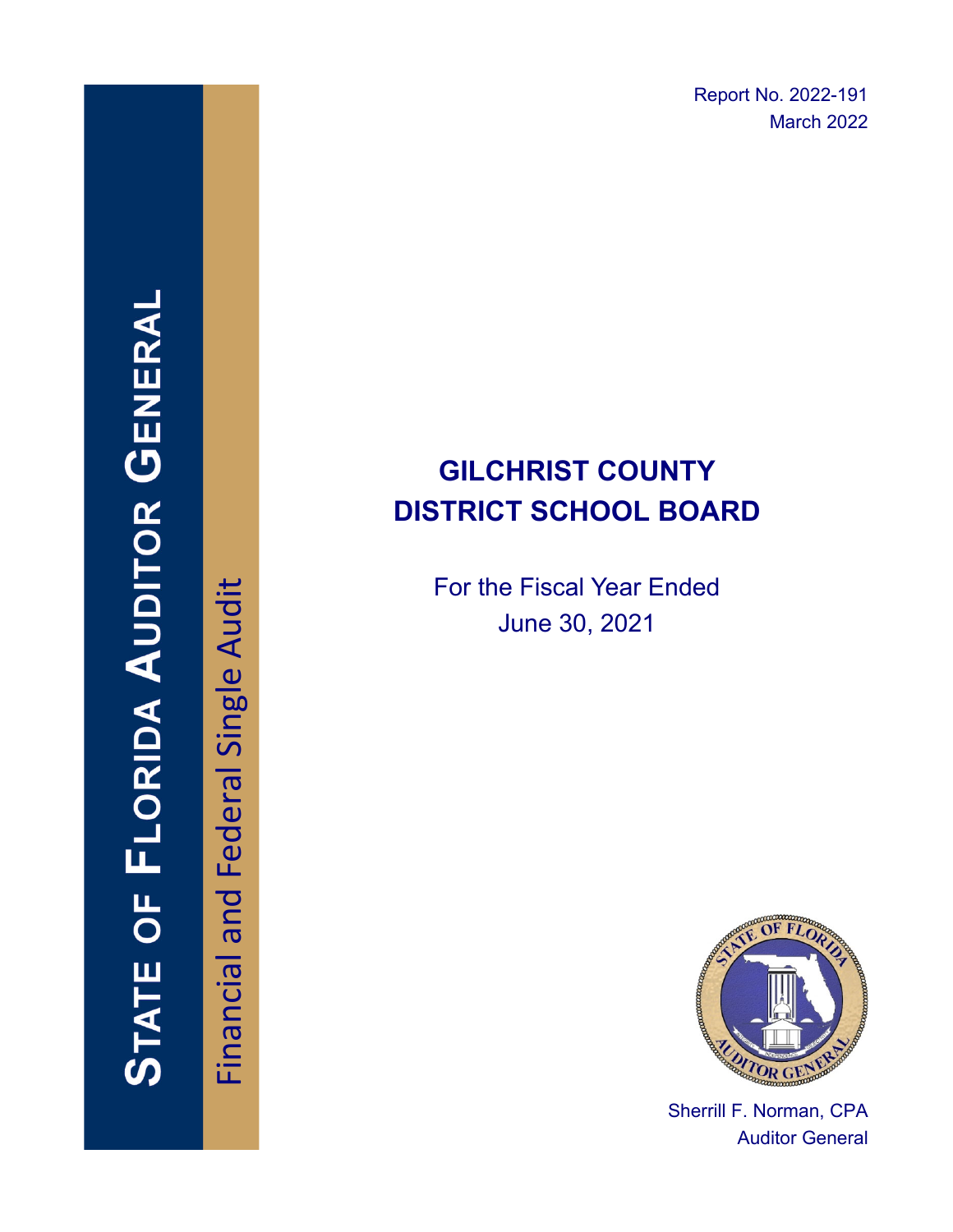# STATE OF FLORIDA AUDITOR GENERAL

Financial and Federal Single Audit

Report No. 2022-191
March 2022

## GILCHRIST COUNTY DISTRICT SCHOOL BOARD

For the Fiscal Year Ended
June 30, 2021

Sherrill F. Norman, CPA
Auditor General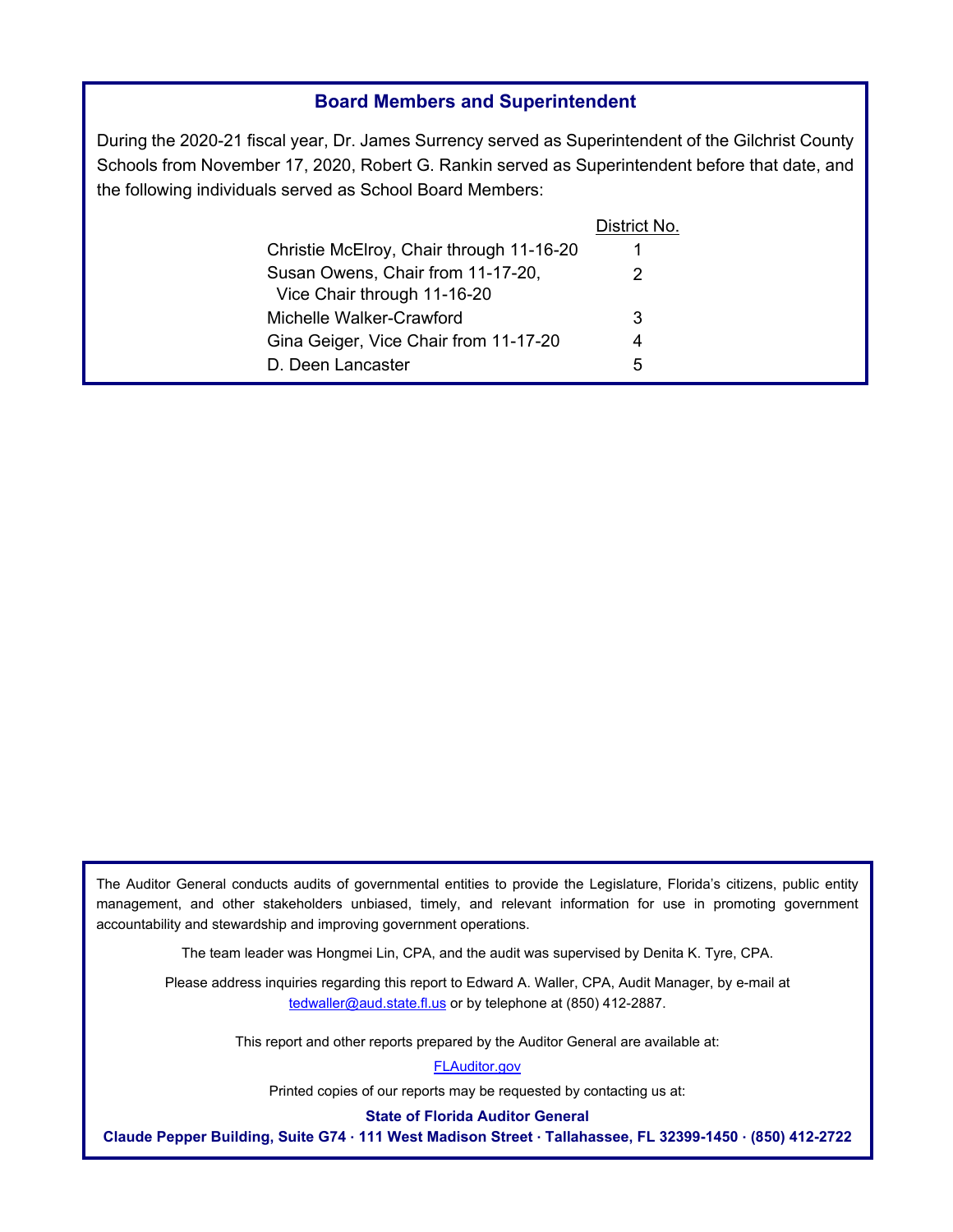## Board Members and Superintendent

During the 2020-21 fiscal year, Dr. James Surrency served as Superintendent of the Gilchrist County Schools from November 17, 2020, Robert G. Rankin served as Superintendent before that date, and the following individuals served as School Board Members:

| | District No. |
|---|---|
| Christie McElroy, Chair through 11-16-20 | 1 |
| Susan Owens, Chair from 11-17-20, Vice Chair through 11-16-20 | 2 |
| Michelle Walker-Crawford | 3 |
| Gina Geiger, Vice Chair from 11-17-20 | 4 |
| D. Deen Lancaster | 5 |

The Auditor General conducts audits of governmental entities to provide the Legislature, Florida's citizens, public entity management, and other stakeholders unbiased, timely, and relevant information for use in promoting government accountability and stewardship and improving government operations.

The team leader was Hongmei Lin, CPA, and the audit was supervised by Denita K. Tyre, CPA.

Please address inquiries regarding this report to Edward A. Waller, CPA, Audit Manager, by e-mail at tedwaller@aud.state.fl.us or by telephone at (850) 412-2887.

This report and other reports prepared by the Auditor General are available at:

FLAuditor.gov

Printed copies of our reports may be requested by contacting us at:

**State of Florida Auditor General**

**Claude Pepper Building, Suite G74 · 111 West Madison Street · Tallahassee, FL 32399-1450 · (850) 412-2722**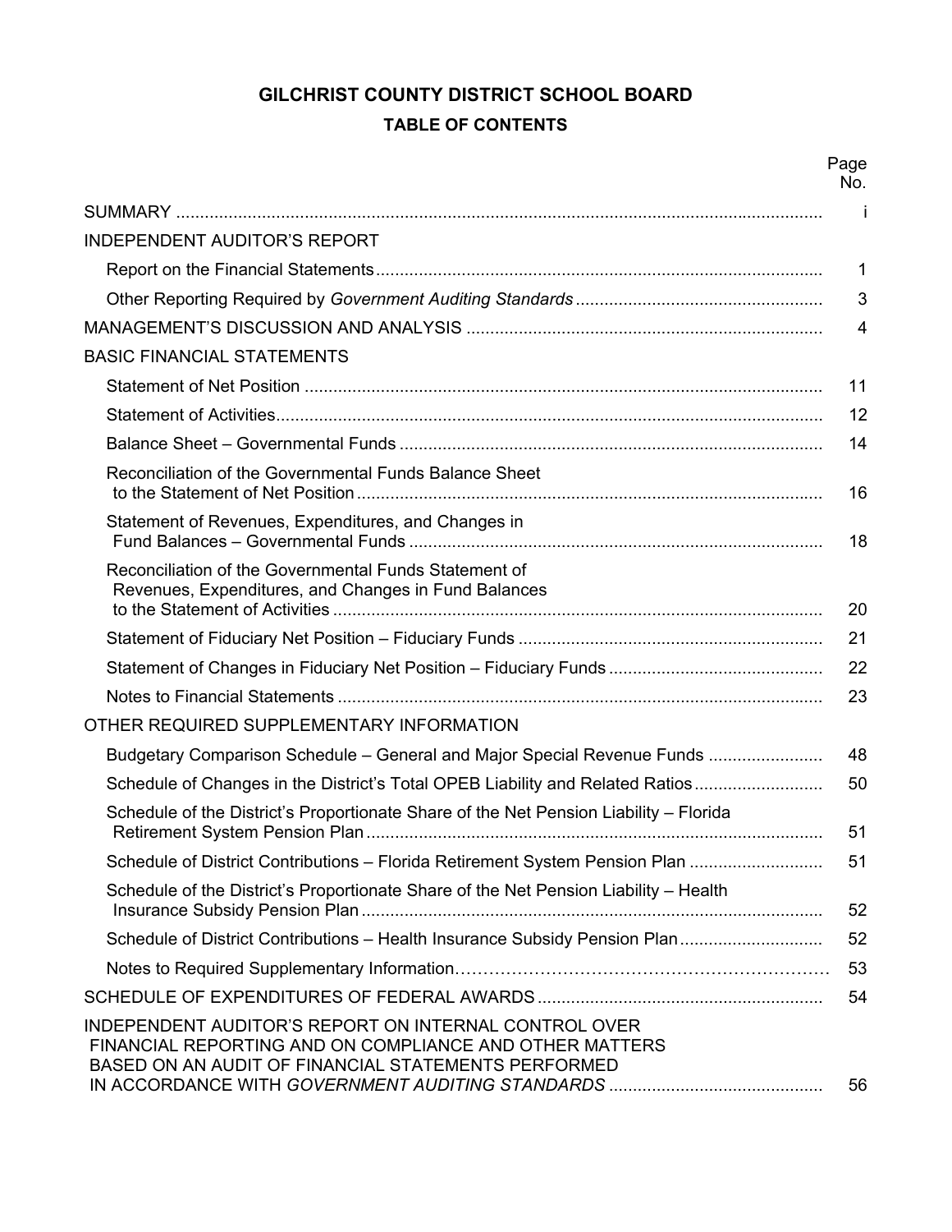# GILCHRIST COUNTY DISTRICT SCHOOL BOARD

## TABLE OF CONTENTS

| | Page No. |
|---|---|
| SUMMARY | i |
| INDEPENDENT AUDITOR'S REPORT | |
| Report on the Financial Statements | 1 |
| Other Reporting Required by *Government Auditing Standards* | 3 |
| MANAGEMENT'S DISCUSSION AND ANALYSIS | 4 |
| BASIC FINANCIAL STATEMENTS | |
| Statement of Net Position | 11 |
| Statement of Activities | 12 |
| Balance Sheet – Governmental Funds | 14 |
| Reconciliation of the Governmental Funds Balance Sheet to the Statement of Net Position | 16 |
| Statement of Revenues, Expenditures, and Changes in Fund Balances – Governmental Funds | 18 |
| Reconciliation of the Governmental Funds Statement of Revenues, Expenditures, and Changes in Fund Balances to the Statement of Activities | 20 |
| Statement of Fiduciary Net Position – Fiduciary Funds | 21 |
| Statement of Changes in Fiduciary Net Position – Fiduciary Funds | 22 |
| Notes to Financial Statements | 23 |
| OTHER REQUIRED SUPPLEMENTARY INFORMATION | |
| Budgetary Comparison Schedule – General and Major Special Revenue Funds | 48 |
| Schedule of Changes in the District's Total OPEB Liability and Related Ratios | 50 |
| Schedule of the District's Proportionate Share of the Net Pension Liability – Florida Retirement System Pension Plan | 51 |
| Schedule of District Contributions – Florida Retirement System Pension Plan | 51 |
| Schedule of the District's Proportionate Share of the Net Pension Liability – Health Insurance Subsidy Pension Plan | 52 |
| Schedule of District Contributions – Health Insurance Subsidy Pension Plan | 52 |
| Notes to Required Supplementary Information | 53 |
| SCHEDULE OF EXPENDITURES OF FEDERAL AWARDS | 54 |
| INDEPENDENT AUDITOR'S REPORT ON INTERNAL CONTROL OVER FINANCIAL REPORTING AND ON COMPLIANCE AND OTHER MATTERS BASED ON AN AUDIT OF FINANCIAL STATEMENTS PERFORMED IN ACCORDANCE WITH *GOVERNMENT AUDITING STANDARDS* | 56 |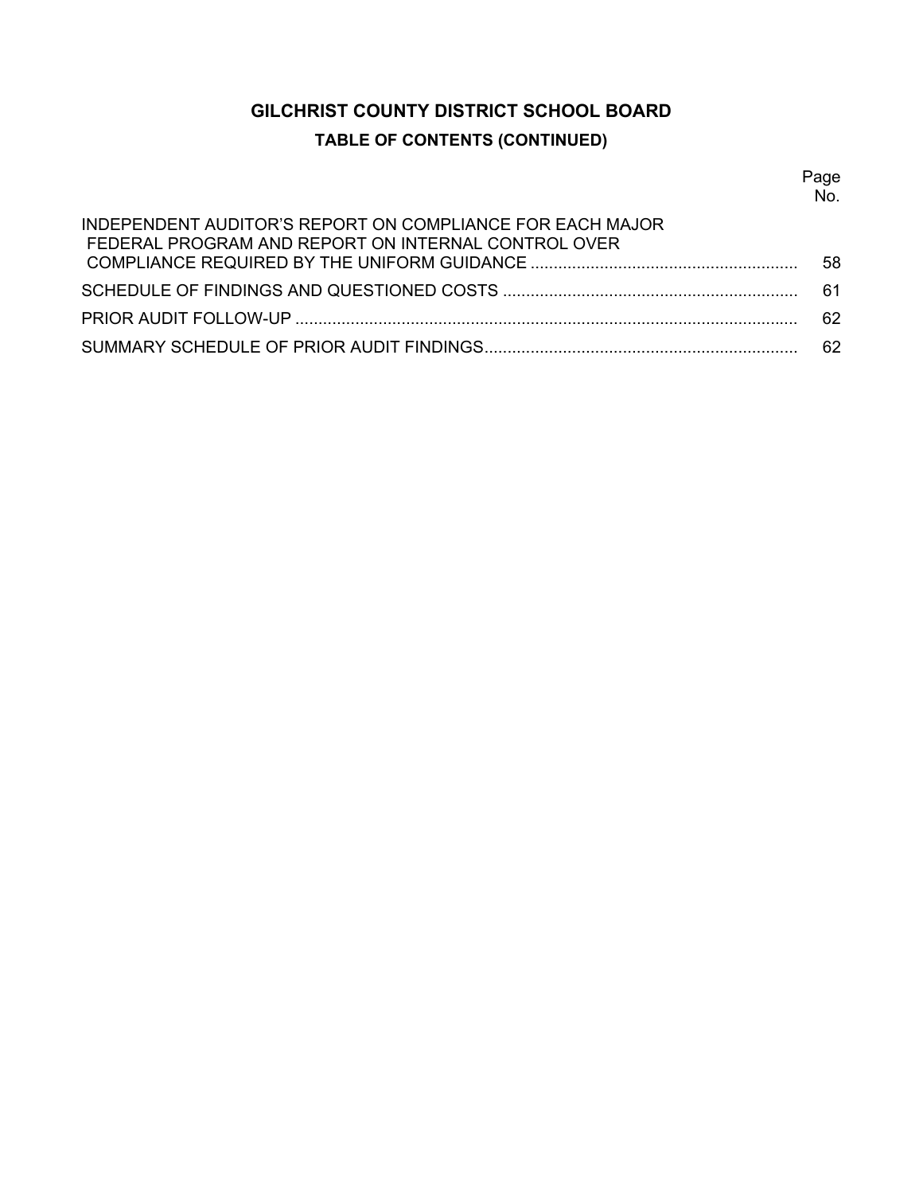# GILCHRIST COUNTY DISTRICT SCHOOL BOARD

## TABLE OF CONTENTS (CONTINUED)

| | Page No. |
|---|---|
| INDEPENDENT AUDITOR'S REPORT ON COMPLIANCE FOR EACH MAJOR FEDERAL PROGRAM AND REPORT ON INTERNAL CONTROL OVER COMPLIANCE REQUIRED BY THE UNIFORM GUIDANCE | 58 |
| SCHEDULE OF FINDINGS AND QUESTIONED COSTS | 61 |
| PRIOR AUDIT FOLLOW-UP | 62 |
| SUMMARY SCHEDULE OF PRIOR AUDIT FINDINGS | 62 |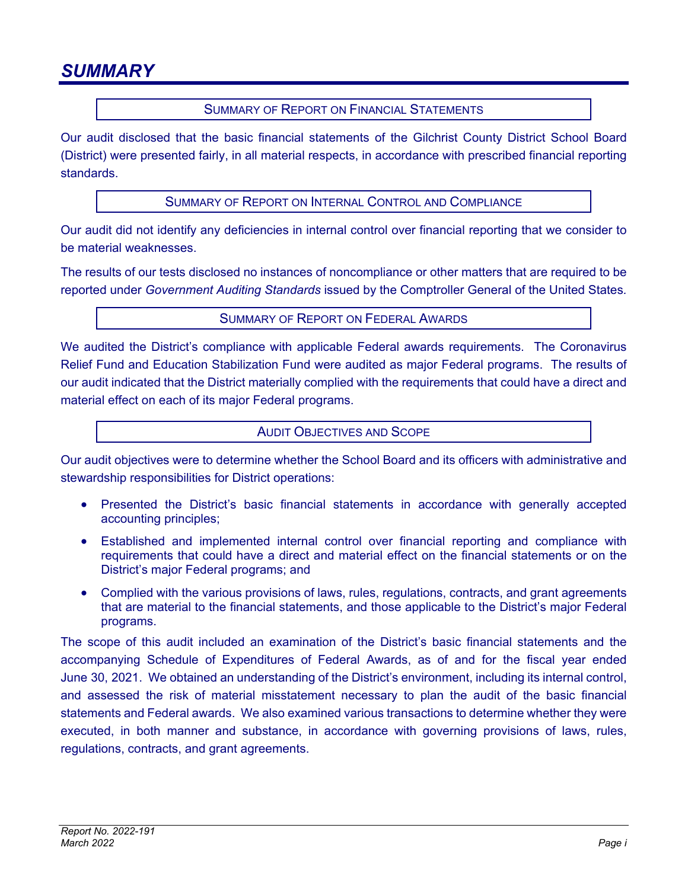# *SUMMARY*

### Summary of Report on Financial Statements

Our audit disclosed that the basic financial statements of the Gilchrist County District School Board (District) were presented fairly, in all material respects, in accordance with prescribed financial reporting standards.

### Summary of Report on Internal Control and Compliance

Our audit did not identify any deficiencies in internal control over financial reporting that we consider to be material weaknesses.

The results of our tests disclosed no instances of noncompliance or other matters that are required to be reported under *Government Auditing Standards* issued by the Comptroller General of the United States.

### Summary of Report on Federal Awards

We audited the District's compliance with applicable Federal awards requirements. The Coronavirus Relief Fund and Education Stabilization Fund were audited as major Federal programs. The results of our audit indicated that the District materially complied with the requirements that could have a direct and material effect on each of its major Federal programs.

### Audit Objectives and Scope

Our audit objectives were to determine whether the School Board and its officers with administrative and stewardship responsibilities for District operations:

- Presented the District's basic financial statements in accordance with generally accepted accounting principles;
- Established and implemented internal control over financial reporting and compliance with requirements that could have a direct and material effect on the financial statements or on the District's major Federal programs; and
- Complied with the various provisions of laws, rules, regulations, contracts, and grant agreements that are material to the financial statements, and those applicable to the District's major Federal programs.

The scope of this audit included an examination of the District's basic financial statements and the accompanying Schedule of Expenditures of Federal Awards, as of and for the fiscal year ended June 30, 2021. We obtained an understanding of the District's environment, including its internal control, and assessed the risk of material misstatement necessary to plan the audit of the basic financial statements and Federal awards. We also examined various transactions to determine whether they were executed, in both manner and substance, in accordance with governing provisions of laws, rules, regulations, contracts, and grant agreements.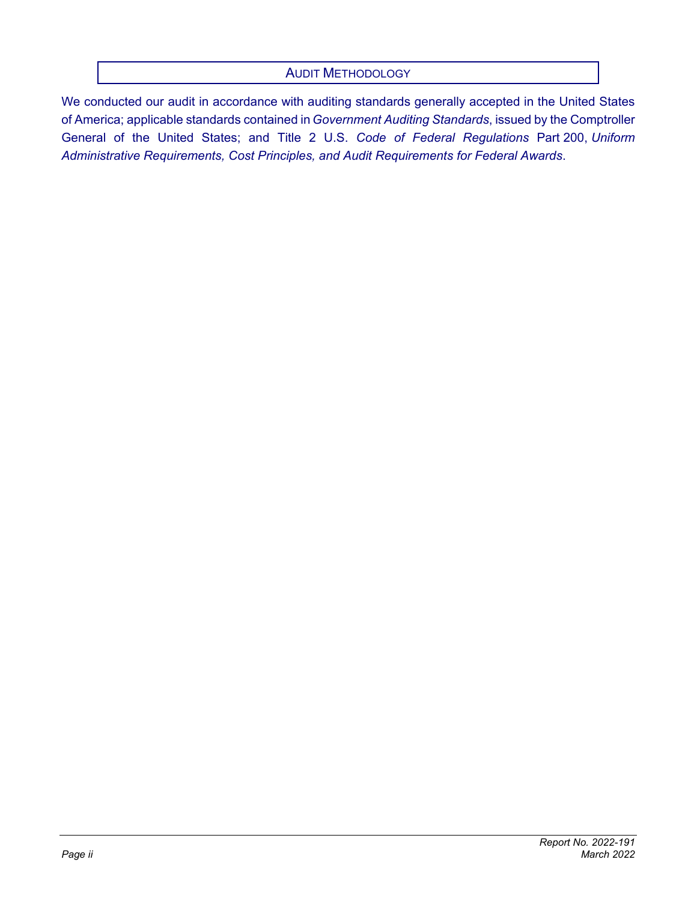## AUDIT METHODOLOGY

We conducted our audit in accordance with auditing standards generally accepted in the United States of America; applicable standards contained in *Government Auditing Standards*, issued by the Comptroller General of the United States; and Title 2 U.S. *Code of Federal Regulations* Part 200, *Uniform Administrative Requirements, Cost Principles, and Audit Requirements for Federal Awards*.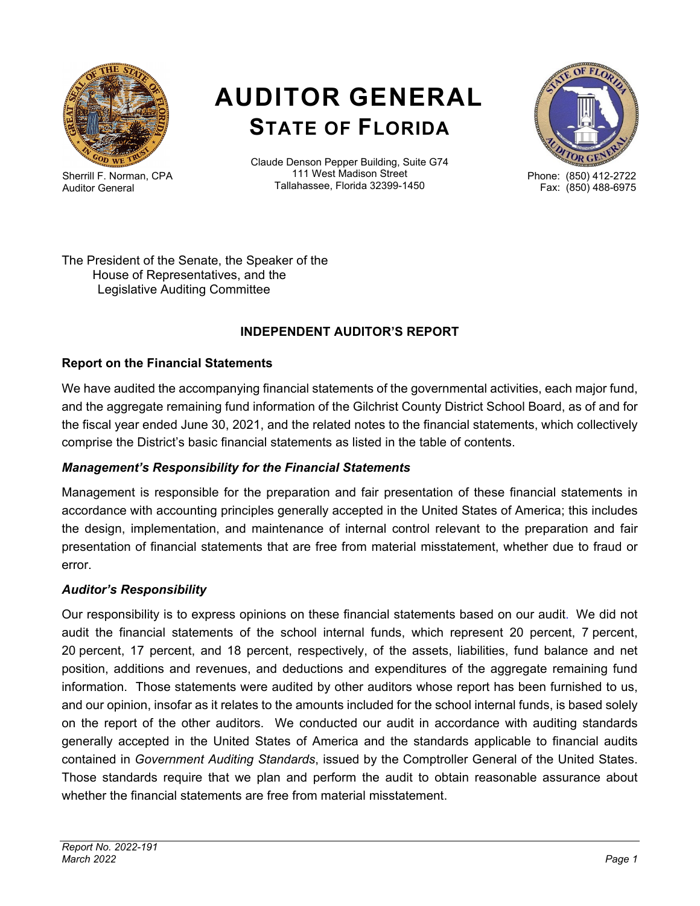# AUDITOR GENERAL
## STATE OF FLORIDA

Sherrill F. Norman, CPA
Auditor General

Claude Denson Pepper Building, Suite G74
111 West Madison Street
Tallahassee, Florida 32399-1450

Phone: (850) 412-2722
Fax: (850) 488-6975

The President of the Senate, the Speaker of the
House of Representatives, and the
Legislative Auditing Committee

### INDEPENDENT AUDITOR'S REPORT

**Report on the Financial Statements**

We have audited the accompanying financial statements of the governmental activities, each major fund, and the aggregate remaining fund information of the Gilchrist County District School Board, as of and for the fiscal year ended June 30, 2021, and the related notes to the financial statements, which collectively comprise the District's basic financial statements as listed in the table of contents.

***Management's Responsibility for the Financial Statements***

Management is responsible for the preparation and fair presentation of these financial statements in accordance with accounting principles generally accepted in the United States of America; this includes the design, implementation, and maintenance of internal control relevant to the preparation and fair presentation of financial statements that are free from material misstatement, whether due to fraud or error.

***Auditor's Responsibility***

Our responsibility is to express opinions on these financial statements based on our audit. We did not audit the financial statements of the school internal funds, which represent 20 percent, 7 percent, 20 percent, 17 percent, and 18 percent, respectively, of the assets, liabilities, fund balance and net position, additions and revenues, and deductions and expenditures of the aggregate remaining fund information. Those statements were audited by other auditors whose report has been furnished to us, and our opinion, insofar as it relates to the amounts included for the school internal funds, is based solely on the report of the other auditors. We conducted our audit in accordance with auditing standards generally accepted in the United States of America and the standards applicable to financial audits contained in *Government Auditing Standards*, issued by the Comptroller General of the United States. Those standards require that we plan and perform the audit to obtain reasonable assurance about whether the financial statements are free from material misstatement.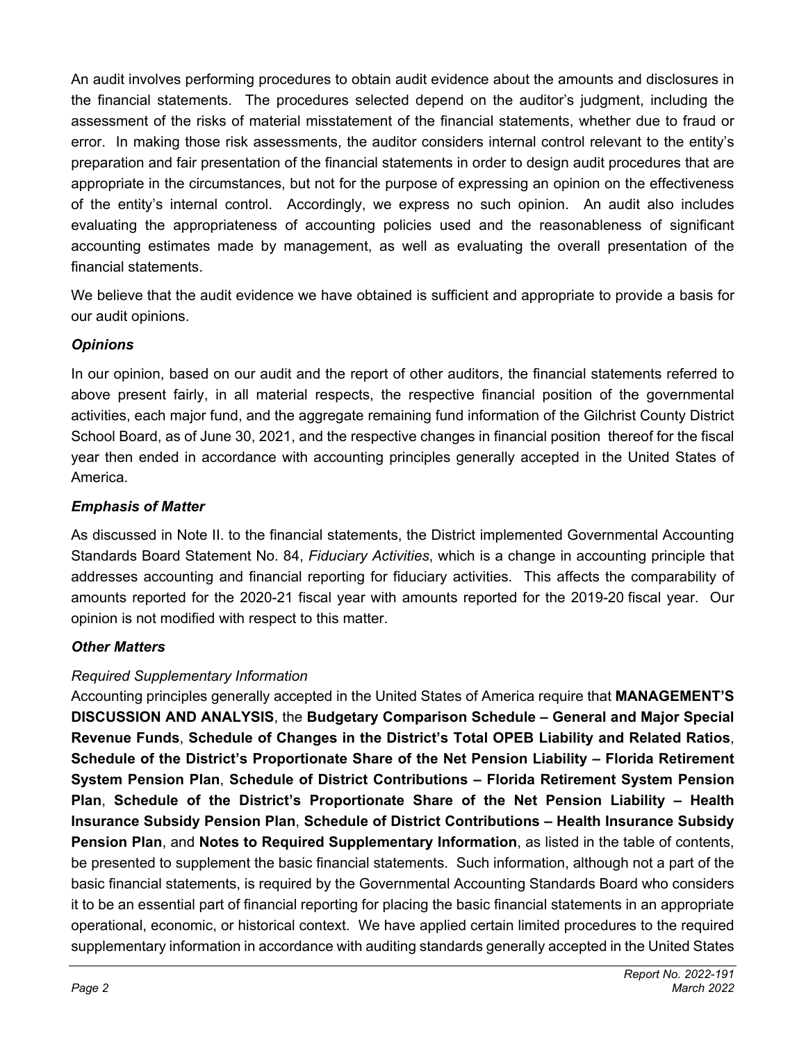An audit involves performing procedures to obtain audit evidence about the amounts and disclosures in the financial statements. The procedures selected depend on the auditor's judgment, including the assessment of the risks of material misstatement of the financial statements, whether due to fraud or error. In making those risk assessments, the auditor considers internal control relevant to the entity's preparation and fair presentation of the financial statements in order to design audit procedures that are appropriate in the circumstances, but not for the purpose of expressing an opinion on the effectiveness of the entity's internal control. Accordingly, we express no such opinion. An audit also includes evaluating the appropriateness of accounting policies used and the reasonableness of significant accounting estimates made by management, as well as evaluating the overall presentation of the financial statements.

We believe that the audit evidence we have obtained is sufficient and appropriate to provide a basis for our audit opinions.

### *Opinions*

In our opinion, based on our audit and the report of other auditors, the financial statements referred to above present fairly, in all material respects, the respective financial position of the governmental activities, each major fund, and the aggregate remaining fund information of the Gilchrist County District School Board, as of June 30, 2021, and the respective changes in financial position thereof for the fiscal year then ended in accordance with accounting principles generally accepted in the United States of America.

### *Emphasis of Matter*

As discussed in Note II. to the financial statements, the District implemented Governmental Accounting Standards Board Statement No. 84, *Fiduciary Activities*, which is a change in accounting principle that addresses accounting and financial reporting for fiduciary activities. This affects the comparability of amounts reported for the 2020-21 fiscal year with amounts reported for the 2019-20 fiscal year. Our opinion is not modified with respect to this matter.

### *Other Matters*

*Required Supplementary Information*

Accounting principles generally accepted in the United States of America require that **MANAGEMENT'S DISCUSSION AND ANALYSIS**, the **Budgetary Comparison Schedule – General and Major Special Revenue Funds**, **Schedule of Changes in the District's Total OPEB Liability and Related Ratios**, **Schedule of the District's Proportionate Share of the Net Pension Liability – Florida Retirement System Pension Plan**, **Schedule of District Contributions – Florida Retirement System Pension Plan**, **Schedule of the District's Proportionate Share of the Net Pension Liability – Health Insurance Subsidy Pension Plan**, **Schedule of District Contributions – Health Insurance Subsidy Pension Plan**, and **Notes to Required Supplementary Information**, as listed in the table of contents, be presented to supplement the basic financial statements. Such information, although not a part of the basic financial statements, is required by the Governmental Accounting Standards Board who considers it to be an essential part of financial reporting for placing the basic financial statements in an appropriate operational, economic, or historical context. We have applied certain limited procedures to the required supplementary information in accordance with auditing standards generally accepted in the United States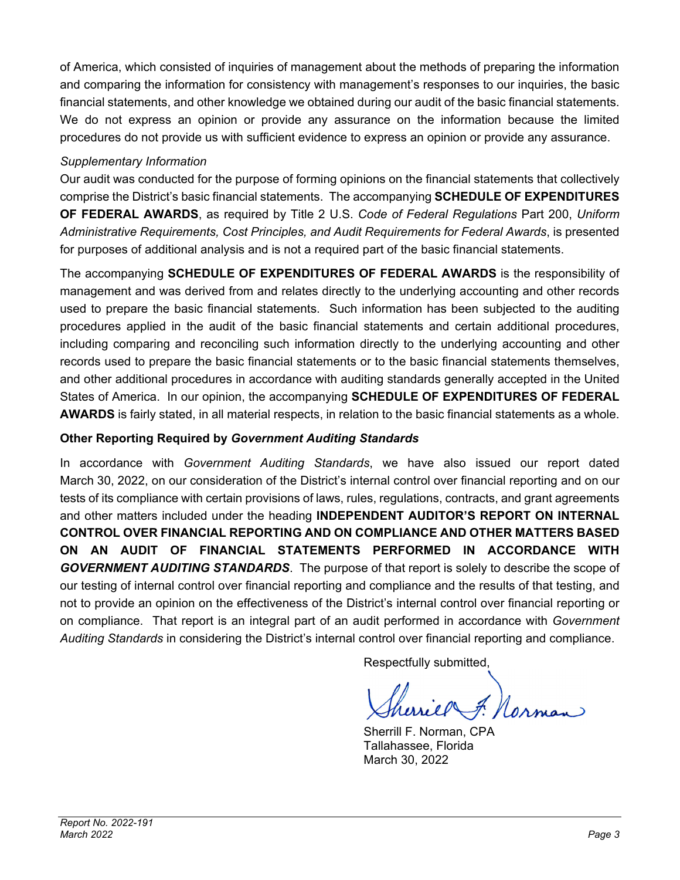of America, which consisted of inquiries of management about the methods of preparing the information and comparing the information for consistency with management's responses to our inquiries, the basic financial statements, and other knowledge we obtained during our audit of the basic financial statements. We do not express an opinion or provide any assurance on the information because the limited procedures do not provide us with sufficient evidence to express an opinion or provide any assurance.

*Supplementary Information*

Our audit was conducted for the purpose of forming opinions on the financial statements that collectively comprise the District's basic financial statements. The accompanying **SCHEDULE OF EXPENDITURES OF FEDERAL AWARDS**, as required by Title 2 U.S. *Code of Federal Regulations* Part 200, *Uniform Administrative Requirements, Cost Principles, and Audit Requirements for Federal Awards*, is presented for purposes of additional analysis and is not a required part of the basic financial statements.

The accompanying **SCHEDULE OF EXPENDITURES OF FEDERAL AWARDS** is the responsibility of management and was derived from and relates directly to the underlying accounting and other records used to prepare the basic financial statements. Such information has been subjected to the auditing procedures applied in the audit of the basic financial statements and certain additional procedures, including comparing and reconciling such information directly to the underlying accounting and other records used to prepare the basic financial statements or to the basic financial statements themselves, and other additional procedures in accordance with auditing standards generally accepted in the United States of America. In our opinion, the accompanying **SCHEDULE OF EXPENDITURES OF FEDERAL AWARDS** is fairly stated, in all material respects, in relation to the basic financial statements as a whole.

**Other Reporting Required by *Government Auditing Standards***

In accordance with *Government Auditing Standards*, we have also issued our report dated March 30, 2022, on our consideration of the District's internal control over financial reporting and on our tests of its compliance with certain provisions of laws, rules, regulations, contracts, and grant agreements and other matters included under the heading **INDEPENDENT AUDITOR'S REPORT ON INTERNAL CONTROL OVER FINANCIAL REPORTING AND ON COMPLIANCE AND OTHER MATTERS BASED ON AN AUDIT OF FINANCIAL STATEMENTS PERFORMED IN ACCORDANCE WITH *GOVERNMENT AUDITING STANDARDS***. The purpose of that report is solely to describe the scope of our testing of internal control over financial reporting and compliance and the results of that testing, and not to provide an opinion on the effectiveness of the District's internal control over financial reporting or on compliance. That report is an integral part of an audit performed in accordance with *Government Auditing Standards* in considering the District's internal control over financial reporting and compliance.

Respectfully submitted,

Sherrill F. Norman, CPA
Tallahassee, Florida
March 30, 2022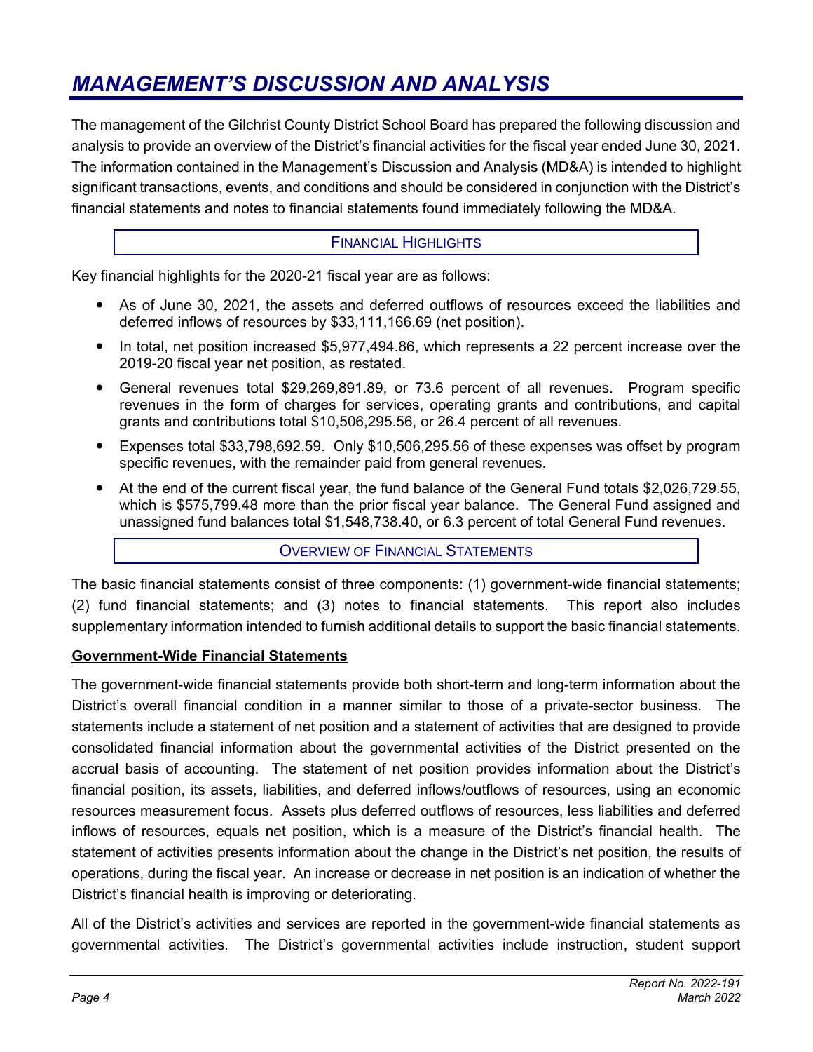# MANAGEMENT'S DISCUSSION AND ANALYSIS

The management of the Gilchrist County District School Board has prepared the following discussion and analysis to provide an overview of the District's financial activities for the fiscal year ended June 30, 2021. The information contained in the Management's Discussion and Analysis (MD&A) is intended to highlight significant transactions, events, and conditions and should be considered in conjunction with the District's financial statements and notes to financial statements found immediately following the MD&A.

## FINANCIAL HIGHLIGHTS

Key financial highlights for the 2020-21 fiscal year are as follows:

- As of June 30, 2021, the assets and deferred outflows of resources exceed the liabilities and deferred inflows of resources by $33,111,166.69 (net position).
- In total, net position increased $5,977,494.86, which represents a 22 percent increase over the 2019-20 fiscal year net position, as restated.
- General revenues total $29,269,891.89, or 73.6 percent of all revenues. Program specific revenues in the form of charges for services, operating grants and contributions, and capital grants and contributions total $10,506,295.56, or 26.4 percent of all revenues.
- Expenses total $33,798,692.59. Only $10,506,295.56 of these expenses was offset by program specific revenues, with the remainder paid from general revenues.
- At the end of the current fiscal year, the fund balance of the General Fund totals $2,026,729.55, which is $575,799.48 more than the prior fiscal year balance. The General Fund assigned and unassigned fund balances total $1,548,738.40, or 6.3 percent of total General Fund revenues.

## OVERVIEW OF FINANCIAL STATEMENTS

The basic financial statements consist of three components: (1) government-wide financial statements; (2) fund financial statements; and (3) notes to financial statements. This report also includes supplementary information intended to furnish additional details to support the basic financial statements.

### Government-Wide Financial Statements

The government-wide financial statements provide both short-term and long-term information about the District's overall financial condition in a manner similar to those of a private-sector business. The statements include a statement of net position and a statement of activities that are designed to provide consolidated financial information about the governmental activities of the District presented on the accrual basis of accounting. The statement of net position provides information about the District's financial position, its assets, liabilities, and deferred inflows/outflows of resources, using an economic resources measurement focus. Assets plus deferred outflows of resources, less liabilities and deferred inflows of resources, equals net position, which is a measure of the District's financial health. The statement of activities presents information about the change in the District's net position, the results of operations, during the fiscal year. An increase or decrease in net position is an indication of whether the District's financial health is improving or deteriorating.

All of the District's activities and services are reported in the government-wide financial statements as governmental activities. The District's governmental activities include instruction, student support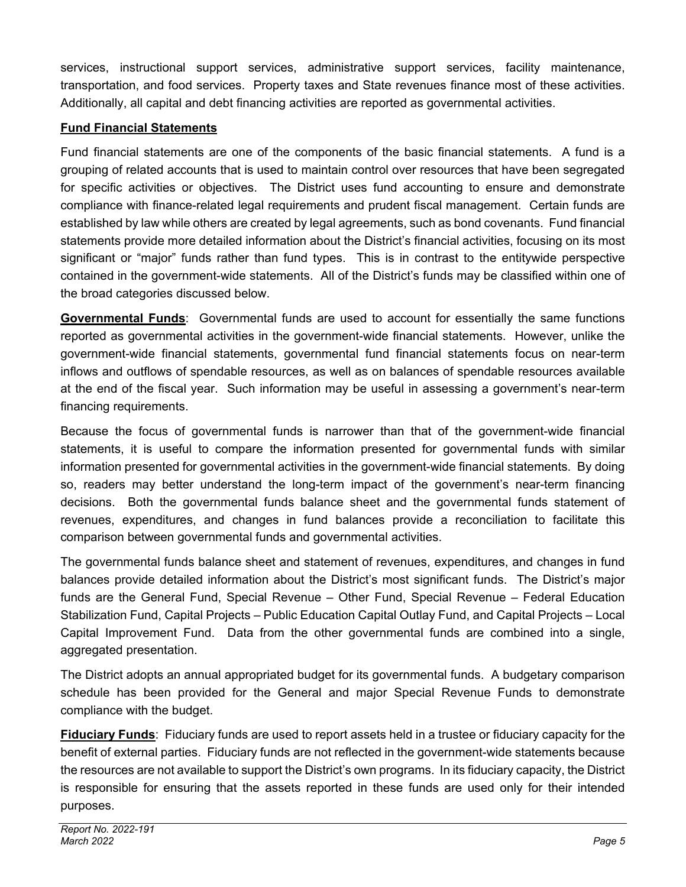services, instructional support services, administrative support services, facility maintenance, transportation, and food services. Property taxes and State revenues finance most of these activities. Additionally, all capital and debt financing activities are reported as governmental activities.

**Fund Financial Statements**

Fund financial statements are one of the components of the basic financial statements. A fund is a grouping of related accounts that is used to maintain control over resources that have been segregated for specific activities or objectives. The District uses fund accounting to ensure and demonstrate compliance with finance-related legal requirements and prudent fiscal management. Certain funds are established by law while others are created by legal agreements, such as bond covenants. Fund financial statements provide more detailed information about the District's financial activities, focusing on its most significant or "major" funds rather than fund types. This is in contrast to the entitywide perspective contained in the government-wide statements. All of the District's funds may be classified within one of the broad categories discussed below.

**Governmental Funds**: Governmental funds are used to account for essentially the same functions reported as governmental activities in the government-wide financial statements. However, unlike the government-wide financial statements, governmental fund financial statements focus on near-term inflows and outflows of spendable resources, as well as on balances of spendable resources available at the end of the fiscal year. Such information may be useful in assessing a government's near-term financing requirements.

Because the focus of governmental funds is narrower than that of the government-wide financial statements, it is useful to compare the information presented for governmental funds with similar information presented for governmental activities in the government-wide financial statements. By doing so, readers may better understand the long-term impact of the government's near-term financing decisions. Both the governmental funds balance sheet and the governmental funds statement of revenues, expenditures, and changes in fund balances provide a reconciliation to facilitate this comparison between governmental funds and governmental activities.

The governmental funds balance sheet and statement of revenues, expenditures, and changes in fund balances provide detailed information about the District's most significant funds. The District's major funds are the General Fund, Special Revenue – Other Fund, Special Revenue – Federal Education Stabilization Fund, Capital Projects – Public Education Capital Outlay Fund, and Capital Projects – Local Capital Improvement Fund. Data from the other governmental funds are combined into a single, aggregated presentation.

The District adopts an annual appropriated budget for its governmental funds. A budgetary comparison schedule has been provided for the General and major Special Revenue Funds to demonstrate compliance with the budget.

**Fiduciary Funds**: Fiduciary funds are used to report assets held in a trustee or fiduciary capacity for the benefit of external parties. Fiduciary funds are not reflected in the government-wide statements because the resources are not available to support the District's own programs. In its fiduciary capacity, the District is responsible for ensuring that the assets reported in these funds are used only for their intended purposes.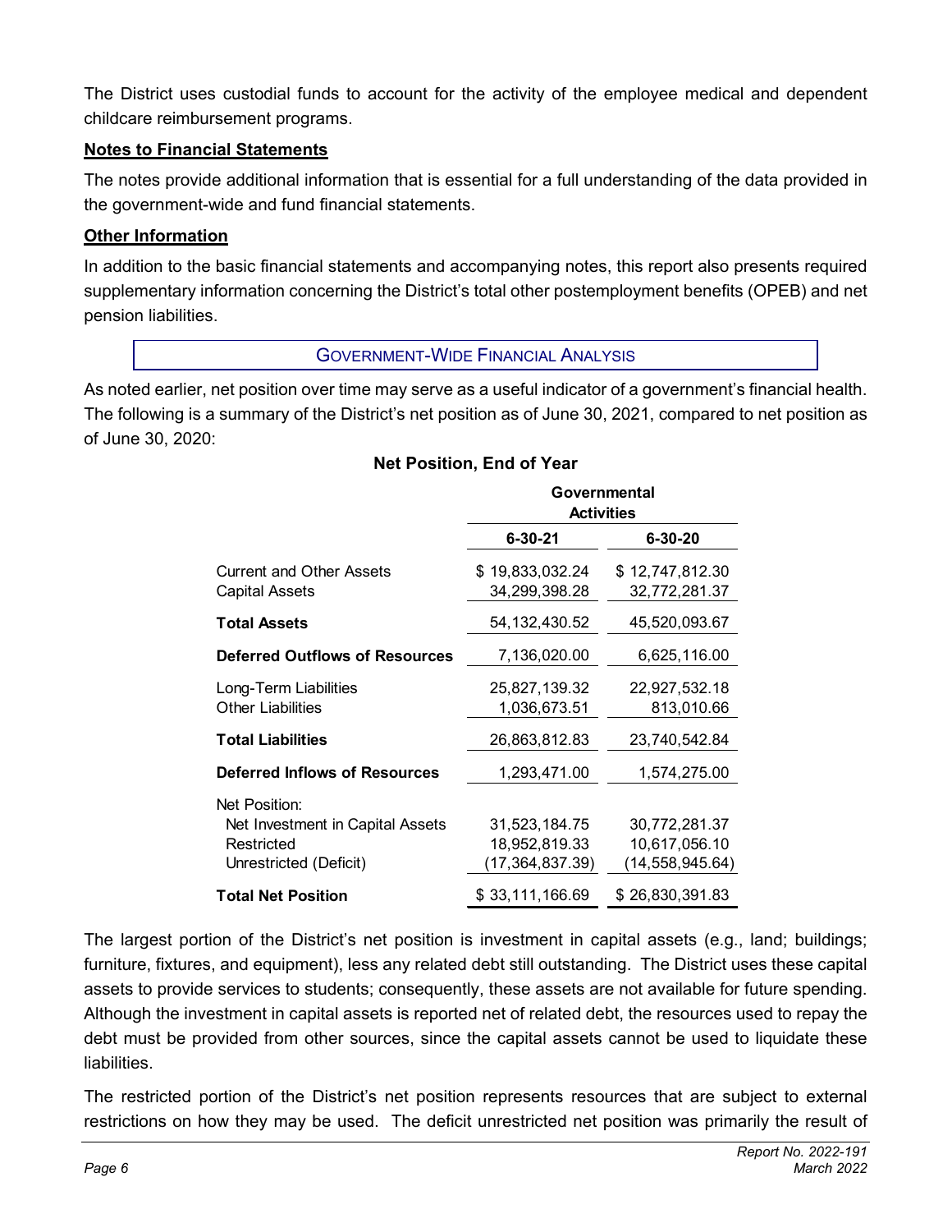The District uses custodial funds to account for the activity of the employee medical and dependent childcare reimbursement programs.

**Notes to Financial Statements**

The notes provide additional information that is essential for a full understanding of the data provided in the government-wide and fund financial statements.

**Other Information**

In addition to the basic financial statements and accompanying notes, this report also presents required supplementary information concerning the District's total other postemployment benefits (OPEB) and net pension liabilities.

## GOVERNMENT-WIDE FINANCIAL ANALYSIS

As noted earlier, net position over time may serve as a useful indicator of a government's financial health. The following is a summary of the District's net position as of June 30, 2021, compared to net position as of June 30, 2020:

**Net Position, End of Year**

| | Governmental Activities | |
|---|---|---|
| | **6-30-21** | **6-30-20** |
| Current and Other Assets | $ 19,833,032.24 | $ 12,747,812.30 |
| Capital Assets | 34,299,398.28 | 32,772,281.37 |
| **Total Assets** | 54,132,430.52 | 45,520,093.67 |
| **Deferred Outflows of Resources** | 7,136,020.00 | 6,625,116.00 |
| Long-Term Liabilities | 25,827,139.32 | 22,927,532.18 |
| Other Liabilities | 1,036,673.51 | 813,010.66 |
| **Total Liabilities** | 26,863,812.83 | 23,740,542.84 |
| **Deferred Inflows of Resources** | 1,293,471.00 | 1,574,275.00 |
| Net Position: | | |
| Net Investment in Capital Assets | 31,523,184.75 | 30,772,281.37 |
| Restricted | 18,952,819.33 | 10,617,056.10 |
| Unrestricted (Deficit) | (17,364,837.39) | (14,558,945.64) |
| **Total Net Position** | $ 33,111,166.69 | $ 26,830,391.83 |

The largest portion of the District's net position is investment in capital assets (e.g., land; buildings; furniture, fixtures, and equipment), less any related debt still outstanding. The District uses these capital assets to provide services to students; consequently, these assets are not available for future spending. Although the investment in capital assets is reported net of related debt, the resources used to repay the debt must be provided from other sources, since the capital assets cannot be used to liquidate these liabilities.

The restricted portion of the District's net position represents resources that are subject to external restrictions on how they may be used. The deficit unrestricted net position was primarily the result of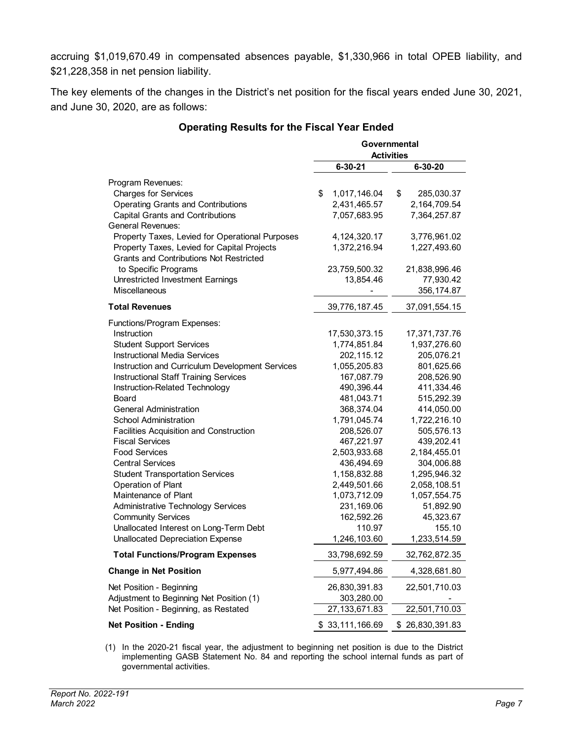accruing $1,019,670.49 in compensated absences payable, $1,330,966 in total OPEB liability, and $21,228,358 in net pension liability.

The key elements of the changes in the District's net position for the fiscal years ended June 30, 2021, and June 30, 2020, are as follows:

### Operating Results for the Fiscal Year Ended

| | Governmental Activities | |
|---|---|---|
| | 6-30-21 | 6-30-20 |
| Program Revenues: | | |
| Charges for Services | $ 1,017,146.04 | $ 285,030.37 |
| Operating Grants and Contributions | 2,431,465.57 | 2,164,709.54 |
| Capital Grants and Contributions | 7,057,683.95 | 7,364,257.87 |
| General Revenues: | | |
| Property Taxes, Levied for Operational Purposes | 4,124,320.17 | 3,776,961.02 |
| Property Taxes, Levied for Capital Projects | 1,372,216.94 | 1,227,493.60 |
| Grants and Contributions Not Restricted to Specific Programs | 23,759,500.32 | 21,838,996.46 |
| Unrestricted Investment Earnings | 13,854.46 | 77,930.42 |
| Miscellaneous | - | 356,174.87 |
| **Total Revenues** | 39,776,187.45 | 37,091,554.15 |
| Functions/Program Expenses: | | |
| Instruction | 17,530,373.15 | 17,371,737.76 |
| Student Support Services | 1,774,851.84 | 1,937,276.60 |
| Instructional Media Services | 202,115.12 | 205,076.21 |
| Instruction and Curriculum Development Services | 1,055,205.83 | 801,625.66 |
| Instructional Staff Training Services | 167,087.79 | 208,526.90 |
| Instruction-Related Technology | 490,396.44 | 411,334.46 |
| Board | 481,043.71 | 515,292.39 |
| General Administration | 368,374.04 | 414,050.00 |
| School Administration | 1,791,045.74 | 1,722,216.10 |
| Facilities Acquisition and Construction | 208,526.07 | 505,576.13 |
| Fiscal Services | 467,221.97 | 439,202.41 |
| Food Services | 2,503,933.68 | 2,184,455.01 |
| Central Services | 436,494.69 | 304,006.88 |
| Student Transportation Services | 1,158,832.88 | 1,295,946.32 |
| Operation of Plant | 2,449,501.66 | 2,058,108.51 |
| Maintenance of Plant | 1,073,712.09 | 1,057,554.75 |
| Administrative Technology Services | 231,169.06 | 51,892.90 |
| Community Services | 162,592.26 | 45,323.67 |
| Unallocated Interest on Long-Term Debt | 110.97 | 155.10 |
| Unallocated Depreciation Expense | 1,246,103.60 | 1,233,514.59 |
| **Total Functions/Program Expenses** | 33,798,692.59 | 32,762,872.35 |
| **Change in Net Position** | 5,977,494.86 | 4,328,681.80 |
| Net Position - Beginning | 26,830,391.83 | 22,501,710.03 |
| Adjustment to Beginning Net Position (1) | 303,280.00 | - |
| Net Position - Beginning, as Restated | 27,133,671.83 | 22,501,710.03 |
| **Net Position - Ending** | $ 33,111,166.69 | $ 26,830,391.83 |

(1) In the 2020-21 fiscal year, the adjustment to beginning net position is due to the District implementing GASB Statement No. 84 and reporting the school internal funds as part of governmental activities.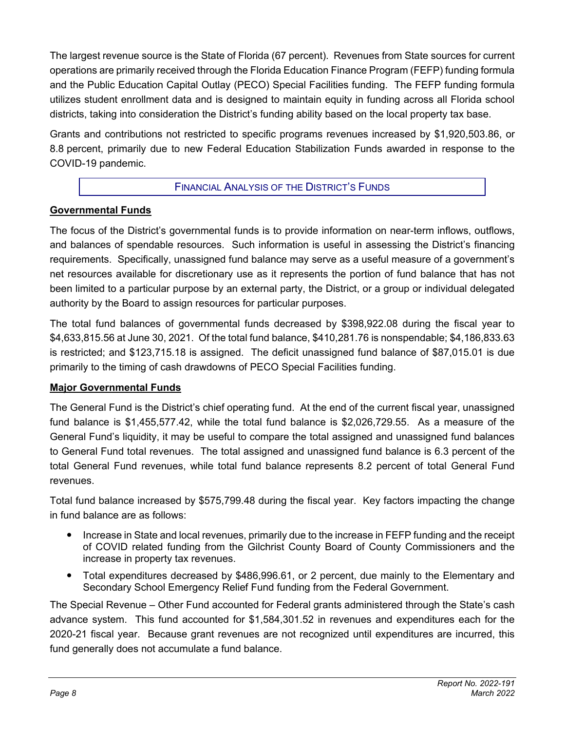The largest revenue source is the State of Florida (67 percent). Revenues from State sources for current operations are primarily received through the Florida Education Finance Program (FEFP) funding formula and the Public Education Capital Outlay (PECO) Special Facilities funding. The FEFP funding formula utilizes student enrollment data and is designed to maintain equity in funding across all Florida school districts, taking into consideration the District's funding ability based on the local property tax base.

Grants and contributions not restricted to specific programs revenues increased by $1,920,503.86, or 8.8 percent, primarily due to new Federal Education Stabilization Funds awarded in response to the COVID-19 pandemic.

## FINANCIAL ANALYSIS OF THE DISTRICT'S FUNDS

### Governmental Funds

The focus of the District's governmental funds is to provide information on near-term inflows, outflows, and balances of spendable resources. Such information is useful in assessing the District's financing requirements. Specifically, unassigned fund balance may serve as a useful measure of a government's net resources available for discretionary use as it represents the portion of fund balance that has not been limited to a particular purpose by an external party, the District, or a group or individual delegated authority by the Board to assign resources for particular purposes.

The total fund balances of governmental funds decreased by $398,922.08 during the fiscal year to $4,633,815.56 at June 30, 2021. Of the total fund balance, $410,281.76 is nonspendable; $4,186,833.63 is restricted; and $123,715.18 is assigned. The deficit unassigned fund balance of $87,015.01 is due primarily to the timing of cash drawdowns of PECO Special Facilities funding.

### Major Governmental Funds

The General Fund is the District's chief operating fund. At the end of the current fiscal year, unassigned fund balance is $1,455,577.42, while the total fund balance is $2,026,729.55. As a measure of the General Fund's liquidity, it may be useful to compare the total assigned and unassigned fund balances to General Fund total revenues. The total assigned and unassigned fund balance is 6.3 percent of the total General Fund revenues, while total fund balance represents 8.2 percent of total General Fund revenues.

Total fund balance increased by $575,799.48 during the fiscal year. Key factors impacting the change in fund balance are as follows:

- Increase in State and local revenues, primarily due to the increase in FEFP funding and the receipt of COVID related funding from the Gilchrist County Board of County Commissioners and the increase in property tax revenues.
- Total expenditures decreased by $486,996.61, or 2 percent, due mainly to the Elementary and Secondary School Emergency Relief Fund funding from the Federal Government.

The Special Revenue – Other Fund accounted for Federal grants administered through the State's cash advance system. This fund accounted for $1,584,301.52 in revenues and expenditures each for the 2020-21 fiscal year. Because grant revenues are not recognized until expenditures are incurred, this fund generally does not accumulate a fund balance.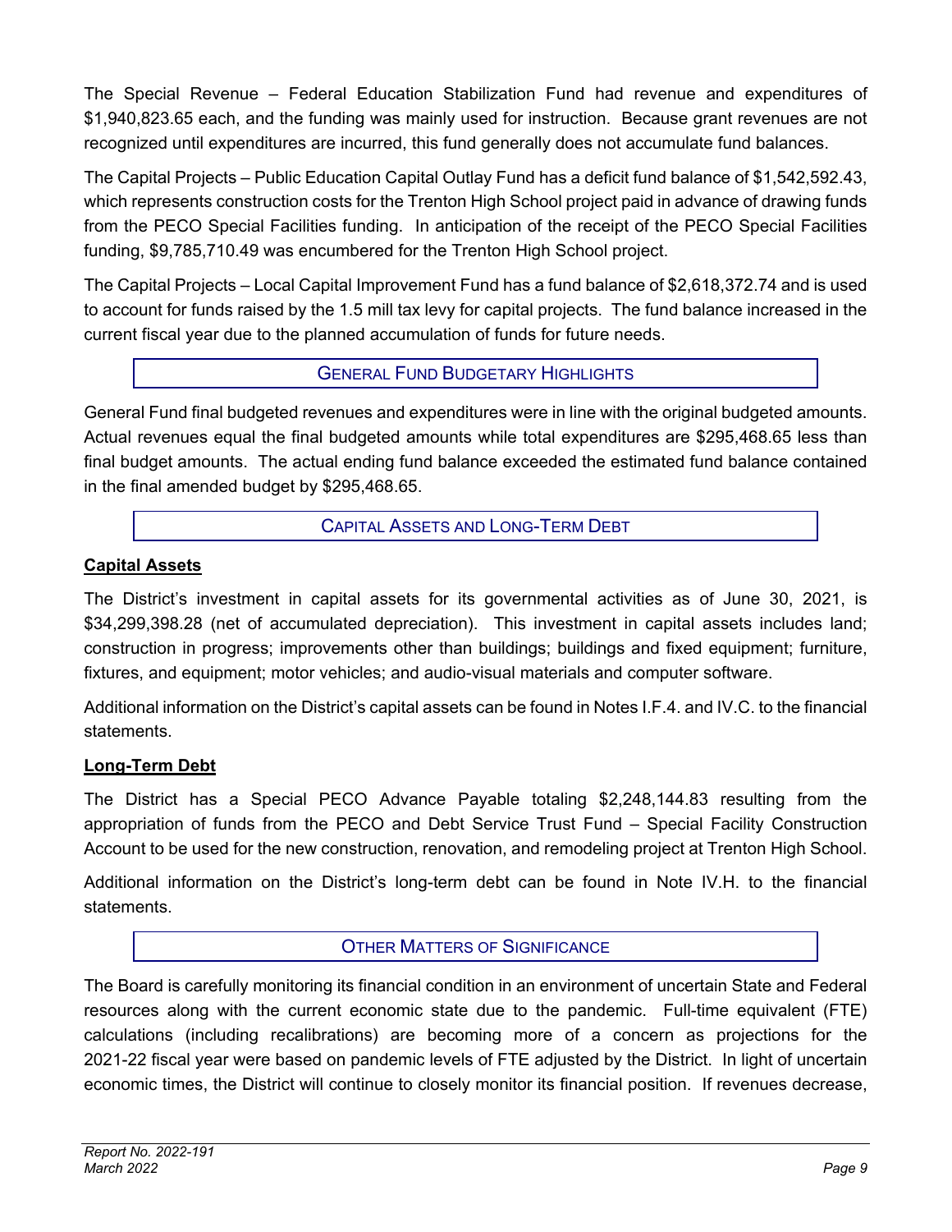The Special Revenue – Federal Education Stabilization Fund had revenue and expenditures of $1,940,823.65 each, and the funding was mainly used for instruction. Because grant revenues are not recognized until expenditures are incurred, this fund generally does not accumulate fund balances.

The Capital Projects – Public Education Capital Outlay Fund has a deficit fund balance of $1,542,592.43, which represents construction costs for the Trenton High School project paid in advance of drawing funds from the PECO Special Facilities funding. In anticipation of the receipt of the PECO Special Facilities funding, $9,785,710.49 was encumbered for the Trenton High School project.

The Capital Projects – Local Capital Improvement Fund has a fund balance of $2,618,372.74 and is used to account for funds raised by the 1.5 mill tax levy for capital projects. The fund balance increased in the current fiscal year due to the planned accumulation of funds for future needs.

## GENERAL FUND BUDGETARY HIGHLIGHTS

General Fund final budgeted revenues and expenditures were in line with the original budgeted amounts. Actual revenues equal the final budgeted amounts while total expenditures are $295,468.65 less than final budget amounts. The actual ending fund balance exceeded the estimated fund balance contained in the final amended budget by $295,468.65.

## CAPITAL ASSETS AND LONG-TERM DEBT

### Capital Assets

The District's investment in capital assets for its governmental activities as of June 30, 2021, is $34,299,398.28 (net of accumulated depreciation). This investment in capital assets includes land; construction in progress; improvements other than buildings; buildings and fixed equipment; furniture, fixtures, and equipment; motor vehicles; and audio-visual materials and computer software.

Additional information on the District's capital assets can be found in Notes I.F.4. and IV.C. to the financial statements.

### Long-Term Debt

The District has a Special PECO Advance Payable totaling $2,248,144.83 resulting from the appropriation of funds from the PECO and Debt Service Trust Fund – Special Facility Construction Account to be used for the new construction, renovation, and remodeling project at Trenton High School.

Additional information on the District's long-term debt can be found in Note IV.H. to the financial statements.

## OTHER MATTERS OF SIGNIFICANCE

The Board is carefully monitoring its financial condition in an environment of uncertain State and Federal resources along with the current economic state due to the pandemic. Full-time equivalent (FTE) calculations (including recalibrations) are becoming more of a concern as projections for the 2021-22 fiscal year were based on pandemic levels of FTE adjusted by the District. In light of uncertain economic times, the District will continue to closely monitor its financial position. If revenues decrease,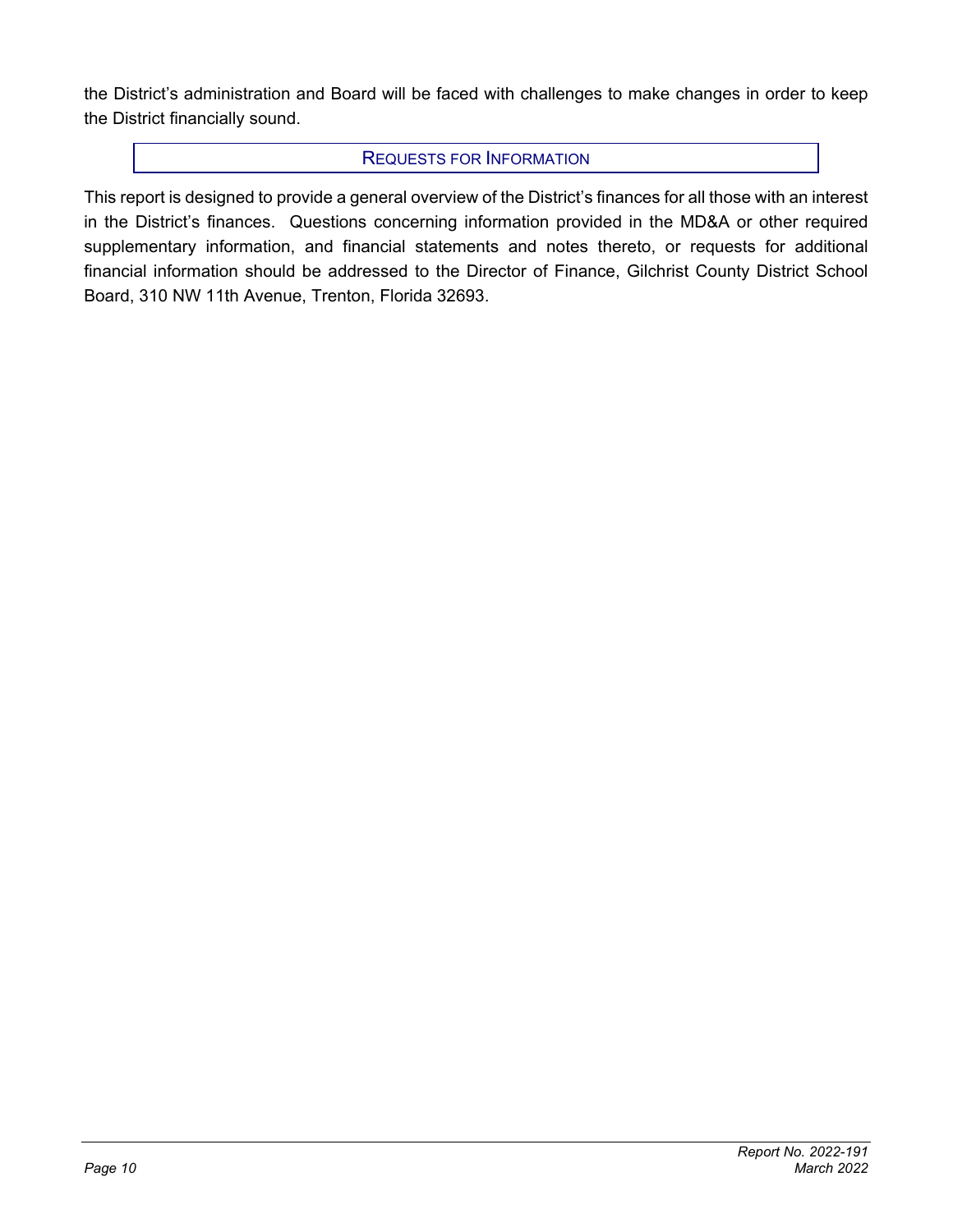the District's administration and Board will be faced with challenges to make changes in order to keep the District financially sound.

## REQUESTS FOR INFORMATION

This report is designed to provide a general overview of the District's finances for all those with an interest in the District's finances. Questions concerning information provided in the MD&A or other required supplementary information, and financial statements and notes thereto, or requests for additional financial information should be addressed to the Director of Finance, Gilchrist County District School Board, 310 NW 11th Avenue, Trenton, Florida 32693.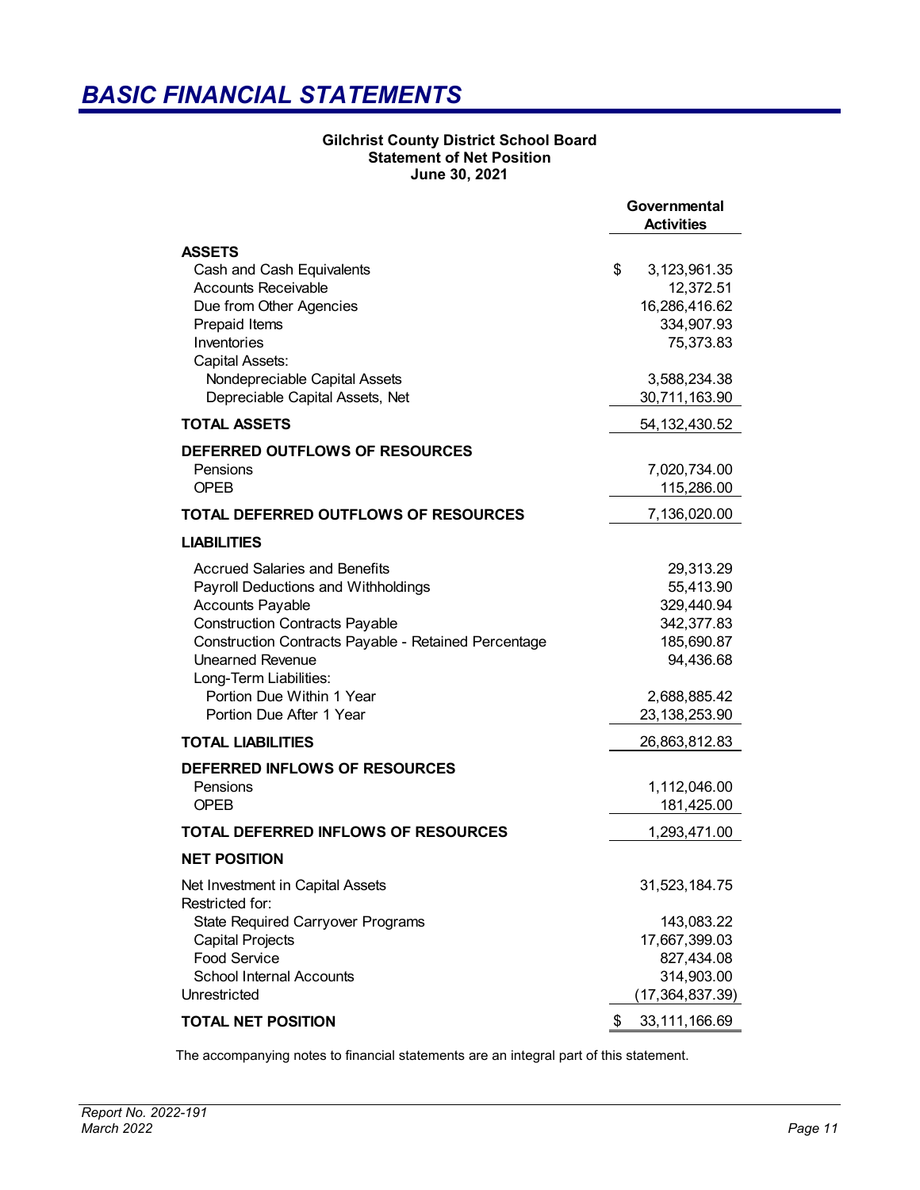# BASIC FINANCIAL STATEMENTS

**Gilchrist County District School Board**
**Statement of Net Position**
**June 30, 2021**

| | Governmental Activities |
|---|---|
| **ASSETS** | |
| Cash and Cash Equivalents | $ 3,123,961.35 |
| Accounts Receivable | 12,372.51 |
| Due from Other Agencies | 16,286,416.62 |
| Prepaid Items | 334,907.93 |
| Inventories | 75,373.83 |
| Capital Assets: | |
| Nondepreciable Capital Assets | 3,588,234.38 |
| Depreciable Capital Assets, Net | 30,711,163.90 |
| **TOTAL ASSETS** | 54,132,430.52 |
| **DEFERRED OUTFLOWS OF RESOURCES** | |
| Pensions | 7,020,734.00 |
| OPEB | 115,286.00 |
| **TOTAL DEFERRED OUTFLOWS OF RESOURCES** | 7,136,020.00 |
| **LIABILITIES** | |
| Accrued Salaries and Benefits | 29,313.29 |
| Payroll Deductions and Withholdings | 55,413.90 |
| Accounts Payable | 329,440.94 |
| Construction Contracts Payable | 342,377.83 |
| Construction Contracts Payable - Retained Percentage | 185,690.87 |
| Unearned Revenue | 94,436.68 |
| Long-Term Liabilities: | |
| Portion Due Within 1 Year | 2,688,885.42 |
| Portion Due After 1 Year | 23,138,253.90 |
| **TOTAL LIABILITIES** | 26,863,812.83 |
| **DEFERRED INFLOWS OF RESOURCES** | |
| Pensions | 1,112,046.00 |
| OPEB | 181,425.00 |
| **TOTAL DEFERRED INFLOWS OF RESOURCES** | 1,293,471.00 |
| **NET POSITION** | |
| Net Investment in Capital Assets | 31,523,184.75 |
| Restricted for: | |
| State Required Carryover Programs | 143,083.22 |
| Capital Projects | 17,667,399.03 |
| Food Service | 827,434.08 |
| School Internal Accounts | 314,903.00 |
| Unrestricted | (17,364,837.39) |
| **TOTAL NET POSITION** | $ 33,111,166.69 |

The accompanying notes to financial statements are an integral part of this statement.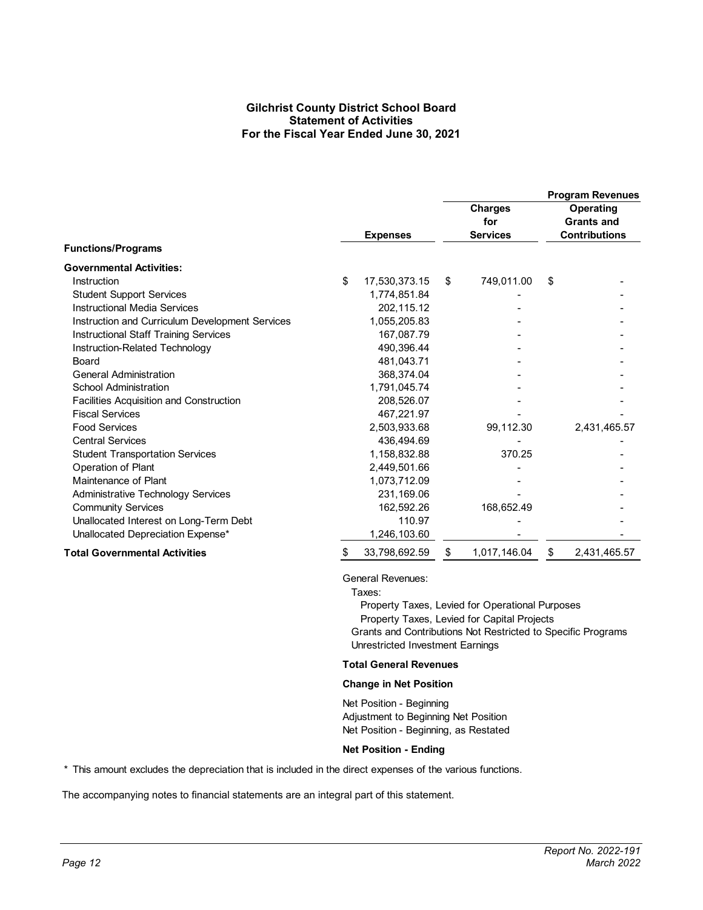# Gilchrist County District School Board
## Statement of Activities
## For the Fiscal Year Ended June 30, 2021

| | | Program Revenues | |
|---|---|---|---|
| **Functions/Programs** | **Expenses** | **Charges for Services** | **Operating Grants and Contributions** |
| **Governmental Activities:** | | | |
| Instruction | $ 17,530,373.15 | $ 749,011.00 | $ - |
| Student Support Services | 1,774,851.84 | - | - |
| Instructional Media Services | 202,115.12 | - | - |
| Instruction and Curriculum Development Services | 1,055,205.83 | - | - |
| Instructional Staff Training Services | 167,087.79 | - | - |
| Instruction-Related Technology | 490,396.44 | - | - |
| Board | 481,043.71 | - | - |
| General Administration | 368,374.04 | - | - |
| School Administration | 1,791,045.74 | - | - |
| Facilities Acquisition and Construction | 208,526.07 | - | - |
| Fiscal Services | 467,221.97 | - | - |
| Food Services | 2,503,933.68 | 99,112.30 | 2,431,465.57 |
| Central Services | 436,494.69 | - | - |
| Student Transportation Services | 1,158,832.88 | 370.25 | - |
| Operation of Plant | 2,449,501.66 | - | - |
| Maintenance of Plant | 1,073,712.09 | - | - |
| Administrative Technology Services | 231,169.06 | - | - |
| Community Services | 162,592.26 | 168,652.49 | - |
| Unallocated Interest on Long-Term Debt | 110.97 | - | - |
| Unallocated Depreciation Expense* | 1,246,103.60 | - | - |
| **Total Governmental Activities** | $ 33,798,692.59 | $ 1,017,146.04 | $ 2,431,465.57 |

General Revenues:
- Taxes:
  - Property Taxes, Levied for Operational Purposes
  - Property Taxes, Levied for Capital Projects
- Grants and Contributions Not Restricted to Specific Programs
- Unrestricted Investment Earnings

**Total General Revenues**

**Change in Net Position**

Net Position - Beginning
Adjustment to Beginning Net Position
Net Position - Beginning, as Restated

**Net Position - Ending**

\* This amount excludes the depreciation that is included in the direct expenses of the various functions.

The accompanying notes to financial statements are an integral part of this statement.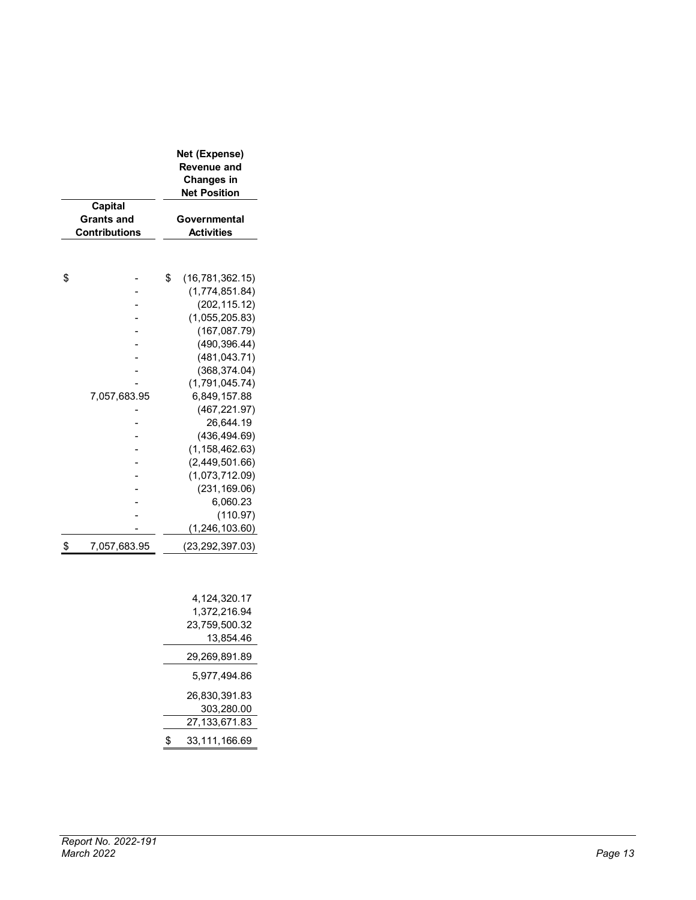| Capital Grants and Contributions | Net (Expense) Revenue and Changes in Net Position<br>Governmental Activities |
|---|---|
| $ - | $ (16,781,362.15) |
| - | (1,774,851.84) |
| - | (202,115.12) |
| - | (1,055,205.83) |
| - | (167,087.79) |
| - | (490,396.44) |
| - | (481,043.71) |
| - | (368,374.04) |
| - | (1,791,045.74) |
| 7,057,683.95 | 6,849,157.88 |
| - | (467,221.97) |
| - | 26,644.19 |
| - | (436,494.69) |
| - | (1,158,462.63) |
| - | (2,449,501.66) |
| - | (1,073,712.09) |
| - | (231,169.06) |
| - | 6,060.23 |
| - | (110.97) |
| - | (1,246,103.60) |
| $ 7,057,683.95 | (23,292,397.03) |
| | |
| | 4,124,320.17 |
| | 1,372,216.94 |
| | 23,759,500.32 |
| | 13,854.46 |
| | 29,269,891.89 |
| | 5,977,494.86 |
| | 26,830,391.83 |
| | 303,280.00 |
| | 27,133,671.83 |
| | $ 33,111,166.69 |

*Report No. 2022-191*
*March 2022*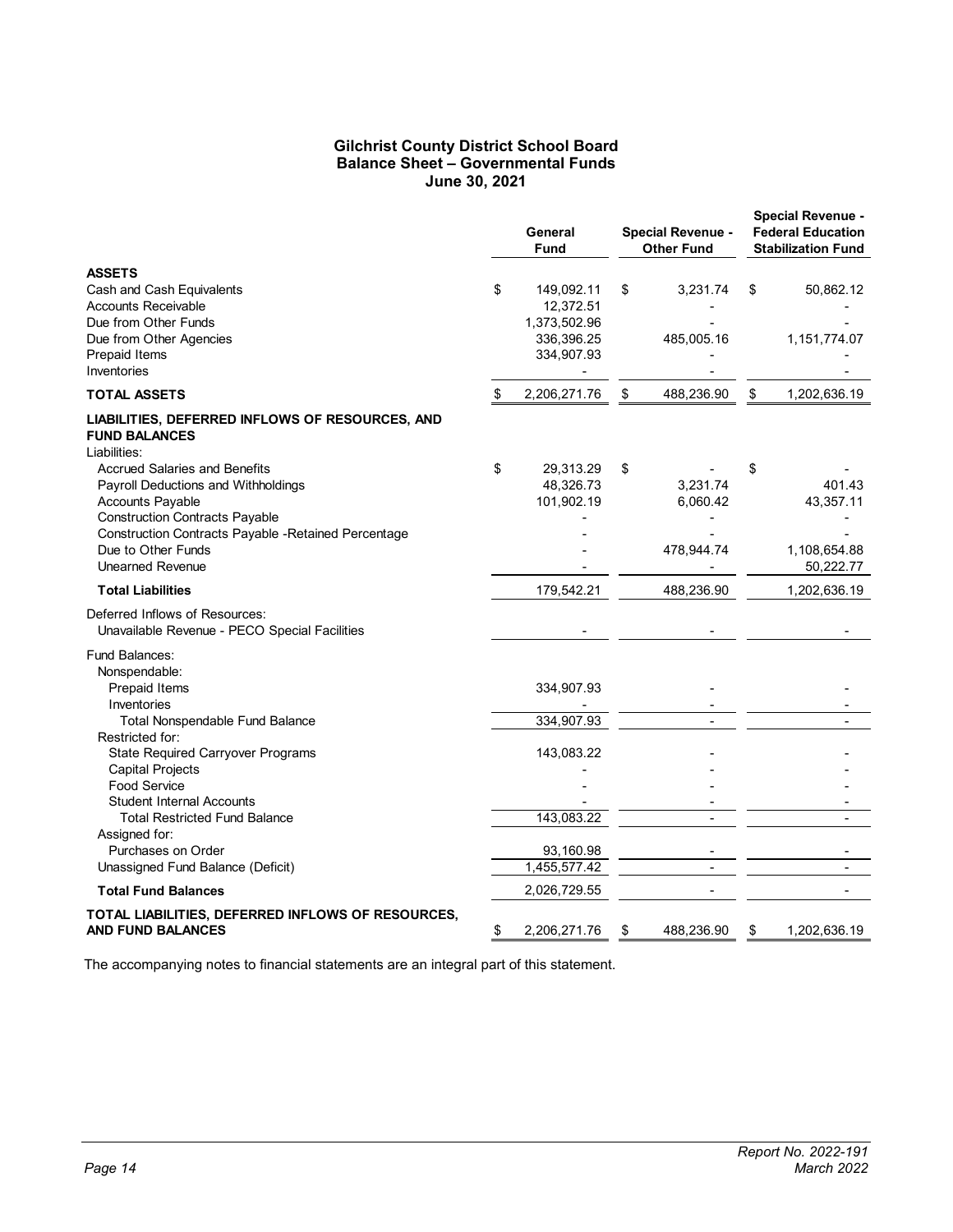## Gilchrist County District School Board
## Balance Sheet – Governmental Funds
## June 30, 2021

| | General Fund | Special Revenue - Other Fund | Special Revenue - Federal Education Stabilization Fund |
|---|---|---|---|
| **ASSETS** | | | |
| Cash and Cash Equivalents | $ 149,092.11 | $ 3,231.74 | $ 50,862.12 |
| Accounts Receivable | 12,372.51 | - | - |
| Due from Other Funds | 1,373,502.96 | - | - |
| Due from Other Agencies | 336,396.25 | 485,005.16 | 1,151,774.07 |
| Prepaid Items | 334,907.93 | - | - |
| Inventories | - | - | - |
| **TOTAL ASSETS** | $ 2,206,271.76 | $ 488,236.90 | $ 1,202,636.19 |
| **LIABILITIES, DEFERRED INFLOWS OF RESOURCES, AND FUND BALANCES** | | | |
| Liabilities: | | | |
| Accrued Salaries and Benefits | $ 29,313.29 | $ - | $ - |
| Payroll Deductions and Withholdings | 48,326.73 | 3,231.74 | 401.43 |
| Accounts Payable | 101,902.19 | 6,060.42 | 43,357.11 |
| Construction Contracts Payable | - | - | - |
| Construction Contracts Payable -Retained Percentage | - | - | - |
| Due to Other Funds | - | 478,944.74 | 1,108,654.88 |
| Unearned Revenue | - | - | 50,222.77 |
| **Total Liabilities** | 179,542.21 | 488,236.90 | 1,202,636.19 |
| Deferred Inflows of Resources: | | | |
| Unavailable Revenue - PECO Special Facilities | - | - | - |
| Fund Balances: | | | |
| Nonspendable: | | | |
| Prepaid Items | 334,907.93 | - | - |
| Inventories | - | - | - |
| Total Nonspendable Fund Balance | 334,907.93 | - | - |
| Restricted for: | | | |
| State Required Carryover Programs | 143,083.22 | - | - |
| Capital Projects | - | - | - |
| Food Service | - | - | - |
| Student Internal Accounts | - | - | - |
| Total Restricted Fund Balance | 143,083.22 | - | - |
| Assigned for: | | | |
| Purchases on Order | 93,160.98 | - | - |
| Unassigned Fund Balance (Deficit) | 1,455,577.42 | - | - |
| **Total Fund Balances** | 2,026,729.55 | - | - |
| **TOTAL LIABILITIES, DEFERRED INFLOWS OF RESOURCES, AND FUND BALANCES** | $ 2,206,271.76 | $ 488,236.90 | $ 1,202,636.19 |

The accompanying notes to financial statements are an integral part of this statement.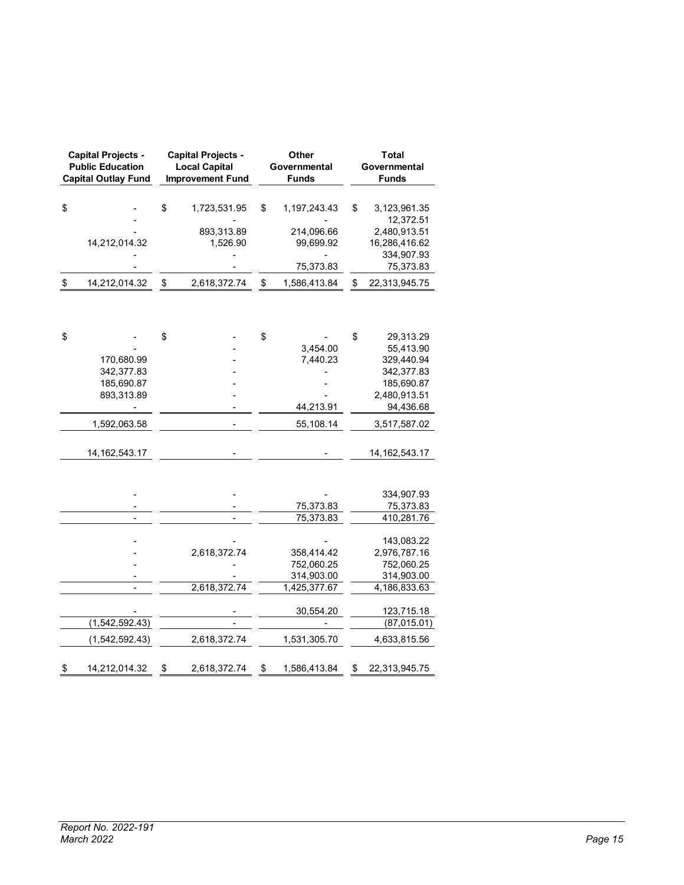| Capital Projects - Public Education Capital Outlay Fund | Capital Projects - Local Capital Improvement Fund | Other Governmental Funds | Total Governmental Funds |
|---|---|---|---|
| $ - | $ 1,723,531.95 | $ 1,197,243.43 | $ 3,123,961.35 |
| - | - | - | 12,372.51 |
| - | 893,313.89 | 214,096.66 | 2,480,913.51 |
| 14,212,014.32 | 1,526.90 | 99,699.92 | 16,286,416.62 |
| - | - | - | 334,907.93 |
| - | - | 75,373.83 | 75,373.83 |
| $ 14,212,014.32 | $ 2,618,372.74 | $ 1,586,413.84 | $ 22,313,945.75 |
| | | | |
| $ - | $ - | $ - | $ 29,313.29 |
| - | - | 3,454.00 | 55,413.90 |
| 170,680.99 | - | 7,440.23 | 329,440.94 |
| 342,377.83 | - | - | 342,377.83 |
| 185,690.87 | - | - | 185,690.87 |
| 893,313.89 | - | - | 2,480,913.51 |
| - | - | 44,213.91 | 94,436.68 |
| 1,592,063.58 | - | 55,108.14 | 3,517,587.02 |
| | | | |
| 14,162,543.17 | - | - | 14,162,543.17 |
| | | | |
| - | - | - | 334,907.93 |
| - | - | 75,373.83 | 75,373.83 |
| - | - | 75,373.83 | 410,281.76 |
| | | | |
| - | - | - | 143,083.22 |
| - | 2,618,372.74 | 358,414.42 | 2,976,787.16 |
| - | - | 752,060.25 | 752,060.25 |
| - | - | 314,903.00 | 314,903.00 |
| - | 2,618,372.74 | 1,425,377.67 | 4,186,833.63 |
| | | | |
| - | - | 30,554.20 | 123,715.18 |
| (1,542,592.43) | - | - | (87,015.01) |
| (1,542,592.43) | 2,618,372.74 | 1,531,305.70 | 4,633,815.56 |
| | | | |
| $ 14,212,014.32 | $ 2,618,372.74 | $ 1,586,413.84 | $ 22,313,945.75 |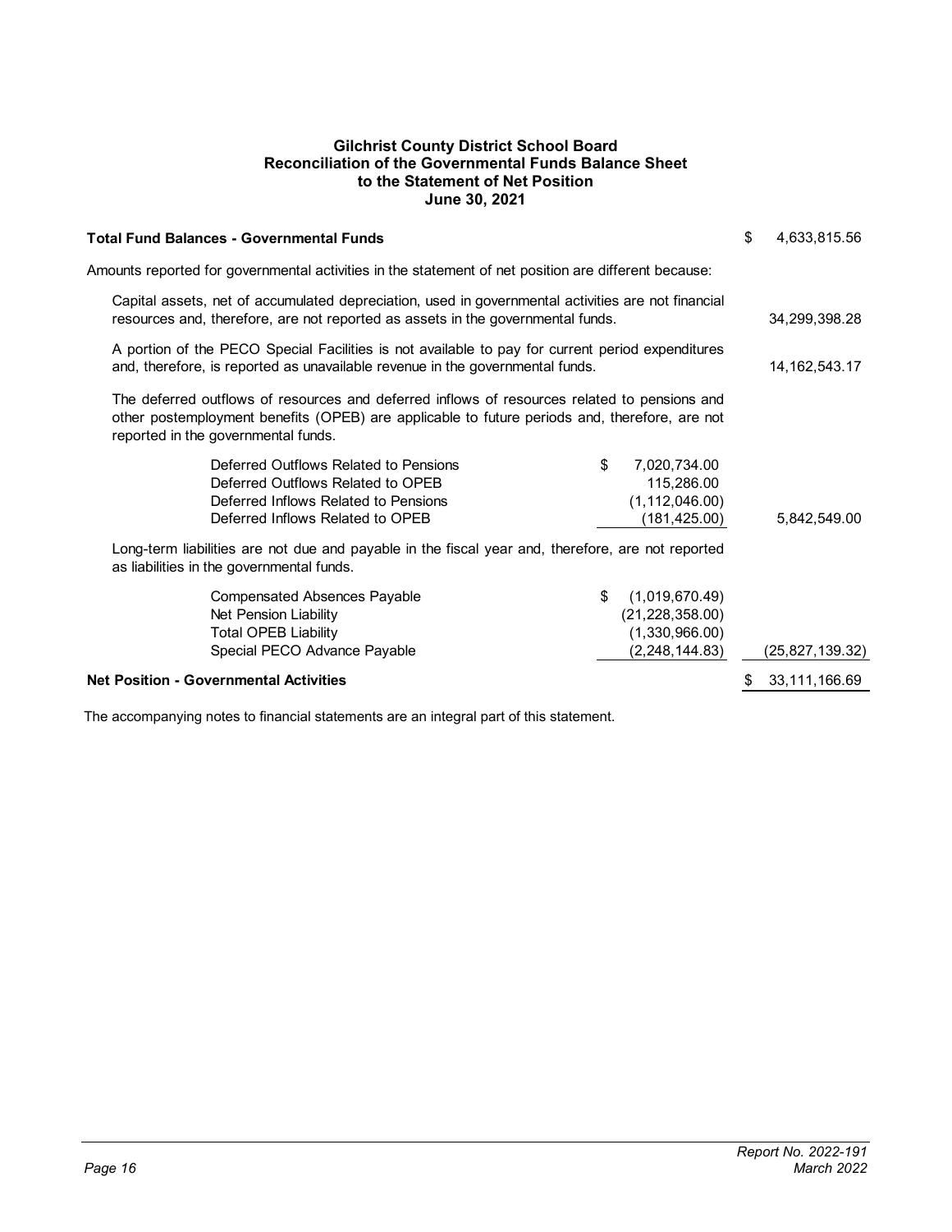# Gilchrist County District School Board
## Reconciliation of the Governmental Funds Balance Sheet to the Statement of Net Position
### June 30, 2021

| | | |
|---|---|---|
| **Total Fund Balances - Governmental Funds** | | $ 4,633,815.56 |
| Amounts reported for governmental activities in the statement of net position are different because: | | |
| Capital assets, net of accumulated depreciation, used in governmental activities are not financial resources and, therefore, are not reported as assets in the governmental funds. | | 34,299,398.28 |
| A portion of the PECO Special Facilities is not available to pay for current period expenditures and, therefore, is reported as unavailable revenue in the governmental funds. | | 14,162,543.17 |
| The deferred outflows of resources and deferred inflows of resources related to pensions and other postemployment benefits (OPEB) are applicable to future periods and, therefore, are not reported in the governmental funds. | | |
| Deferred Outflows Related to Pensions | $ 7,020,734.00 | |
| Deferred Outflows Related to OPEB | 115,286.00 | |
| Deferred Inflows Related to Pensions | (1,112,046.00) | |
| Deferred Inflows Related to OPEB | (181,425.00) | 5,842,549.00 |
| Long-term liabilities are not due and payable in the fiscal year and, therefore, are not reported as liabilities in the governmental funds. | | |
| Compensated Absences Payable | $ (1,019,670.49) | |
| Net Pension Liability | (21,228,358.00) | |
| Total OPEB Liability | (1,330,966.00) | |
| Special PECO Advance Payable | (2,248,144.83) | (25,827,139.32) |
| **Net Position - Governmental Activities** | | $ 33,111,166.69 |

The accompanying notes to financial statements are an integral part of this statement.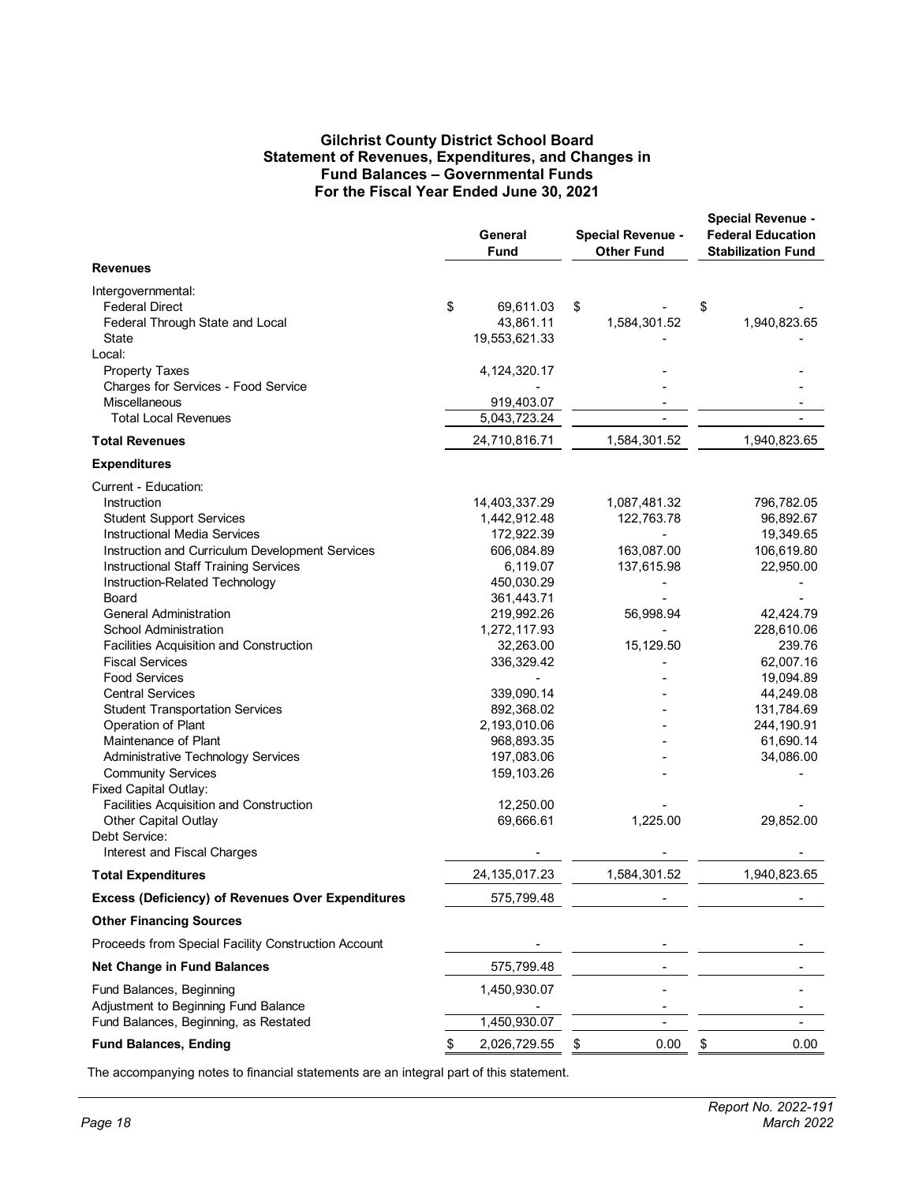# Gilchrist County District School Board
## Statement of Revenues, Expenditures, and Changes in Fund Balances – Governmental Funds
## For the Fiscal Year Ended June 30, 2021

| | General Fund | Special Revenue - Other Fund | Special Revenue - Federal Education Stabilization Fund |
|---|---|---|---|
| **Revenues** | | | |
| Intergovernmental: | | | |
| Federal Direct | $ 69,611.03 | $ - | $ - |
| Federal Through State and Local | 43,861.11 | 1,584,301.52 | 1,940,823.65 |
| State | 19,553,621.33 | - | - |
| Local: | | | |
| Property Taxes | 4,124,320.17 | - | - |
| Charges for Services - Food Service | - | - | - |
| Miscellaneous | 919,403.07 | - | - |
| Total Local Revenues | 5,043,723.24 | - | - |
| **Total Revenues** | 24,710,816.71 | 1,584,301.52 | 1,940,823.65 |
| **Expenditures** | | | |
| Current - Education: | | | |
| Instruction | 14,403,337.29 | 1,087,481.32 | 796,782.05 |
| Student Support Services | 1,442,912.48 | 122,763.78 | 96,892.67 |
| Instructional Media Services | 172,922.39 | - | 19,349.65 |
| Instruction and Curriculum Development Services | 606,084.89 | 163,087.00 | 106,619.80 |
| Instructional Staff Training Services | 6,119.07 | 137,615.98 | 22,950.00 |
| Instruction-Related Technology | 450,030.29 | - | - |
| Board | 361,443.71 | - | - |
| General Administration | 219,992.26 | 56,998.94 | 42,424.79 |
| School Administration | 1,272,117.93 | - | 228,610.06 |
| Facilities Acquisition and Construction | 32,263.00 | 15,129.50 | 239.76 |
| Fiscal Services | 336,329.42 | - | 62,007.16 |
| Food Services | - | - | 19,094.89 |
| Central Services | 339,090.14 | - | 44,249.08 |
| Student Transportation Services | 892,368.02 | - | 131,784.69 |
| Operation of Plant | 2,193,010.06 | - | 244,190.91 |
| Maintenance of Plant | 968,893.35 | - | 61,690.14 |
| Administrative Technology Services | 197,083.06 | - | 34,086.00 |
| Community Services | 159,103.26 | - | - |
| Fixed Capital Outlay: | | | |
| Facilities Acquisition and Construction | 12,250.00 | - | - |
| Other Capital Outlay | 69,666.61 | 1,225.00 | 29,852.00 |
| Debt Service: | | | |
| Interest and Fiscal Charges | - | - | - |
| **Total Expenditures** | 24,135,017.23 | 1,584,301.52 | 1,940,823.65 |
| **Excess (Deficiency) of Revenues Over Expenditures** | 575,799.48 | - | - |
| **Other Financing Sources** | | | |
| Proceeds from Special Facility Construction Account | - | - | - |
| **Net Change in Fund Balances** | 575,799.48 | - | - |
| Fund Balances, Beginning | 1,450,930.07 | - | - |
| Adjustment to Beginning Fund Balance | - | - | - |
| Fund Balances, Beginning, as Restated | 1,450,930.07 | - | - |
| **Fund Balances, Ending** | $ 2,026,729.55 | $ 0.00 | $ 0.00 |

The accompanying notes to financial statements are an integral part of this statement.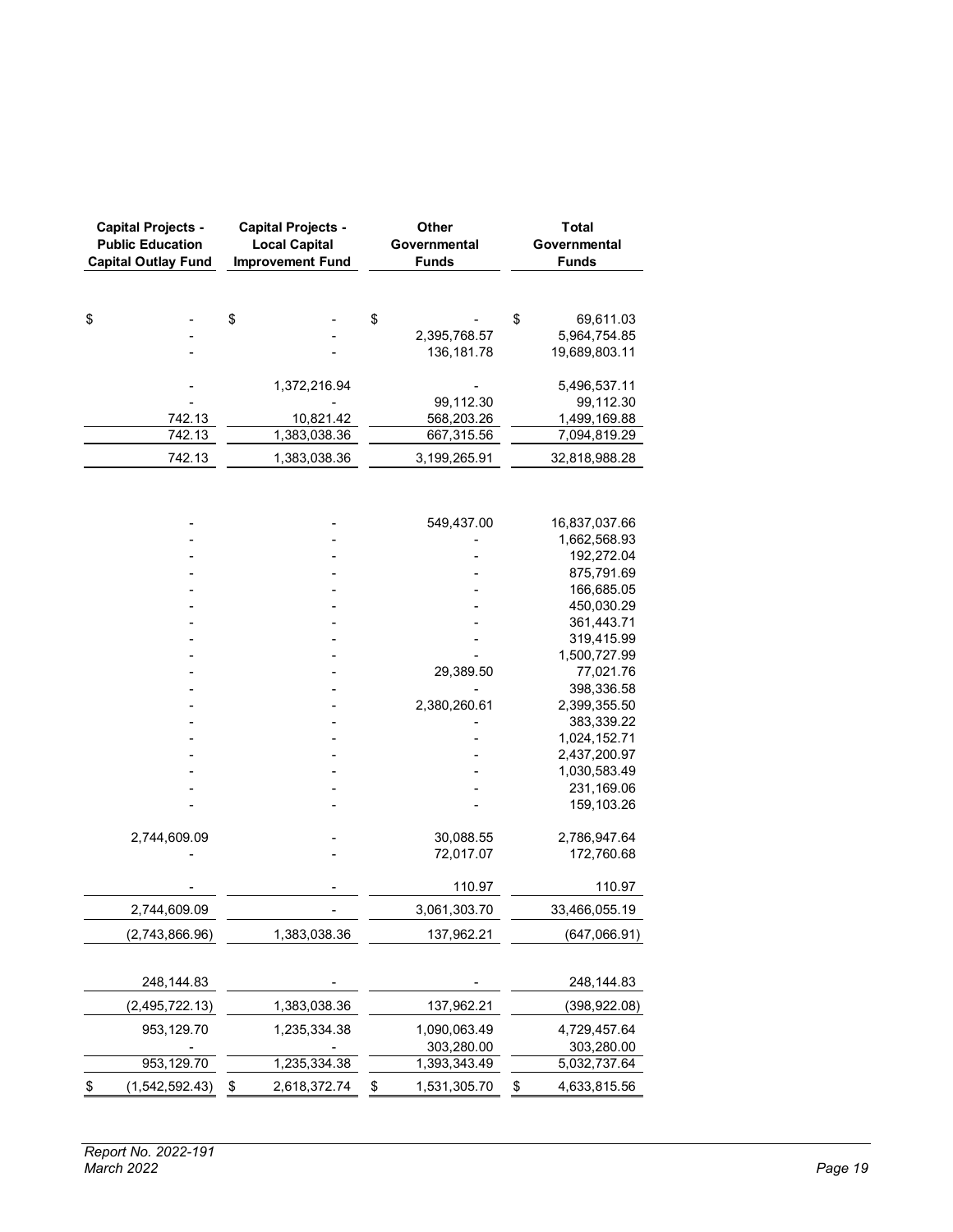| Capital Projects - Public Education Capital Outlay Fund | Capital Projects - Local Capital Improvement Fund | Other Governmental Funds | Total Governmental Funds |
|---|---|---|---|
| $ - | $ - | $ - | $ 69,611.03 |
| - | - | 2,395,768.57 | 5,964,754.85 |
| - | - | 136,181.78 | 19,689,803.11 |
| | | | |
| - | 1,372,216.94 | - | 5,496,537.11 |
| - | - | 99,112.30 | 99,112.30 |
| 742.13 | 10,821.42 | 568,203.26 | 1,499,169.88 |
| 742.13 | 1,383,038.36 | 667,315.56 | 7,094,819.29 |
| 742.13 | 1,383,038.36 | 3,199,265.91 | 32,818,988.28 |
| | | | |
| - | - | 549,437.00 | 16,837,037.66 |
| - | - | - | 1,662,568.93 |
| - | - | - | 192,272.04 |
| - | - | - | 875,791.69 |
| - | - | - | 166,685.05 |
| - | - | - | 450,030.29 |
| - | - | - | 361,443.71 |
| - | - | - | 319,415.99 |
| - | - | - | 1,500,727.99 |
| - | - | 29,389.50 | 77,021.76 |
| - | - | - | 398,336.58 |
| - | - | 2,380,260.61 | 2,399,355.50 |
| - | - | - | 383,339.22 |
| - | - | - | 1,024,152.71 |
| - | - | - | 2,437,200.97 |
| - | - | - | 1,030,583.49 |
| - | - | - | 231,169.06 |
| - | - | - | 159,103.26 |
| | | | |
| 2,744,609.09 | - | 30,088.55 | 2,786,947.64 |
| - | - | 72,017.07 | 172,760.68 |
| | | | |
| - | - | 110.97 | 110.97 |
| 2,744,609.09 | - | 3,061,303.70 | 33,466,055.19 |
| (2,743,866.96) | 1,383,038.36 | 137,962.21 | (647,066.91) |
| | | | |
| 248,144.83 | - | - | 248,144.83 |
| (2,495,722.13) | 1,383,038.36 | 137,962.21 | (398,922.08) |
| 953,129.70 | 1,235,334.38 | 1,090,063.49 | 4,729,457.64 |
| - | - | 303,280.00 | 303,280.00 |
| 953,129.70 | 1,235,334.38 | 1,393,343.49 | 5,032,737.64 |
| $ (1,542,592.43) | $ 2,618,372.74 | $ 1,531,305.70 | $ 4,633,815.56 |

*Report No. 2022-191*
*March 2022*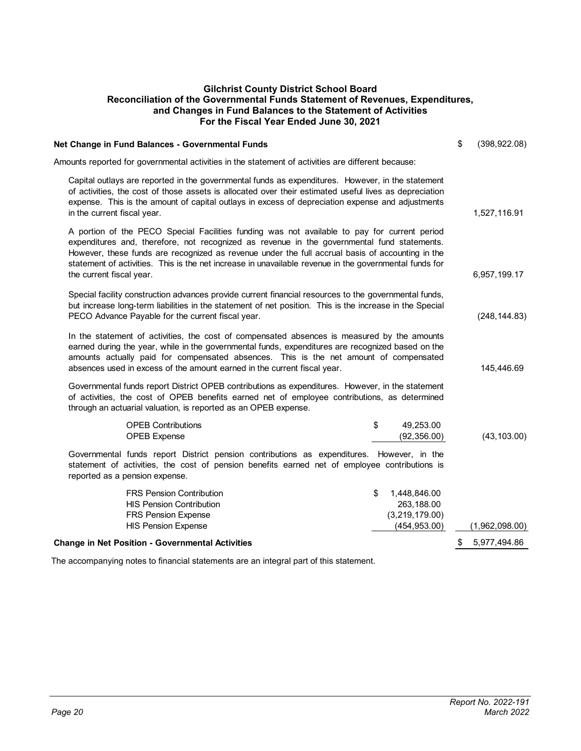# Gilchrist County District School Board
## Reconciliation of the Governmental Funds Statement of Revenues, Expenditures, and Changes in Fund Balances to the Statement of Activities
### For the Fiscal Year Ended June 30, 2021

| | | |
|---|---|---|
| **Net Change in Fund Balances - Governmental Funds** | | $ (398,922.08) |
| Amounts reported for governmental activities in the statement of activities are different because: | | |
| Capital outlays are reported in the governmental funds as expenditures. However, in the statement of activities, the cost of those assets is allocated over their estimated useful lives as depreciation expense. This is the amount of capital outlays in excess of depreciation expense and adjustments in the current fiscal year. | | 1,527,116.91 |
| A portion of the PECO Special Facilities funding was not available to pay for current period expenditures and, therefore, not recognized as revenue in the governmental fund statements. However, these funds are recognized as revenue under the full accrual basis of accounting in the statement of activities. This is the net increase in unavailable revenue in the governmental funds for the current fiscal year. | | 6,957,199.17 |
| Special facility construction advances provide current financial resources to the governmental funds, but increase long-term liabilities in the statement of net position. This is the increase in the Special PECO Advance Payable for the current fiscal year. | | (248,144.83) |
| In the statement of activities, the cost of compensated absences is measured by the amounts earned during the year, while in the governmental funds, expenditures are recognized based on the amounts actually paid for compensated absences. This is the net amount of compensated absences used in excess of the amount earned in the current fiscal year. | | 145,446.69 |
| Governmental funds report District OPEB contributions as expenditures. However, in the statement of activities, the cost of OPEB benefits earned net of employee contributions, as determined through an actuarial valuation, is reported as an OPEB expense. | | |
| OPEB Contributions | $ 49,253.00 | |
| OPEB Expense | (92,356.00) | (43,103.00) |
| Governmental funds report District pension contributions as expenditures. However, in the statement of activities, the cost of pension benefits earned net of employee contributions is reported as a pension expense. | | |
| FRS Pension Contribution | $ 1,448,846.00 | |
| HIS Pension Contribution | 263,188.00 | |
| FRS Pension Expense | (3,219,179.00) | |
| HIS Pension Expense | (454,953.00) | (1,962,098.00) |
| **Change in Net Position - Governmental Activities** | | $ 5,977,494.86 |

The accompanying notes to financial statements are an integral part of this statement.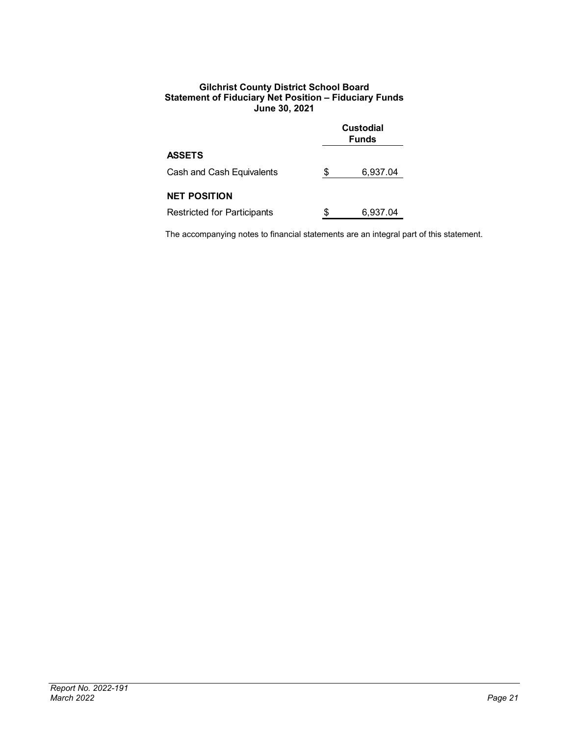**Gilchrist County District School Board**
**Statement of Fiduciary Net Position – Fiduciary Funds**
**June 30, 2021**

| | Custodial Funds |
|---|---|
| **ASSETS** | |
| Cash and Cash Equivalents | $ 6,937.04 |
| **NET POSITION** | |
| Restricted for Participants | $ 6,937.04 |

The accompanying notes to financial statements are an integral part of this statement.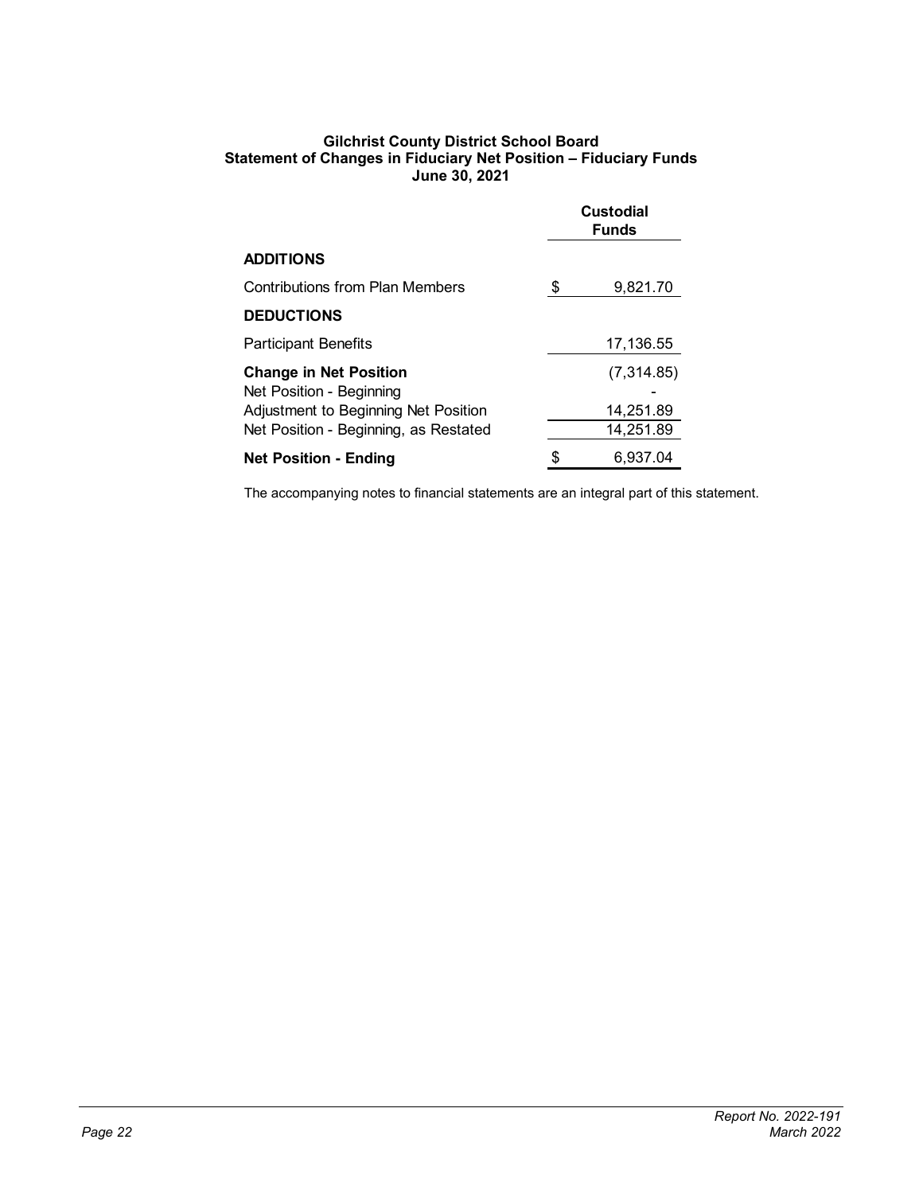**Gilchrist County District School Board**
**Statement of Changes in Fiduciary Net Position – Fiduciary Funds**
**June 30, 2021**

| | Custodial Funds |
|---|---|
| **ADDITIONS** | |
| Contributions from Plan Members | $ 9,821.70 |
| **DEDUCTIONS** | |
| Participant Benefits | 17,136.55 |
| **Change in Net Position** | (7,314.85) |
| Net Position - Beginning | - |
| Adjustment to Beginning Net Position | 14,251.89 |
| Net Position - Beginning, as Restated | 14,251.89 |
| **Net Position - Ending** | $ 6,937.04 |

The accompanying notes to financial statements are an integral part of this statement.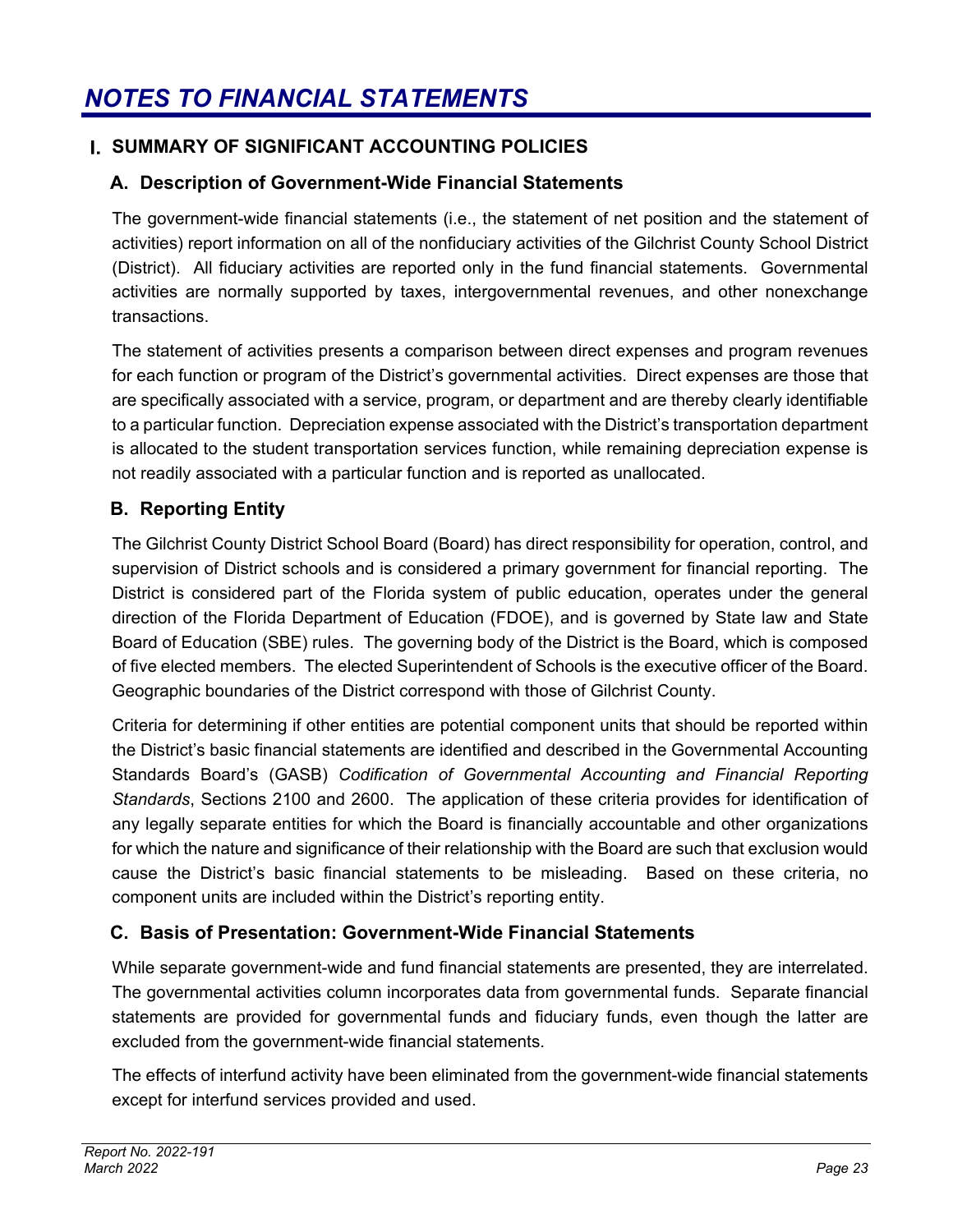# NOTES TO FINANCIAL STATEMENTS

## I. SUMMARY OF SIGNIFICANT ACCOUNTING POLICIES

### A. Description of Government-Wide Financial Statements

The government-wide financial statements (i.e., the statement of net position and the statement of activities) report information on all of the nonfiduciary activities of the Gilchrist County School District (District). All fiduciary activities are reported only in the fund financial statements. Governmental activities are normally supported by taxes, intergovernmental revenues, and other nonexchange transactions.

The statement of activities presents a comparison between direct expenses and program revenues for each function or program of the District's governmental activities. Direct expenses are those that are specifically associated with a service, program, or department and are thereby clearly identifiable to a particular function. Depreciation expense associated with the District's transportation department is allocated to the student transportation services function, while remaining depreciation expense is not readily associated with a particular function and is reported as unallocated.

### B. Reporting Entity

The Gilchrist County District School Board (Board) has direct responsibility for operation, control, and supervision of District schools and is considered a primary government for financial reporting. The District is considered part of the Florida system of public education, operates under the general direction of the Florida Department of Education (FDOE), and is governed by State law and State Board of Education (SBE) rules. The governing body of the District is the Board, which is composed of five elected members. The elected Superintendent of Schools is the executive officer of the Board. Geographic boundaries of the District correspond with those of Gilchrist County.

Criteria for determining if other entities are potential component units that should be reported within the District's basic financial statements are identified and described in the Governmental Accounting Standards Board's (GASB) *Codification of Governmental Accounting and Financial Reporting Standards*, Sections 2100 and 2600. The application of these criteria provides for identification of any legally separate entities for which the Board is financially accountable and other organizations for which the nature and significance of their relationship with the Board are such that exclusion would cause the District's basic financial statements to be misleading. Based on these criteria, no component units are included within the District's reporting entity.

### C. Basis of Presentation: Government-Wide Financial Statements

While separate government-wide and fund financial statements are presented, they are interrelated. The governmental activities column incorporates data from governmental funds. Separate financial statements are provided for governmental funds and fiduciary funds, even though the latter are excluded from the government-wide financial statements.

The effects of interfund activity have been eliminated from the government-wide financial statements except for interfund services provided and used.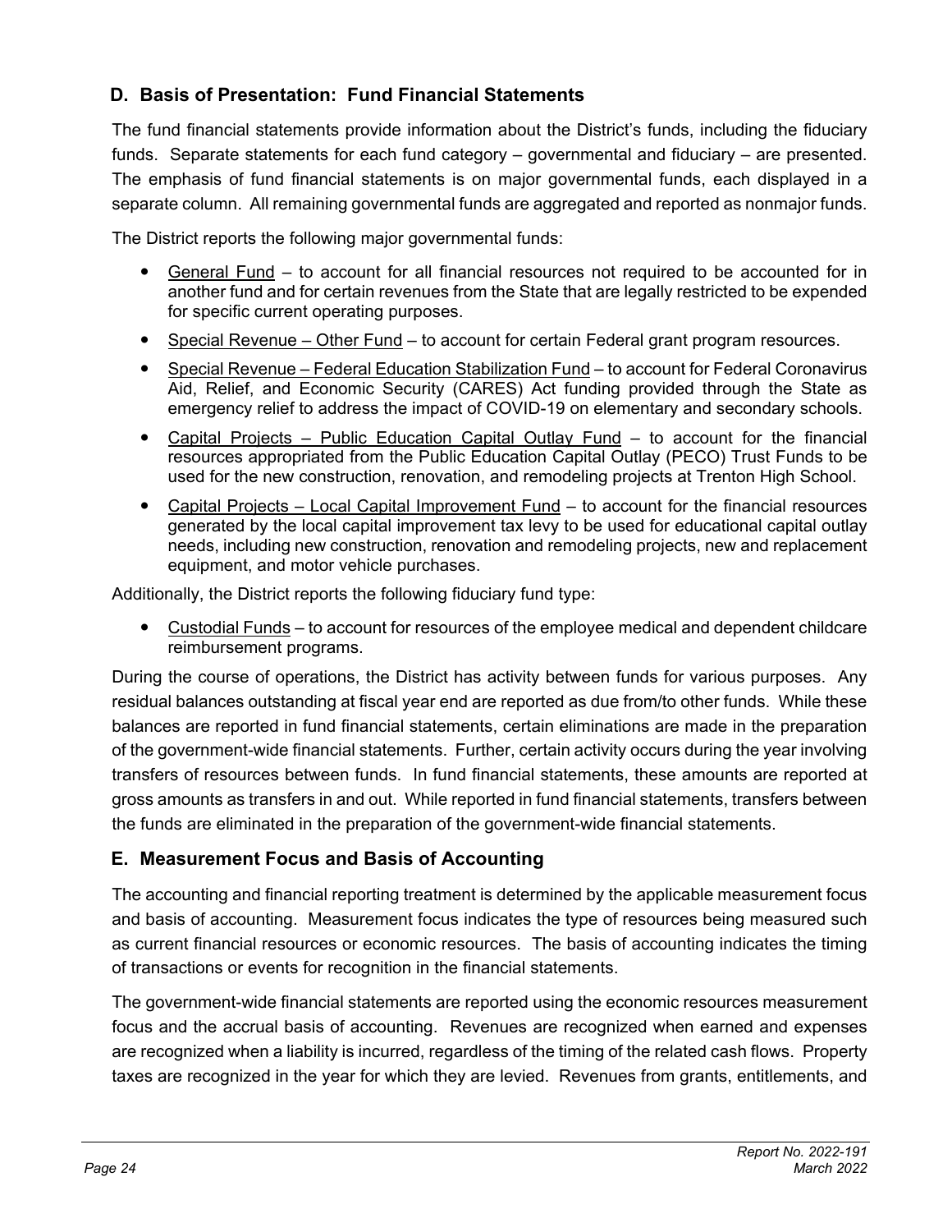## D. Basis of Presentation: Fund Financial Statements

The fund financial statements provide information about the District's funds, including the fiduciary funds. Separate statements for each fund category – governmental and fiduciary – are presented. The emphasis of fund financial statements is on major governmental funds, each displayed in a separate column. All remaining governmental funds are aggregated and reported as nonmajor funds.

The District reports the following major governmental funds:

- General Fund – to account for all financial resources not required to be accounted for in another fund and for certain revenues from the State that are legally restricted to be expended for specific current operating purposes.
- Special Revenue – Other Fund – to account for certain Federal grant program resources.
- Special Revenue – Federal Education Stabilization Fund – to account for Federal Coronavirus Aid, Relief, and Economic Security (CARES) Act funding provided through the State as emergency relief to address the impact of COVID-19 on elementary and secondary schools.
- Capital Projects – Public Education Capital Outlay Fund – to account for the financial resources appropriated from the Public Education Capital Outlay (PECO) Trust Funds to be used for the new construction, renovation, and remodeling projects at Trenton High School.
- Capital Projects – Local Capital Improvement Fund – to account for the financial resources generated by the local capital improvement tax levy to be used for educational capital outlay needs, including new construction, renovation and remodeling projects, new and replacement equipment, and motor vehicle purchases.

Additionally, the District reports the following fiduciary fund type:

- Custodial Funds – to account for resources of the employee medical and dependent childcare reimbursement programs.

During the course of operations, the District has activity between funds for various purposes. Any residual balances outstanding at fiscal year end are reported as due from/to other funds. While these balances are reported in fund financial statements, certain eliminations are made in the preparation of the government-wide financial statements. Further, certain activity occurs during the year involving transfers of resources between funds. In fund financial statements, these amounts are reported at gross amounts as transfers in and out. While reported in fund financial statements, transfers between the funds are eliminated in the preparation of the government-wide financial statements.

## E. Measurement Focus and Basis of Accounting

The accounting and financial reporting treatment is determined by the applicable measurement focus and basis of accounting. Measurement focus indicates the type of resources being measured such as current financial resources or economic resources. The basis of accounting indicates the timing of transactions or events for recognition in the financial statements.

The government-wide financial statements are reported using the economic resources measurement focus and the accrual basis of accounting. Revenues are recognized when earned and expenses are recognized when a liability is incurred, regardless of the timing of the related cash flows. Property taxes are recognized in the year for which they are levied. Revenues from grants, entitlements, and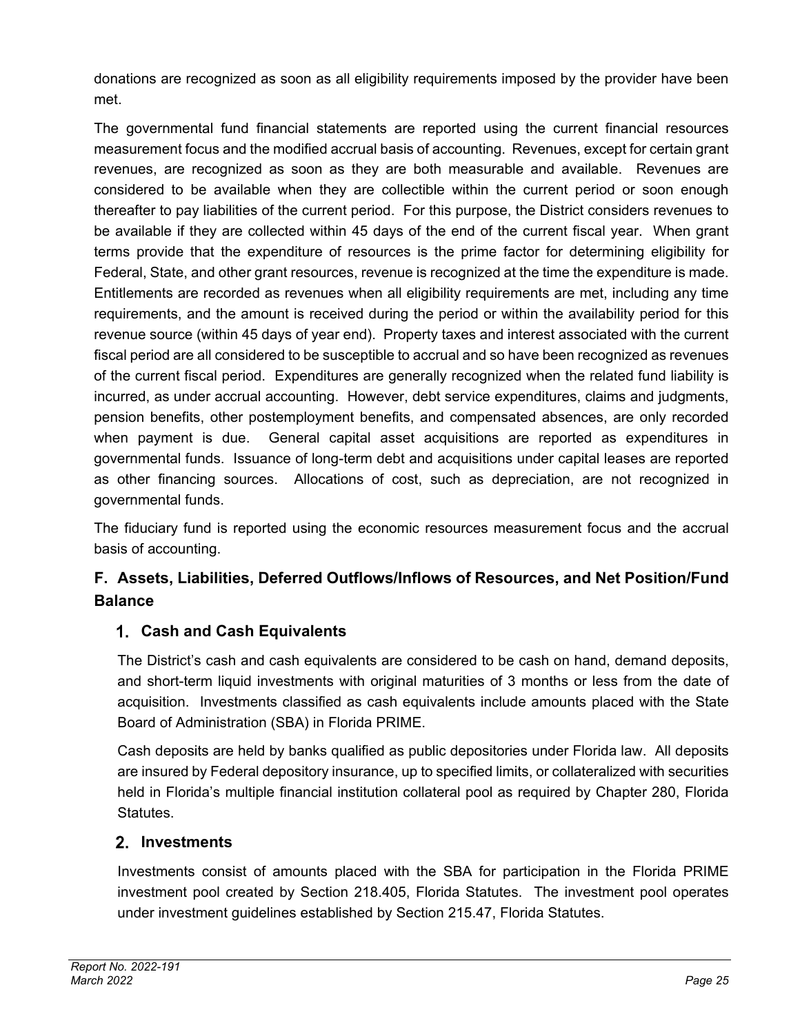donations are recognized as soon as all eligibility requirements imposed by the provider have been met.

The governmental fund financial statements are reported using the current financial resources measurement focus and the modified accrual basis of accounting. Revenues, except for certain grant revenues, are recognized as soon as they are both measurable and available. Revenues are considered to be available when they are collectible within the current period or soon enough thereafter to pay liabilities of the current period. For this purpose, the District considers revenues to be available if they are collected within 45 days of the end of the current fiscal year. When grant terms provide that the expenditure of resources is the prime factor for determining eligibility for Federal, State, and other grant resources, revenue is recognized at the time the expenditure is made. Entitlements are recorded as revenues when all eligibility requirements are met, including any time requirements, and the amount is received during the period or within the availability period for this revenue source (within 45 days of year end). Property taxes and interest associated with the current fiscal period are all considered to be susceptible to accrual and so have been recognized as revenues of the current fiscal period. Expenditures are generally recognized when the related fund liability is incurred, as under accrual accounting. However, debt service expenditures, claims and judgments, pension benefits, other postemployment benefits, and compensated absences, are only recorded when payment is due. General capital asset acquisitions are reported as expenditures in governmental funds. Issuance of long-term debt and acquisitions under capital leases are reported as other financing sources. Allocations of cost, such as depreciation, are not recognized in governmental funds.

The fiduciary fund is reported using the economic resources measurement focus and the accrual basis of accounting.

## F. Assets, Liabilities, Deferred Outflows/Inflows of Resources, and Net Position/Fund Balance

### 1. Cash and Cash Equivalents

The District's cash and cash equivalents are considered to be cash on hand, demand deposits, and short-term liquid investments with original maturities of 3 months or less from the date of acquisition. Investments classified as cash equivalents include amounts placed with the State Board of Administration (SBA) in Florida PRIME.

Cash deposits are held by banks qualified as public depositories under Florida law. All deposits are insured by Federal depository insurance, up to specified limits, or collateralized with securities held in Florida's multiple financial institution collateral pool as required by Chapter 280, Florida Statutes.

### 2. Investments

Investments consist of amounts placed with the SBA for participation in the Florida PRIME investment pool created by Section 218.405, Florida Statutes. The investment pool operates under investment guidelines established by Section 215.47, Florida Statutes.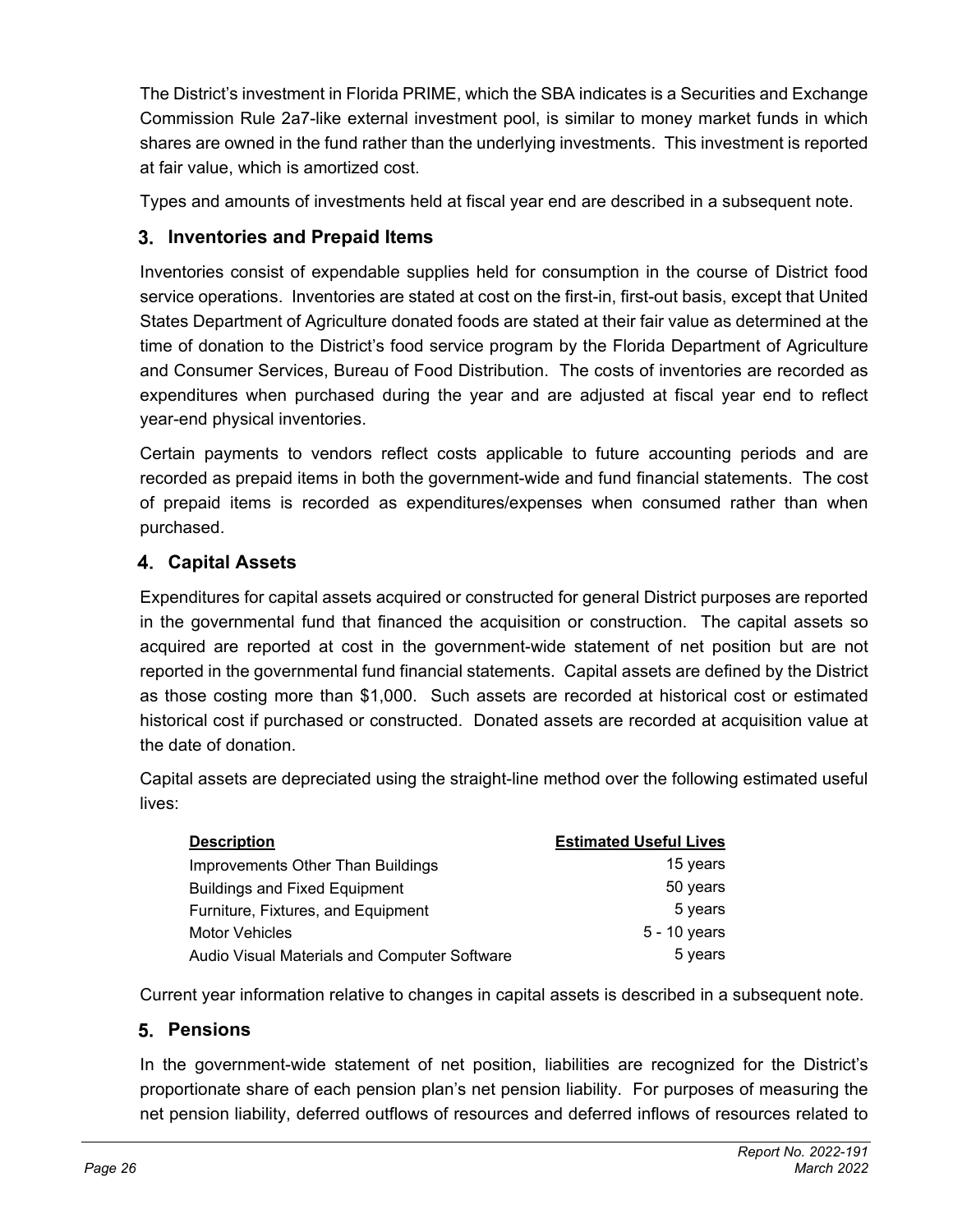The District's investment in Florida PRIME, which the SBA indicates is a Securities and Exchange Commission Rule 2a7-like external investment pool, is similar to money market funds in which shares are owned in the fund rather than the underlying investments. This investment is reported at fair value, which is amortized cost.

Types and amounts of investments held at fiscal year end are described in a subsequent note.

### 3. Inventories and Prepaid Items

Inventories consist of expendable supplies held for consumption in the course of District food service operations. Inventories are stated at cost on the first-in, first-out basis, except that United States Department of Agriculture donated foods are stated at their fair value as determined at the time of donation to the District's food service program by the Florida Department of Agriculture and Consumer Services, Bureau of Food Distribution. The costs of inventories are recorded as expenditures when purchased during the year and are adjusted at fiscal year end to reflect year-end physical inventories.

Certain payments to vendors reflect costs applicable to future accounting periods and are recorded as prepaid items in both the government-wide and fund financial statements. The cost of prepaid items is recorded as expenditures/expenses when consumed rather than when purchased.

### 4. Capital Assets

Expenditures for capital assets acquired or constructed for general District purposes are reported in the governmental fund that financed the acquisition or construction. The capital assets so acquired are reported at cost in the government-wide statement of net position but are not reported in the governmental fund financial statements. Capital assets are defined by the District as those costing more than $1,000. Such assets are recorded at historical cost or estimated historical cost if purchased or constructed. Donated assets are recorded at acquisition value at the date of donation.

Capital assets are depreciated using the straight-line method over the following estimated useful lives:

| Description | Estimated Useful Lives |
|---|---:|
| Improvements Other Than Buildings | 15 years |
| Buildings and Fixed Equipment | 50 years |
| Furniture, Fixtures, and Equipment | 5 years |
| Motor Vehicles | 5 - 10 years |
| Audio Visual Materials and Computer Software | 5 years |

Current year information relative to changes in capital assets is described in a subsequent note.

### 5. Pensions

In the government-wide statement of net position, liabilities are recognized for the District's proportionate share of each pension plan's net pension liability. For purposes of measuring the net pension liability, deferred outflows of resources and deferred inflows of resources related to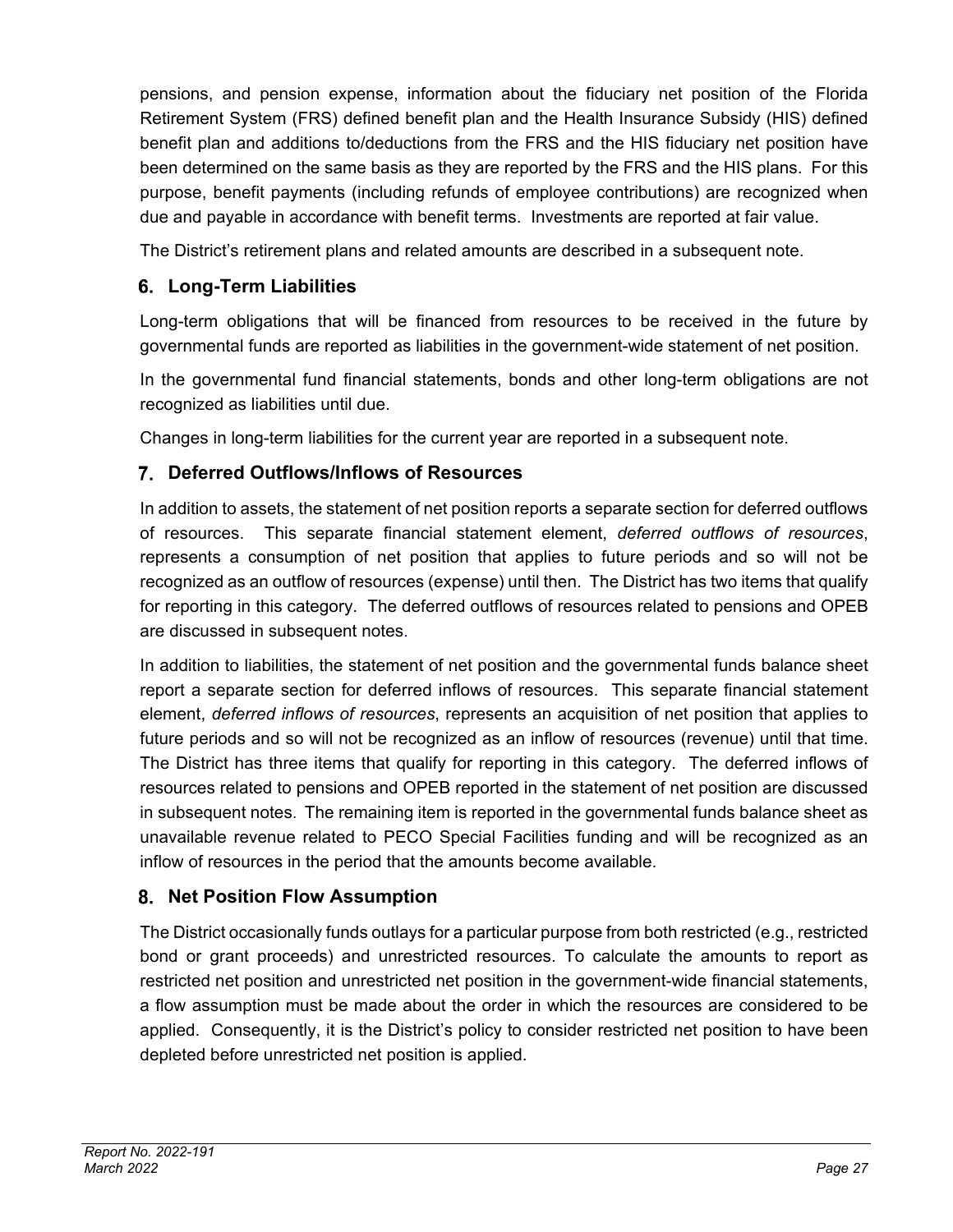pensions, and pension expense, information about the fiduciary net position of the Florida Retirement System (FRS) defined benefit plan and the Health Insurance Subsidy (HIS) defined benefit plan and additions to/deductions from the FRS and the HIS fiduciary net position have been determined on the same basis as they are reported by the FRS and the HIS plans. For this purpose, benefit payments (including refunds of employee contributions) are recognized when due and payable in accordance with benefit terms. Investments are reported at fair value.

The District's retirement plans and related amounts are described in a subsequent note.

### 6. Long-Term Liabilities

Long-term obligations that will be financed from resources to be received in the future by governmental funds are reported as liabilities in the government-wide statement of net position.

In the governmental fund financial statements, bonds and other long-term obligations are not recognized as liabilities until due.

Changes in long-term liabilities for the current year are reported in a subsequent note.

### 7. Deferred Outflows/Inflows of Resources

In addition to assets, the statement of net position reports a separate section for deferred outflows of resources. This separate financial statement element, *deferred outflows of resources*, represents a consumption of net position that applies to future periods and so will not be recognized as an outflow of resources (expense) until then. The District has two items that qualify for reporting in this category. The deferred outflows of resources related to pensions and OPEB are discussed in subsequent notes.

In addition to liabilities, the statement of net position and the governmental funds balance sheet report a separate section for deferred inflows of resources. This separate financial statement element, *deferred inflows of resources*, represents an acquisition of net position that applies to future periods and so will not be recognized as an inflow of resources (revenue) until that time. The District has three items that qualify for reporting in this category. The deferred inflows of resources related to pensions and OPEB reported in the statement of net position are discussed in subsequent notes. The remaining item is reported in the governmental funds balance sheet as unavailable revenue related to PECO Special Facilities funding and will be recognized as an inflow of resources in the period that the amounts become available.

### 8. Net Position Flow Assumption

The District occasionally funds outlays for a particular purpose from both restricted (e.g., restricted bond or grant proceeds) and unrestricted resources. To calculate the amounts to report as restricted net position and unrestricted net position in the government-wide financial statements, a flow assumption must be made about the order in which the resources are considered to be applied. Consequently, it is the District's policy to consider restricted net position to have been depleted before unrestricted net position is applied.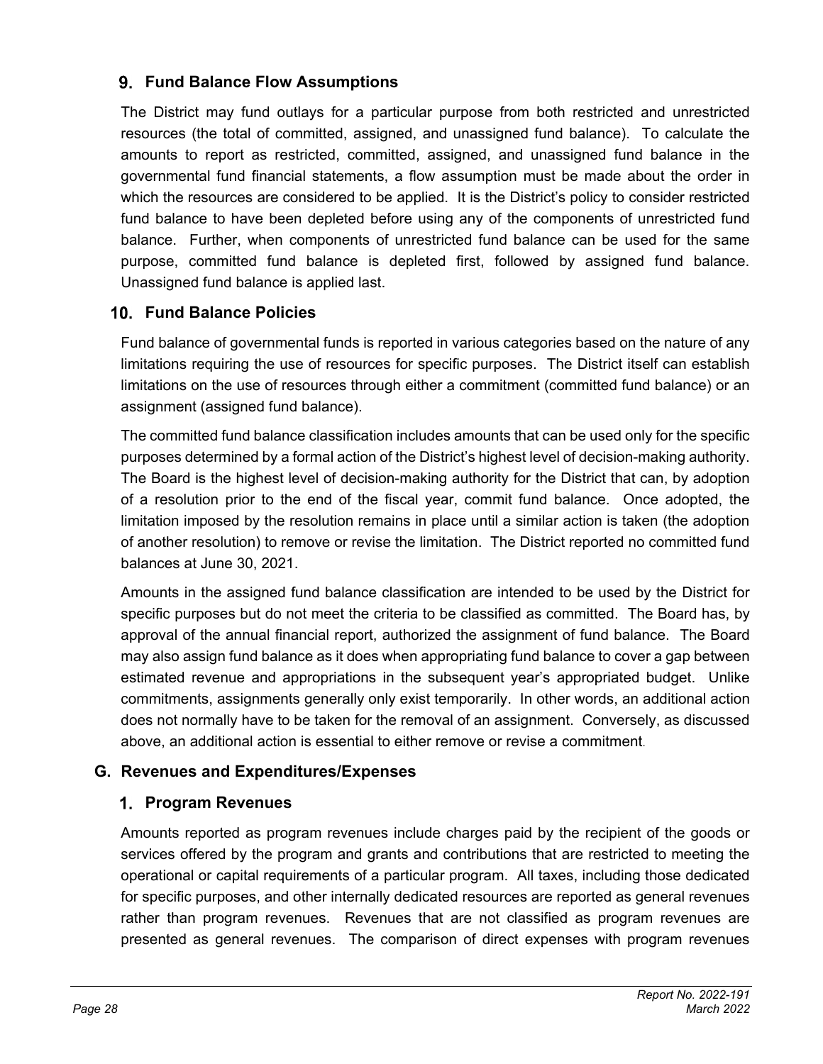### 9. Fund Balance Flow Assumptions

The District may fund outlays for a particular purpose from both restricted and unrestricted resources (the total of committed, assigned, and unassigned fund balance). To calculate the amounts to report as restricted, committed, assigned, and unassigned fund balance in the governmental fund financial statements, a flow assumption must be made about the order in which the resources are considered to be applied. It is the District's policy to consider restricted fund balance to have been depleted before using any of the components of unrestricted fund balance. Further, when components of unrestricted fund balance can be used for the same purpose, committed fund balance is depleted first, followed by assigned fund balance. Unassigned fund balance is applied last.

### 10. Fund Balance Policies

Fund balance of governmental funds is reported in various categories based on the nature of any limitations requiring the use of resources for specific purposes. The District itself can establish limitations on the use of resources through either a commitment (committed fund balance) or an assignment (assigned fund balance).

The committed fund balance classification includes amounts that can be used only for the specific purposes determined by a formal action of the District's highest level of decision-making authority. The Board is the highest level of decision-making authority for the District that can, by adoption of a resolution prior to the end of the fiscal year, commit fund balance. Once adopted, the limitation imposed by the resolution remains in place until a similar action is taken (the adoption of another resolution) to remove or revise the limitation. The District reported no committed fund balances at June 30, 2021.

Amounts in the assigned fund balance classification are intended to be used by the District for specific purposes but do not meet the criteria to be classified as committed. The Board has, by approval of the annual financial report, authorized the assignment of fund balance. The Board may also assign fund balance as it does when appropriating fund balance to cover a gap between estimated revenue and appropriations in the subsequent year's appropriated budget. Unlike commitments, assignments generally only exist temporarily. In other words, an additional action does not normally have to be taken for the removal of an assignment. Conversely, as discussed above, an additional action is essential to either remove or revise a commitment.

## G. Revenues and Expenditures/Expenses

### 1. Program Revenues

Amounts reported as program revenues include charges paid by the recipient of the goods or services offered by the program and grants and contributions that are restricted to meeting the operational or capital requirements of a particular program. All taxes, including those dedicated for specific purposes, and other internally dedicated resources are reported as general revenues rather than program revenues. Revenues that are not classified as program revenues are presented as general revenues. The comparison of direct expenses with program revenues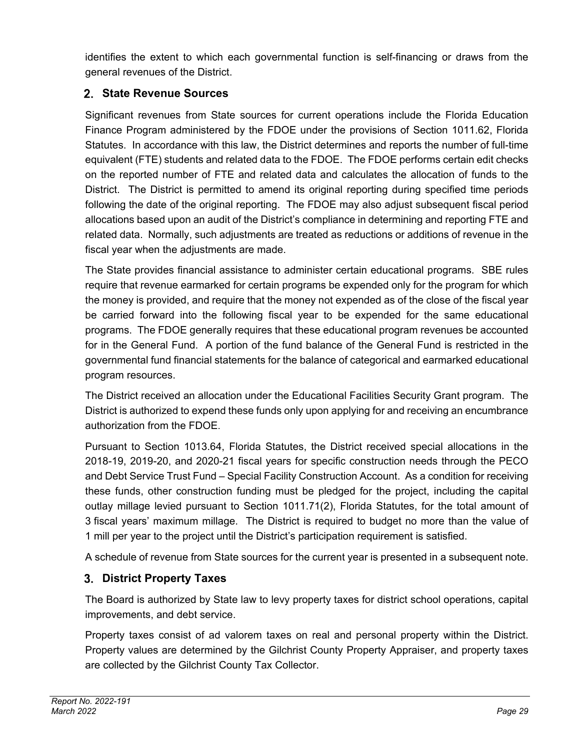identifies the extent to which each governmental function is self-financing or draws from the general revenues of the District.

## 2. State Revenue Sources

Significant revenues from State sources for current operations include the Florida Education Finance Program administered by the FDOE under the provisions of Section 1011.62, Florida Statutes. In accordance with this law, the District determines and reports the number of full-time equivalent (FTE) students and related data to the FDOE. The FDOE performs certain edit checks on the reported number of FTE and related data and calculates the allocation of funds to the District. The District is permitted to amend its original reporting during specified time periods following the date of the original reporting. The FDOE may also adjust subsequent fiscal period allocations based upon an audit of the District's compliance in determining and reporting FTE and related data. Normally, such adjustments are treated as reductions or additions of revenue in the fiscal year when the adjustments are made.

The State provides financial assistance to administer certain educational programs. SBE rules require that revenue earmarked for certain programs be expended only for the program for which the money is provided, and require that the money not expended as of the close of the fiscal year be carried forward into the following fiscal year to be expended for the same educational programs. The FDOE generally requires that these educational program revenues be accounted for in the General Fund. A portion of the fund balance of the General Fund is restricted in the governmental fund financial statements for the balance of categorical and earmarked educational program resources.

The District received an allocation under the Educational Facilities Security Grant program. The District is authorized to expend these funds only upon applying for and receiving an encumbrance authorization from the FDOE.

Pursuant to Section 1013.64, Florida Statutes, the District received special allocations in the 2018-19, 2019-20, and 2020-21 fiscal years for specific construction needs through the PECO and Debt Service Trust Fund – Special Facility Construction Account. As a condition for receiving these funds, other construction funding must be pledged for the project, including the capital outlay millage levied pursuant to Section 1011.71(2), Florida Statutes, for the total amount of 3 fiscal years' maximum millage. The District is required to budget no more than the value of 1 mill per year to the project until the District's participation requirement is satisfied.

A schedule of revenue from State sources for the current year is presented in a subsequent note.

## 3. District Property Taxes

The Board is authorized by State law to levy property taxes for district school operations, capital improvements, and debt service.

Property taxes consist of ad valorem taxes on real and personal property within the District. Property values are determined by the Gilchrist County Property Appraiser, and property taxes are collected by the Gilchrist County Tax Collector.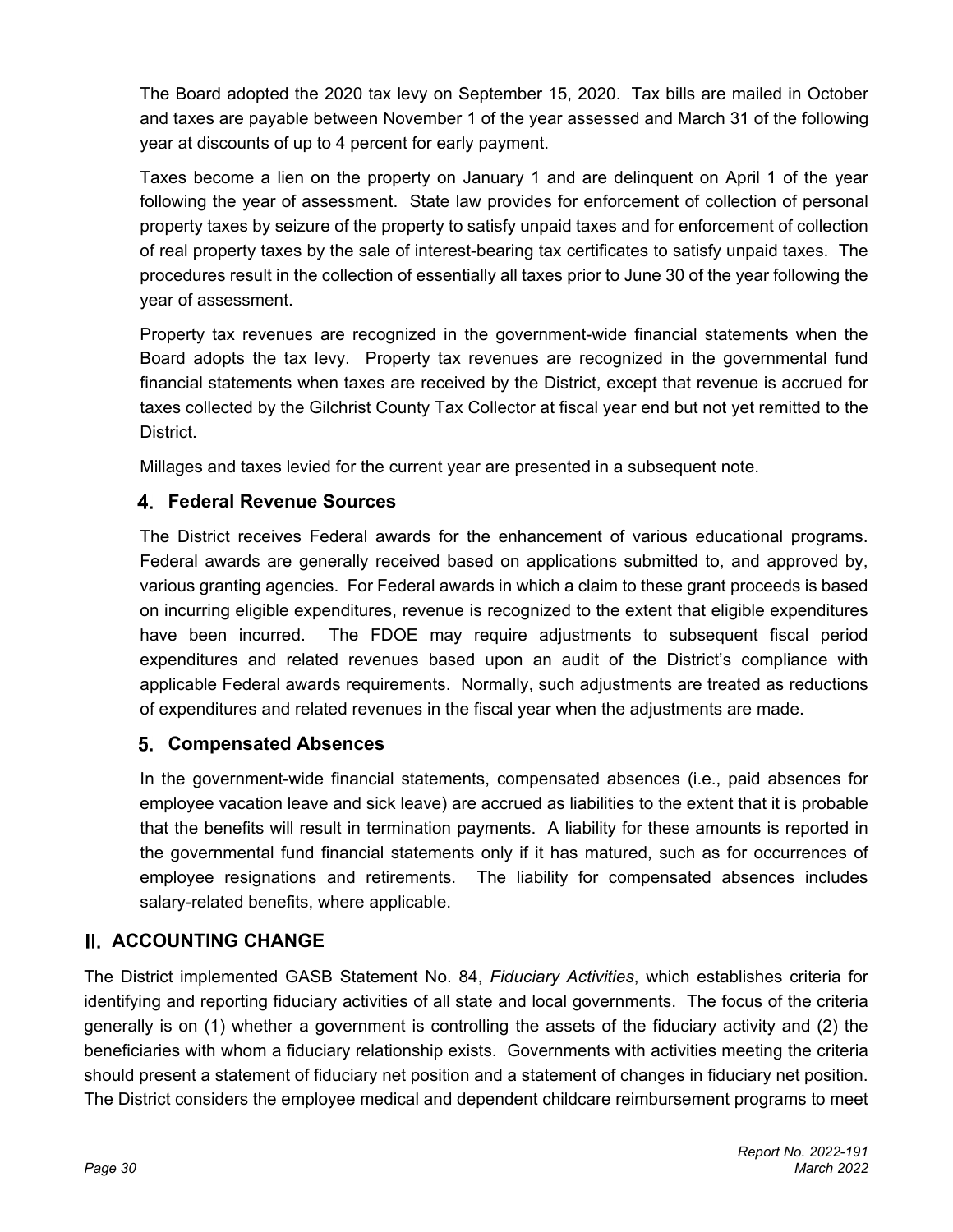The Board adopted the 2020 tax levy on September 15, 2020. Tax bills are mailed in October and taxes are payable between November 1 of the year assessed and March 31 of the following year at discounts of up to 4 percent for early payment.

Taxes become a lien on the property on January 1 and are delinquent on April 1 of the year following the year of assessment. State law provides for enforcement of collection of personal property taxes by seizure of the property to satisfy unpaid taxes and for enforcement of collection of real property taxes by the sale of interest-bearing tax certificates to satisfy unpaid taxes. The procedures result in the collection of essentially all taxes prior to June 30 of the year following the year of assessment.

Property tax revenues are recognized in the government-wide financial statements when the Board adopts the tax levy. Property tax revenues are recognized in the governmental fund financial statements when taxes are received by the District, except that revenue is accrued for taxes collected by the Gilchrist County Tax Collector at fiscal year end but not yet remitted to the District.

Millages and taxes levied for the current year are presented in a subsequent note.

### 4. Federal Revenue Sources

The District receives Federal awards for the enhancement of various educational programs. Federal awards are generally received based on applications submitted to, and approved by, various granting agencies. For Federal awards in which a claim to these grant proceeds is based on incurring eligible expenditures, revenue is recognized to the extent that eligible expenditures have been incurred. The FDOE may require adjustments to subsequent fiscal period expenditures and related revenues based upon an audit of the District's compliance with applicable Federal awards requirements. Normally, such adjustments are treated as reductions of expenditures and related revenues in the fiscal year when the adjustments are made.

### 5. Compensated Absences

In the government-wide financial statements, compensated absences (i.e., paid absences for employee vacation leave and sick leave) are accrued as liabilities to the extent that it is probable that the benefits will result in termination payments. A liability for these amounts is reported in the governmental fund financial statements only if it has matured, such as for occurrences of employee resignations and retirements. The liability for compensated absences includes salary-related benefits, where applicable.

## II. ACCOUNTING CHANGE

The District implemented GASB Statement No. 84, *Fiduciary Activities*, which establishes criteria for identifying and reporting fiduciary activities of all state and local governments. The focus of the criteria generally is on (1) whether a government is controlling the assets of the fiduciary activity and (2) the beneficiaries with whom a fiduciary relationship exists. Governments with activities meeting the criteria should present a statement of fiduciary net position and a statement of changes in fiduciary net position. The District considers the employee medical and dependent childcare reimbursement programs to meet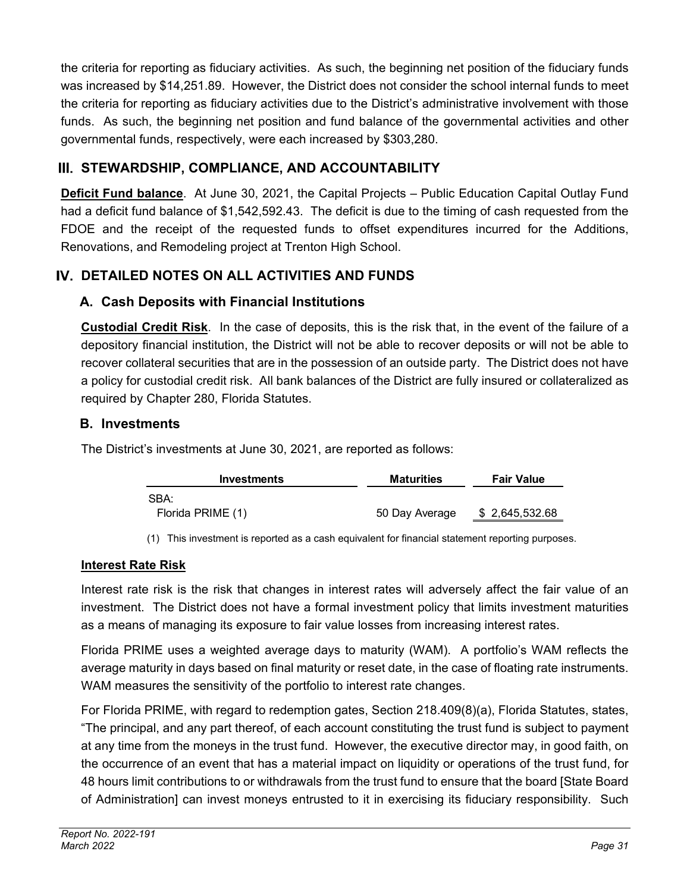the criteria for reporting as fiduciary activities. As such, the beginning net position of the fiduciary funds was increased by $14,251.89. However, the District does not consider the school internal funds to meet the criteria for reporting as fiduciary activities due to the District's administrative involvement with those funds. As such, the beginning net position and fund balance of the governmental activities and other governmental funds, respectively, were each increased by $303,280.

## III. STEWARDSHIP, COMPLIANCE, AND ACCOUNTABILITY

**Deficit Fund balance**. At June 30, 2021, the Capital Projects – Public Education Capital Outlay Fund had a deficit fund balance of $1,542,592.43. The deficit is due to the timing of cash requested from the FDOE and the receipt of the requested funds to offset expenditures incurred for the Additions, Renovations, and Remodeling project at Trenton High School.

## IV. DETAILED NOTES ON ALL ACTIVITIES AND FUNDS

### A. Cash Deposits with Financial Institutions

**Custodial Credit Risk**. In the case of deposits, this is the risk that, in the event of the failure of a depository financial institution, the District will not be able to recover deposits or will not be able to recover collateral securities that are in the possession of an outside party. The District does not have a policy for custodial credit risk. All bank balances of the District are fully insured or collateralized as required by Chapter 280, Florida Statutes.

### B. Investments

The District's investments at June 30, 2021, are reported as follows:

| Investments | Maturities | Fair Value |
|---|---|---|
| SBA: | | |
| Florida PRIME (1) | 50 Day Average | $ 2,645,532.68 |

(1) This investment is reported as a cash equivalent for financial statement reporting purposes.

**Interest Rate Risk**

Interest rate risk is the risk that changes in interest rates will adversely affect the fair value of an investment. The District does not have a formal investment policy that limits investment maturities as a means of managing its exposure to fair value losses from increasing interest rates.

Florida PRIME uses a weighted average days to maturity (WAM). A portfolio's WAM reflects the average maturity in days based on final maturity or reset date, in the case of floating rate instruments. WAM measures the sensitivity of the portfolio to interest rate changes.

For Florida PRIME, with regard to redemption gates, Section 218.409(8)(a), Florida Statutes, states, "The principal, and any part thereof, of each account constituting the trust fund is subject to payment at any time from the moneys in the trust fund. However, the executive director may, in good faith, on the occurrence of an event that has a material impact on liquidity or operations of the trust fund, for 48 hours limit contributions to or withdrawals from the trust fund to ensure that the board [State Board of Administration] can invest moneys entrusted to it in exercising its fiduciary responsibility. Such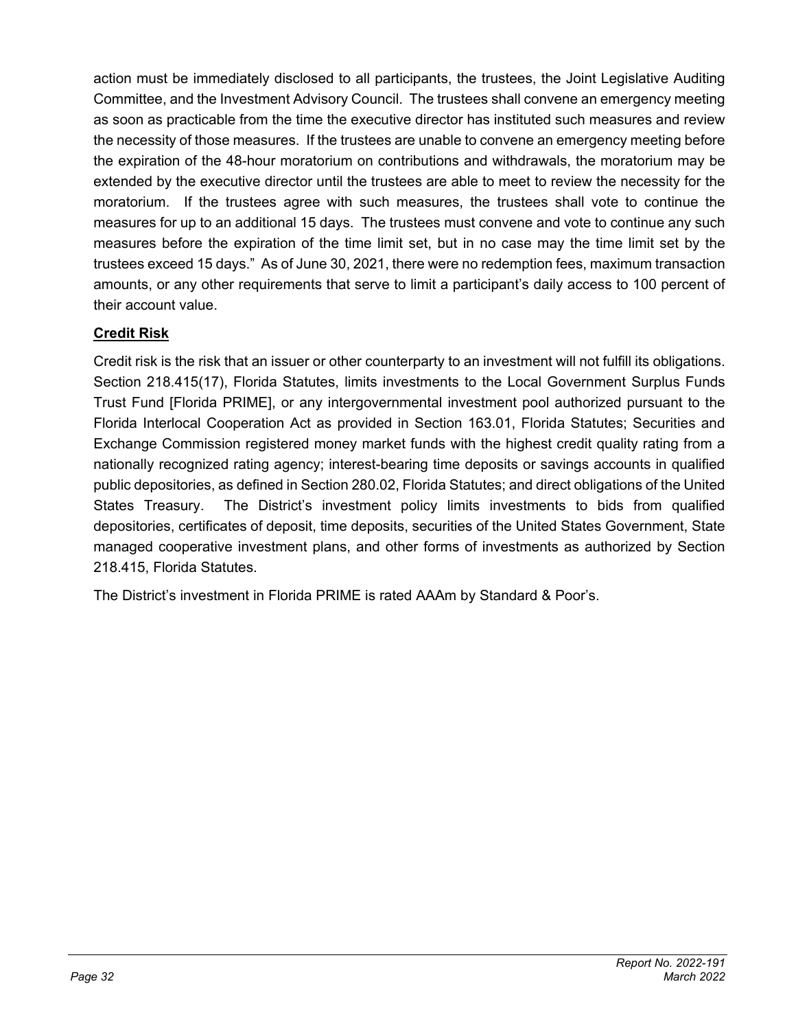action must be immediately disclosed to all participants, the trustees, the Joint Legislative Auditing Committee, and the Investment Advisory Council. The trustees shall convene an emergency meeting as soon as practicable from the time the executive director has instituted such measures and review the necessity of those measures. If the trustees are unable to convene an emergency meeting before the expiration of the 48-hour moratorium on contributions and withdrawals, the moratorium may be extended by the executive director until the trustees are able to meet to review the necessity for the moratorium. If the trustees agree with such measures, the trustees shall vote to continue the measures for up to an additional 15 days. The trustees must convene and vote to continue any such measures before the expiration of the time limit set, but in no case may the time limit set by the trustees exceed 15 days." As of June 30, 2021, there were no redemption fees, maximum transaction amounts, or any other requirements that serve to limit a participant's daily access to 100 percent of their account value.

**Credit Risk**

Credit risk is the risk that an issuer or other counterparty to an investment will not fulfill its obligations. Section 218.415(17), Florida Statutes, limits investments to the Local Government Surplus Funds Trust Fund [Florida PRIME], or any intergovernmental investment pool authorized pursuant to the Florida Interlocal Cooperation Act as provided in Section 163.01, Florida Statutes; Securities and Exchange Commission registered money market funds with the highest credit quality rating from a nationally recognized rating agency; interest-bearing time deposits or savings accounts in qualified public depositories, as defined in Section 280.02, Florida Statutes; and direct obligations of the United States Treasury. The District's investment policy limits investments to bids from qualified depositories, certificates of deposit, time deposits, securities of the United States Government, State managed cooperative investment plans, and other forms of investments as authorized by Section 218.415, Florida Statutes.

The District's investment in Florida PRIME is rated AAAm by Standard & Poor's.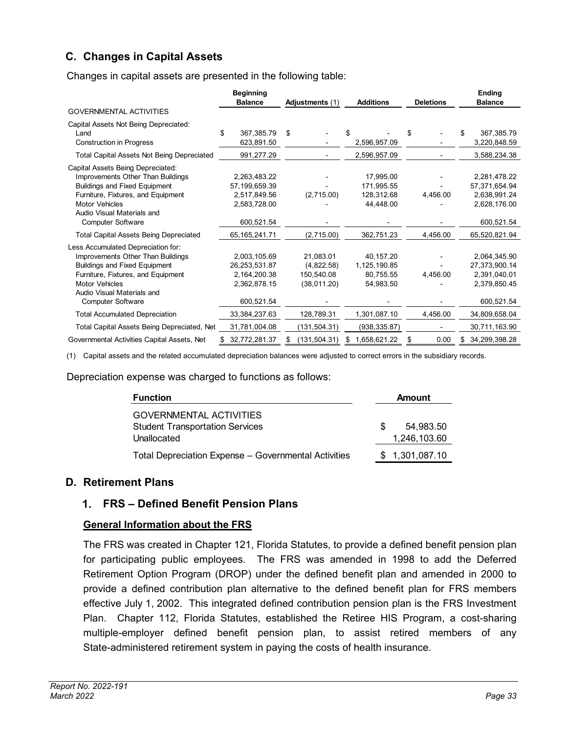## C. Changes in Capital Assets

Changes in capital assets are presented in the following table:

| | Beginning Balance | Adjustments (1) | Additions | Deletions | Ending Balance |
|---|---|---|---|---|---|
| GOVERNMENTAL ACTIVITIES | | | | | |
| Capital Assets Not Being Depreciated: | | | | | |
| Land | $ 367,385.79 | $ - | $ - | $ - | $ 367,385.79 |
| Construction in Progress | 623,891.50 | - | 2,596,957.09 | - | 3,220,848.59 |
| Total Capital Assets Not Being Depreciated | 991,277.29 | - | 2,596,957.09 | - | 3,588,234.38 |
| Capital Assets Being Depreciated: | | | | | |
| Improvements Other Than Buildings | 2,263,483.22 | - | 17,995.00 | - | 2,281,478.22 |
| Buildings and Fixed Equipment | 57,199,659.39 | - | 171,995.55 | - | 57,371,654.94 |
| Furniture, Fixtures, and Equipment | 2,517,849.56 | (2,715.00) | 128,312.68 | 4,456.00 | 2,638,991.24 |
| Motor Vehicles | 2,583,728.00 | - | 44,448.00 | - | 2,628,176.00 |
| Audio Visual Materials and Computer Software | 600,521.54 | - | - | - | 600,521.54 |
| Total Capital Assets Being Depreciated | 65,165,241.71 | (2,715.00) | 362,751.23 | 4,456.00 | 65,520,821.94 |
| Less Accumulated Depreciation for: | | | | | |
| Improvements Other Than Buildings | 2,003,105.69 | 21,083.01 | 40,157.20 | - | 2,064,345.90 |
| Buildings and Fixed Equipment | 26,253,531.87 | (4,822.58) | 1,125,190.85 | - | 27,373,900.14 |
| Furniture, Fixtures, and Equipment | 2,164,200.38 | 150,540.08 | 80,755.55 | 4,456.00 | 2,391,040.01 |
| Motor Vehicles | 2,362,878.15 | (38,011.20) | 54,983.50 | - | 2,379,850.45 |
| Audio Visual Materials and Computer Software | 600,521.54 | - | - | - | 600,521.54 |
| Total Accumulated Depreciation | 33,384,237.63 | 128,789.31 | 1,301,087.10 | 4,456.00 | 34,809,658.04 |
| Total Capital Assets Being Depreciated, Net | 31,781,004.08 | (131,504.31) | (938,335.87) | - | 30,711,163.90 |
| Governmental Activities Capital Assets, Net | $ 32,772,281.37 | $ (131,504.31) | $ 1,658,621.22 | $ 0.00 | $ 34,299,398.28 |

(1) Capital assets and the related accumulated depreciation balances were adjusted to correct errors in the subsidiary records.

Depreciation expense was charged to functions as follows:

| Function | Amount |
|---|---|
| GOVERNMENTAL ACTIVITIES | |
| Student Transportation Services | $ 54,983.50 |
| Unallocated | 1,246,103.60 |
| Total Depreciation Expense – Governmental Activities | $ 1,301,087.10 |

## D. Retirement Plans

### 1. FRS – Defined Benefit Pension Plans

**General Information about the FRS**

The FRS was created in Chapter 121, Florida Statutes, to provide a defined benefit pension plan for participating public employees. The FRS was amended in 1998 to add the Deferred Retirement Option Program (DROP) under the defined benefit plan and amended in 2000 to provide a defined contribution plan alternative to the defined benefit plan for FRS members effective July 1, 2002. This integrated defined contribution pension plan is the FRS Investment Plan. Chapter 112, Florida Statutes, established the Retiree HIS Program, a cost-sharing multiple-employer defined benefit pension plan, to assist retired members of any State-administered retirement system in paying the costs of health insurance.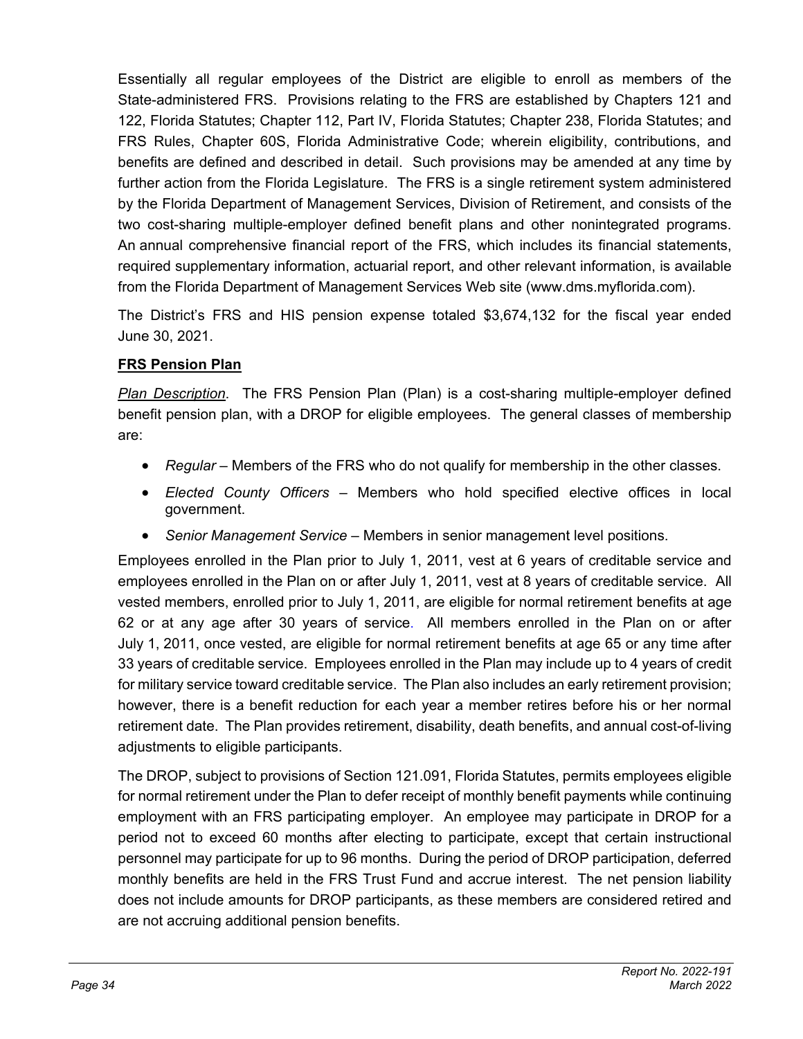Essentially all regular employees of the District are eligible to enroll as members of the State-administered FRS. Provisions relating to the FRS are established by Chapters 121 and 122, Florida Statutes; Chapter 112, Part IV, Florida Statutes; Chapter 238, Florida Statutes; and FRS Rules, Chapter 60S, Florida Administrative Code; wherein eligibility, contributions, and benefits are defined and described in detail. Such provisions may be amended at any time by further action from the Florida Legislature. The FRS is a single retirement system administered by the Florida Department of Management Services, Division of Retirement, and consists of the two cost-sharing multiple-employer defined benefit plans and other nonintegrated programs. An annual comprehensive financial report of the FRS, which includes its financial statements, required supplementary information, actuarial report, and other relevant information, is available from the Florida Department of Management Services Web site (www.dms.myflorida.com).

The District's FRS and HIS pension expense totaled $3,674,132 for the fiscal year ended June 30, 2021.

**FRS Pension Plan**

*Plan Description*. The FRS Pension Plan (Plan) is a cost-sharing multiple-employer defined benefit pension plan, with a DROP for eligible employees. The general classes of membership are:

- *Regular* – Members of the FRS who do not qualify for membership in the other classes.
- *Elected County Officers* – Members who hold specified elective offices in local government.
- *Senior Management Service* – Members in senior management level positions.

Employees enrolled in the Plan prior to July 1, 2011, vest at 6 years of creditable service and employees enrolled in the Plan on or after July 1, 2011, vest at 8 years of creditable service. All vested members, enrolled prior to July 1, 2011, are eligible for normal retirement benefits at age 62 or at any age after 30 years of service. All members enrolled in the Plan on or after July 1, 2011, once vested, are eligible for normal retirement benefits at age 65 or any time after 33 years of creditable service. Employees enrolled in the Plan may include up to 4 years of credit for military service toward creditable service. The Plan also includes an early retirement provision; however, there is a benefit reduction for each year a member retires before his or her normal retirement date. The Plan provides retirement, disability, death benefits, and annual cost-of-living adjustments to eligible participants.

The DROP, subject to provisions of Section 121.091, Florida Statutes, permits employees eligible for normal retirement under the Plan to defer receipt of monthly benefit payments while continuing employment with an FRS participating employer. An employee may participate in DROP for a period not to exceed 60 months after electing to participate, except that certain instructional personnel may participate for up to 96 months. During the period of DROP participation, deferred monthly benefits are held in the FRS Trust Fund and accrue interest. The net pension liability does not include amounts for DROP participants, as these members are considered retired and are not accruing additional pension benefits.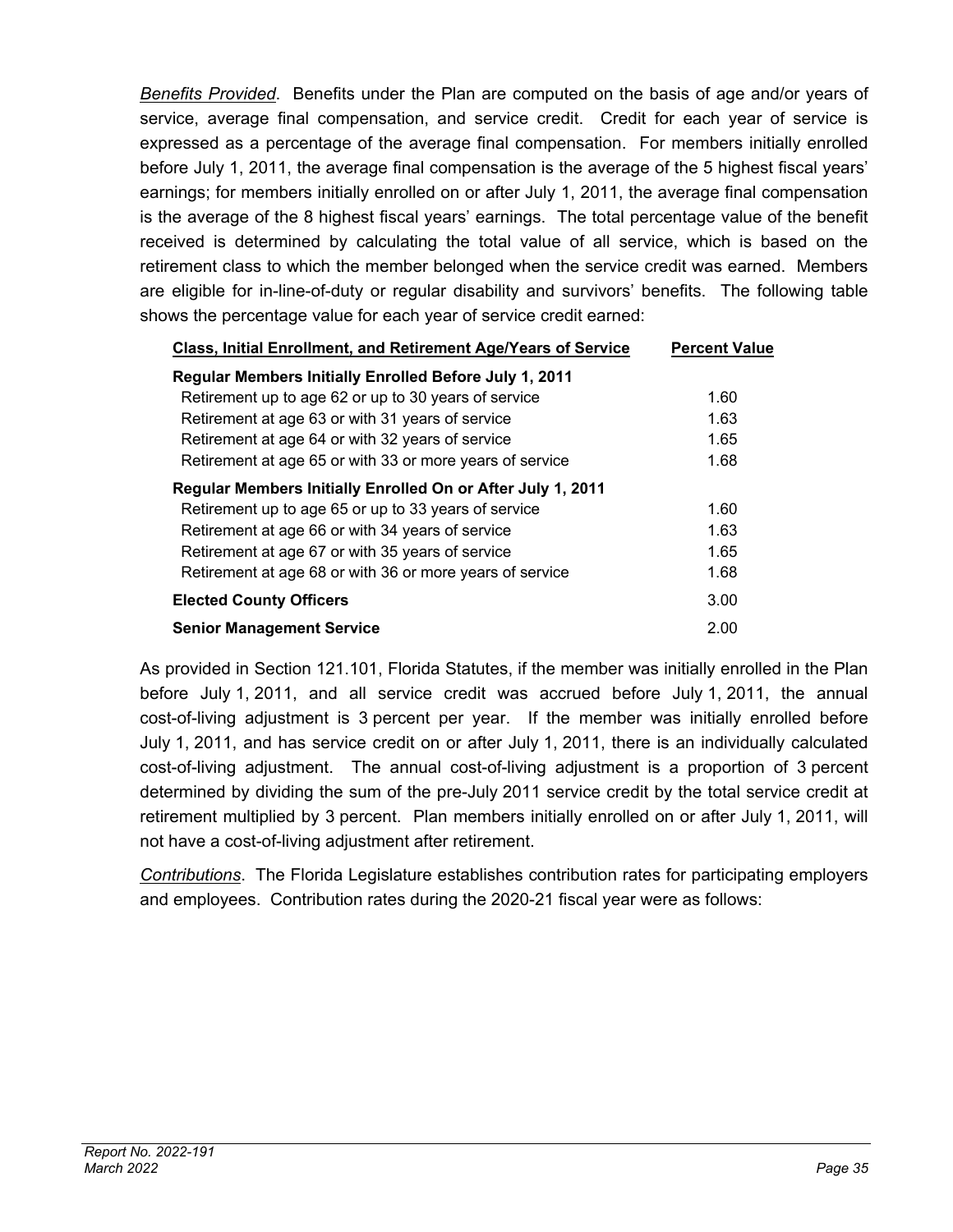*Benefits Provided*. Benefits under the Plan are computed on the basis of age and/or years of service, average final compensation, and service credit. Credit for each year of service is expressed as a percentage of the average final compensation. For members initially enrolled before July 1, 2011, the average final compensation is the average of the 5 highest fiscal years' earnings; for members initially enrolled on or after July 1, 2011, the average final compensation is the average of the 8 highest fiscal years' earnings. The total percentage value of the benefit received is determined by calculating the total value of all service, which is based on the retirement class to which the member belonged when the service credit was earned. Members are eligible for in-line-of-duty or regular disability and survivors' benefits. The following table shows the percentage value for each year of service credit earned:

| Class, Initial Enrollment, and Retirement Age/Years of Service | Percent Value |
|---|---|
| **Regular Members Initially Enrolled Before July 1, 2011** | |
| Retirement up to age 62 or up to 30 years of service | 1.60 |
| Retirement at age 63 or with 31 years of service | 1.63 |
| Retirement at age 64 or with 32 years of service | 1.65 |
| Retirement at age 65 or with 33 or more years of service | 1.68 |
| **Regular Members Initially Enrolled On or After July 1, 2011** | |
| Retirement up to age 65 or up to 33 years of service | 1.60 |
| Retirement at age 66 or with 34 years of service | 1.63 |
| Retirement at age 67 or with 35 years of service | 1.65 |
| Retirement at age 68 or with 36 or more years of service | 1.68 |
| **Elected County Officers** | 3.00 |
| **Senior Management Service** | 2.00 |

As provided in Section 121.101, Florida Statutes, if the member was initially enrolled in the Plan before July 1, 2011, and all service credit was accrued before July 1, 2011, the annual cost-of-living adjustment is 3 percent per year. If the member was initially enrolled before July 1, 2011, and has service credit on or after July 1, 2011, there is an individually calculated cost-of-living adjustment. The annual cost-of-living adjustment is a proportion of 3 percent determined by dividing the sum of the pre-July 2011 service credit by the total service credit at retirement multiplied by 3 percent. Plan members initially enrolled on or after July 1, 2011, will not have a cost-of-living adjustment after retirement.

*Contributions*. The Florida Legislature establishes contribution rates for participating employers and employees. Contribution rates during the 2020-21 fiscal year were as follows: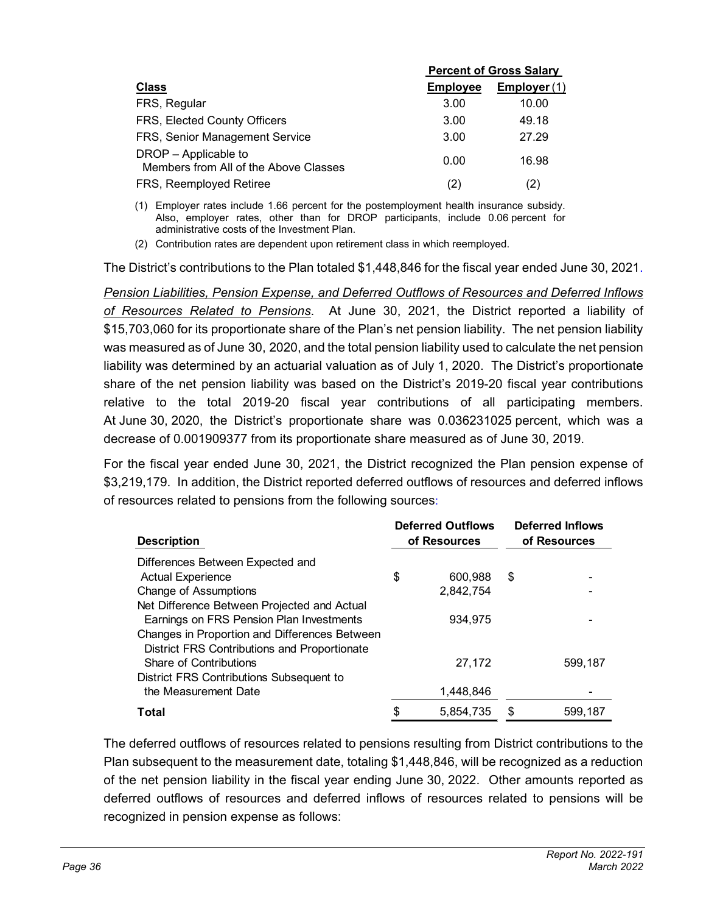| Class | Percent of Gross Salary | |
|---|---|---|
| | Employee | Employer (1) |
| FRS, Regular | 3.00 | 10.00 |
| FRS, Elected County Officers | 3.00 | 49.18 |
| FRS, Senior Management Service | 3.00 | 27.29 |
| DROP – Applicable to Members from All of the Above Classes | 0.00 | 16.98 |
| FRS, Reemployed Retiree | (2) | (2) |

(1) Employer rates include 1.66 percent for the postemployment health insurance subsidy. Also, employer rates, other than for DROP participants, include 0.06 percent for administrative costs of the Investment Plan.

(2) Contribution rates are dependent upon retirement class in which reemployed.

The District's contributions to the Plan totaled $1,448,846 for the fiscal year ended June 30, 2021.

*Pension Liabilities, Pension Expense, and Deferred Outflows of Resources and Deferred Inflows of Resources Related to Pensions*. At June 30, 2021, the District reported a liability of $15,703,060 for its proportionate share of the Plan's net pension liability. The net pension liability was measured as of June 30, 2020, and the total pension liability used to calculate the net pension liability was determined by an actuarial valuation as of July 1, 2020. The District's proportionate share of the net pension liability was based on the District's 2019-20 fiscal year contributions relative to the total 2019-20 fiscal year contributions of all participating members. At June 30, 2020, the District's proportionate share was 0.036231025 percent, which was a decrease of 0.001909377 from its proportionate share measured as of June 30, 2019.

For the fiscal year ended June 30, 2021, the District recognized the Plan pension expense of $3,219,179. In addition, the District reported deferred outflows of resources and deferred inflows of resources related to pensions from the following sources:

| Description | Deferred Outflows of Resources | Deferred Inflows of Resources |
|---|---|---|
| Differences Between Expected and Actual Experience | $ 600,988 | $ - |
| Change of Assumptions | 2,842,754 | - |
| Net Difference Between Projected and Actual Earnings on FRS Pension Plan Investments | 934,975 | - |
| Changes in Proportion and Differences Between District FRS Contributions and Proportionate Share of Contributions | 27,172 | 599,187 |
| District FRS Contributions Subsequent to the Measurement Date | 1,448,846 | - |
| **Total** | $ 5,854,735 | $ 599,187 |

The deferred outflows of resources related to pensions resulting from District contributions to the Plan subsequent to the measurement date, totaling $1,448,846, will be recognized as a reduction of the net pension liability in the fiscal year ending June 30, 2022. Other amounts reported as deferred outflows of resources and deferred inflows of resources related to pensions will be recognized in pension expense as follows: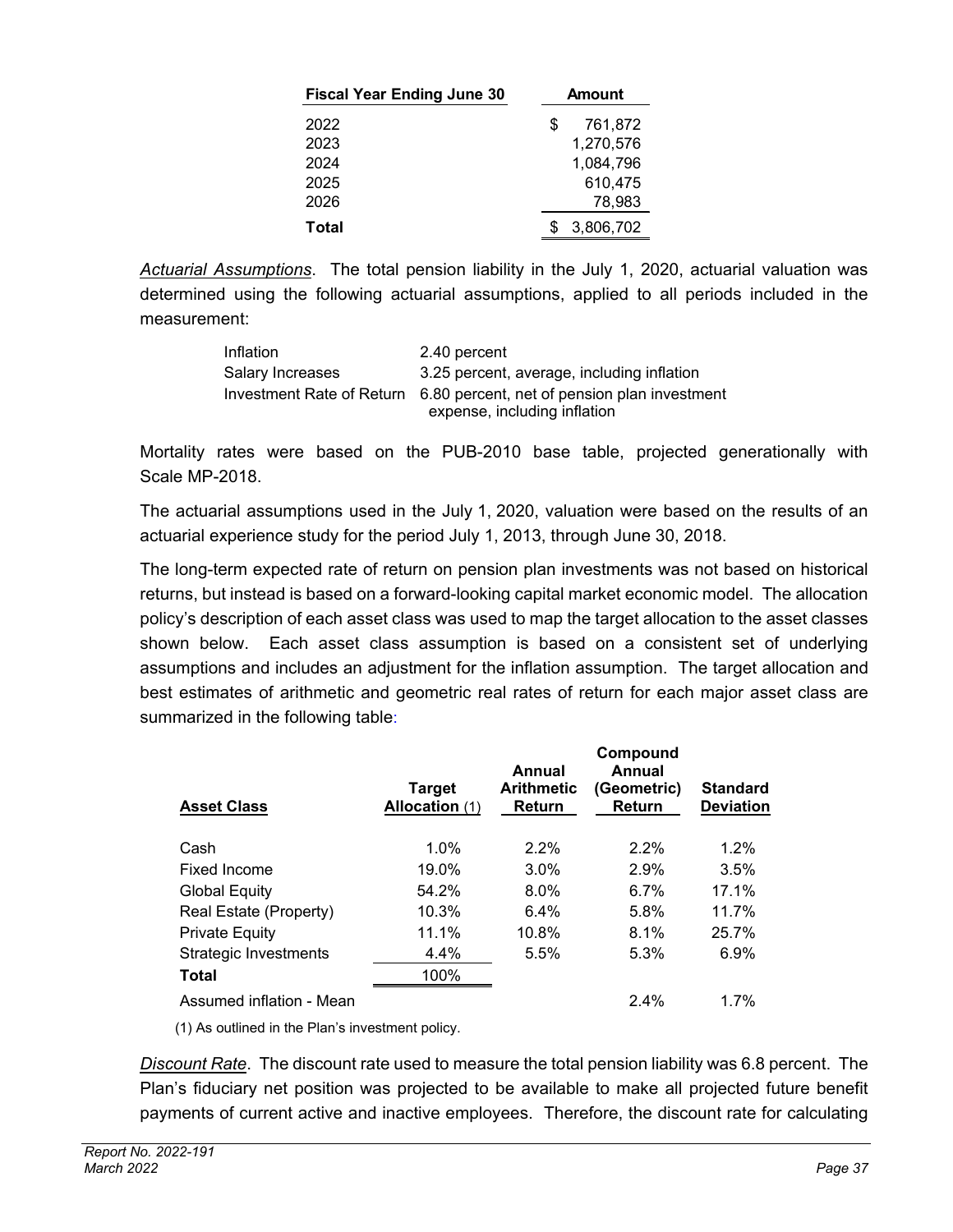| Fiscal Year Ending June 30 | Amount |
|---|---|
| 2022 | $ 761,872 |
| 2023 | 1,270,576 |
| 2024 | 1,084,796 |
| 2025 | 610,475 |
| 2026 | 78,983 |
| **Total** | $ 3,806,702 |

*Actuarial Assumptions*. The total pension liability in the July 1, 2020, actuarial valuation was determined using the following actuarial assumptions, applied to all periods included in the measurement:

| | |
|---|---|
| Inflation | 2.40 percent |
| Salary Increases | 3.25 percent, average, including inflation |
| Investment Rate of Return | 6.80 percent, net of pension plan investment expense, including inflation |

Mortality rates were based on the PUB-2010 base table, projected generationally with Scale MP-2018.

The actuarial assumptions used in the July 1, 2020, valuation were based on the results of an actuarial experience study for the period July 1, 2013, through June 30, 2018.

The long-term expected rate of return on pension plan investments was not based on historical returns, but instead is based on a forward-looking capital market economic model. The allocation policy's description of each asset class was used to map the target allocation to the asset classes shown below. Each asset class assumption is based on a consistent set of underlying assumptions and includes an adjustment for the inflation assumption. The target allocation and best estimates of arithmetic and geometric real rates of return for each major asset class are summarized in the following table:

| Asset Class | Target Allocation (1) | Annual Arithmetic Return | Compound Annual (Geometric) Return | Standard Deviation |
|---|---|---|---|---|
| Cash | 1.0% | 2.2% | 2.2% | 1.2% |
| Fixed Income | 19.0% | 3.0% | 2.9% | 3.5% |
| Global Equity | 54.2% | 8.0% | 6.7% | 17.1% |
| Real Estate (Property) | 10.3% | 6.4% | 5.8% | 11.7% |
| Private Equity | 11.1% | 10.8% | 8.1% | 25.7% |
| Strategic Investments | 4.4% | 5.5% | 5.3% | 6.9% |
| **Total** | 100% | | | |
| Assumed inflation - Mean | | | 2.4% | 1.7% |

(1) As outlined in the Plan's investment policy.

*Discount Rate*. The discount rate used to measure the total pension liability was 6.8 percent. The Plan's fiduciary net position was projected to be available to make all projected future benefit payments of current active and inactive employees. Therefore, the discount rate for calculating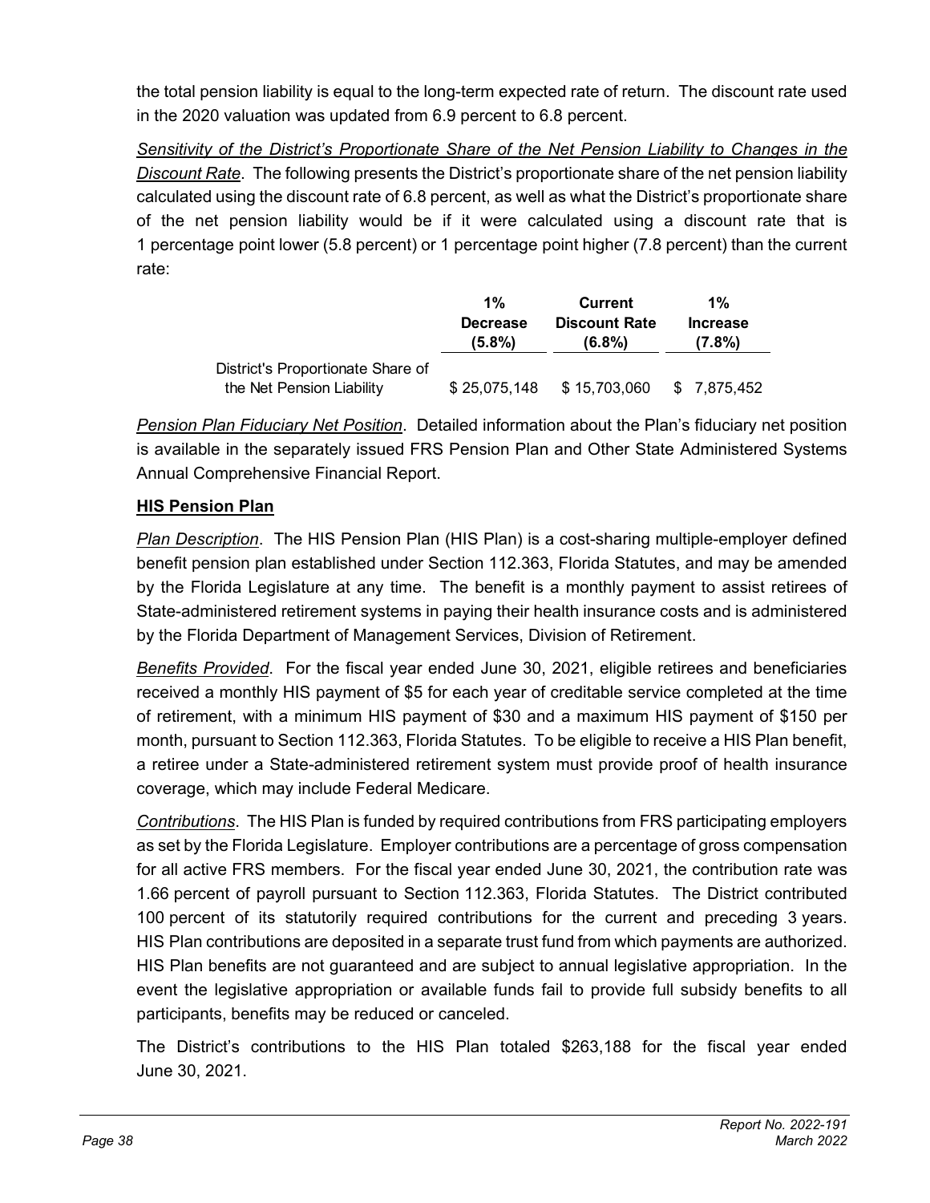the total pension liability is equal to the long-term expected rate of return. The discount rate used in the 2020 valuation was updated from 6.9 percent to 6.8 percent.

*Sensitivity of the District's Proportionate Share of the Net Pension Liability to Changes in the Discount Rate*. The following presents the District's proportionate share of the net pension liability calculated using the discount rate of 6.8 percent, as well as what the District's proportionate share of the net pension liability would be if it were calculated using a discount rate that is 1 percentage point lower (5.8 percent) or 1 percentage point higher (7.8 percent) than the current rate:

| | 1% Decrease (5.8%) | Current Discount Rate (6.8%) | 1% Increase (7.8%) |
|---|---|---|---|
| District's Proportionate Share of the Net Pension Liability | $ 25,075,148 | $ 15,703,060 | $ 7,875,452 |

*Pension Plan Fiduciary Net Position*. Detailed information about the Plan's fiduciary net position is available in the separately issued FRS Pension Plan and Other State Administered Systems Annual Comprehensive Financial Report.

**HIS Pension Plan**

*Plan Description*. The HIS Pension Plan (HIS Plan) is a cost-sharing multiple-employer defined benefit pension plan established under Section 112.363, Florida Statutes, and may be amended by the Florida Legislature at any time. The benefit is a monthly payment to assist retirees of State-administered retirement systems in paying their health insurance costs and is administered by the Florida Department of Management Services, Division of Retirement.

*Benefits Provided*. For the fiscal year ended June 30, 2021, eligible retirees and beneficiaries received a monthly HIS payment of $5 for each year of creditable service completed at the time of retirement, with a minimum HIS payment of $30 and a maximum HIS payment of $150 per month, pursuant to Section 112.363, Florida Statutes. To be eligible to receive a HIS Plan benefit, a retiree under a State-administered retirement system must provide proof of health insurance coverage, which may include Federal Medicare.

*Contributions*. The HIS Plan is funded by required contributions from FRS participating employers as set by the Florida Legislature. Employer contributions are a percentage of gross compensation for all active FRS members. For the fiscal year ended June 30, 2021, the contribution rate was 1.66 percent of payroll pursuant to Section 112.363, Florida Statutes. The District contributed 100 percent of its statutorily required contributions for the current and preceding 3 years. HIS Plan contributions are deposited in a separate trust fund from which payments are authorized. HIS Plan benefits are not guaranteed and are subject to annual legislative appropriation. In the event the legislative appropriation or available funds fail to provide full subsidy benefits to all participants, benefits may be reduced or canceled.

The District's contributions to the HIS Plan totaled $263,188 for the fiscal year ended June 30, 2021.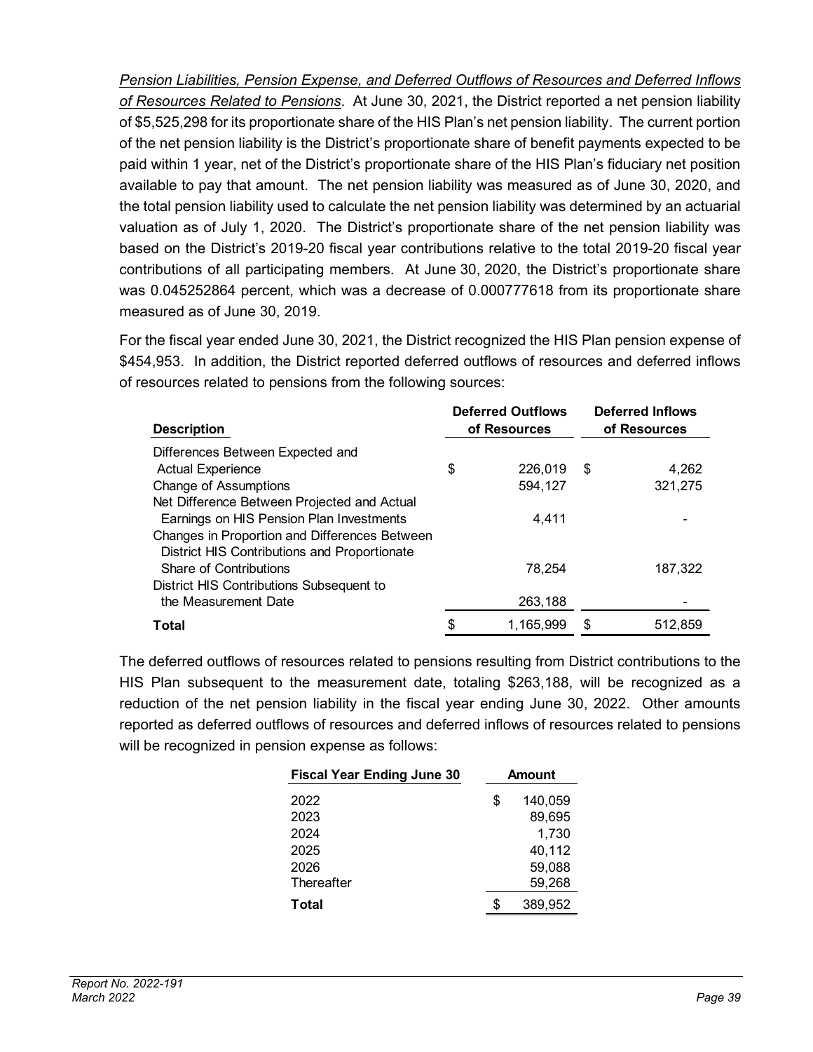*Pension Liabilities, Pension Expense, and Deferred Outflows of Resources and Deferred Inflows of Resources Related to Pensions*. At June 30, 2021, the District reported a net pension liability of $5,525,298 for its proportionate share of the HIS Plan's net pension liability. The current portion of the net pension liability is the District's proportionate share of benefit payments expected to be paid within 1 year, net of the District's proportionate share of the HIS Plan's fiduciary net position available to pay that amount. The net pension liability was measured as of June 30, 2020, and the total pension liability used to calculate the net pension liability was determined by an actuarial valuation as of July 1, 2020. The District's proportionate share of the net pension liability was based on the District's 2019-20 fiscal year contributions relative to the total 2019-20 fiscal year contributions of all participating members. At June 30, 2020, the District's proportionate share was 0.045252864 percent, which was a decrease of 0.000777618 from its proportionate share measured as of June 30, 2019.

For the fiscal year ended June 30, 2021, the District recognized the HIS Plan pension expense of $454,953. In addition, the District reported deferred outflows of resources and deferred inflows of resources related to pensions from the following sources:

| Description | Deferred Outflows of Resources | Deferred Inflows of Resources |
|---|---|---|
| Differences Between Expected and Actual Experience | $ 226,019 | $ 4,262 |
| Change of Assumptions | 594,127 | 321,275 |
| Net Difference Between Projected and Actual Earnings on HIS Pension Plan Investments | 4,411 | - |
| Changes in Proportion and Differences Between District HIS Contributions and Proportionate Share of Contributions | 78,254 | 187,322 |
| District HIS Contributions Subsequent to the Measurement Date | 263,188 | - |
| **Total** | $ 1,165,999 | $ 512,859 |

The deferred outflows of resources related to pensions resulting from District contributions to the HIS Plan subsequent to the measurement date, totaling $263,188, will be recognized as a reduction of the net pension liability in the fiscal year ending June 30, 2022. Other amounts reported as deferred outflows of resources and deferred inflows of resources related to pensions will be recognized in pension expense as follows:

| Fiscal Year Ending June 30 | Amount |
|---|---|
| 2022 | $ 140,059 |
| 2023 | 89,695 |
| 2024 | 1,730 |
| 2025 | 40,112 |
| 2026 | 59,088 |
| Thereafter | 59,268 |
| **Total** | $ 389,952 |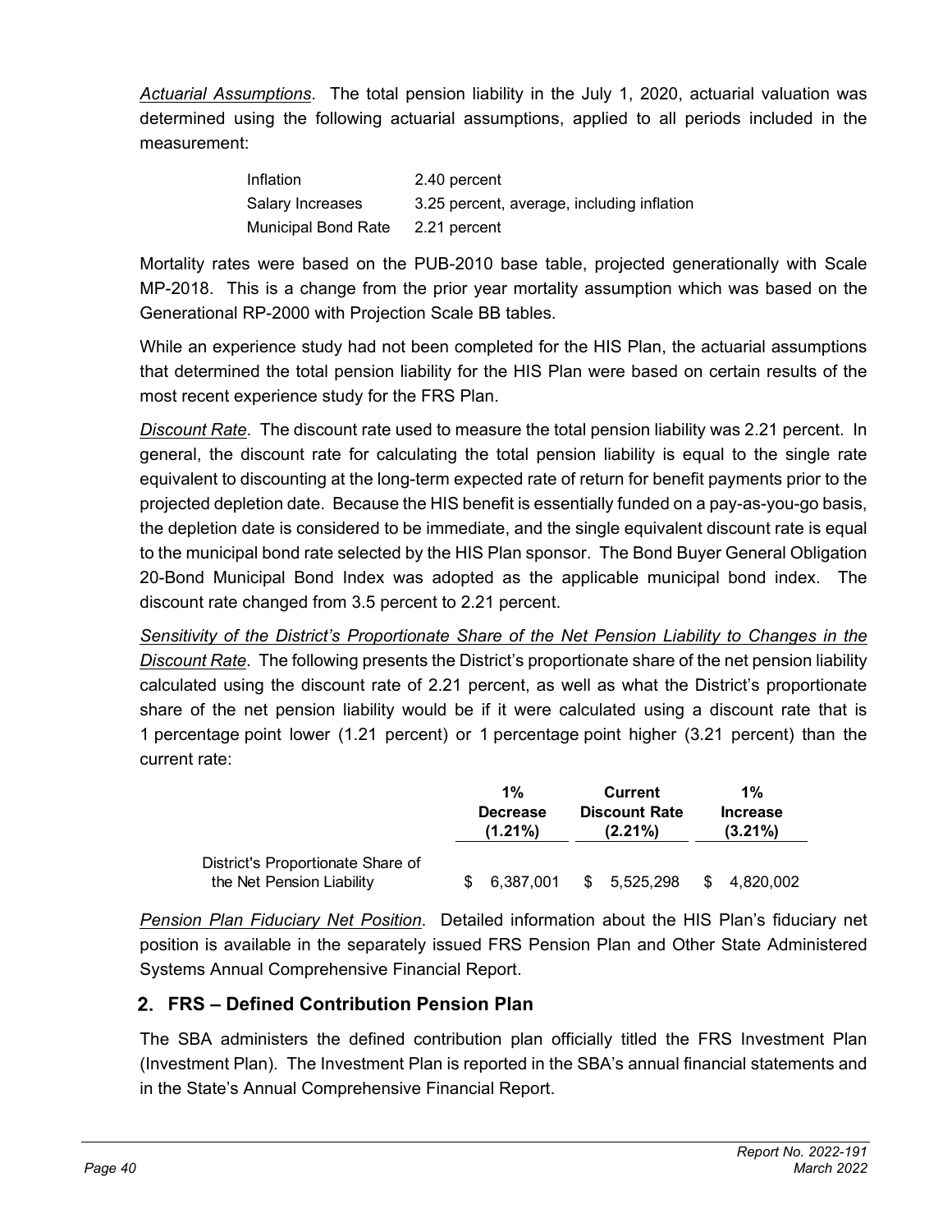*Actuarial Assumptions*. The total pension liability in the July 1, 2020, actuarial valuation was determined using the following actuarial assumptions, applied to all periods included in the measurement:

| | |
|---|---|
| Inflation | 2.40 percent |
| Salary Increases | 3.25 percent, average, including inflation |
| Municipal Bond Rate | 2.21 percent |

Mortality rates were based on the PUB-2010 base table, projected generationally with Scale MP-2018. This is a change from the prior year mortality assumption which was based on the Generational RP-2000 with Projection Scale BB tables.

While an experience study had not been completed for the HIS Plan, the actuarial assumptions that determined the total pension liability for the HIS Plan were based on certain results of the most recent experience study for the FRS Plan.

*Discount Rate*. The discount rate used to measure the total pension liability was 2.21 percent. In general, the discount rate for calculating the total pension liability is equal to the single rate equivalent to discounting at the long-term expected rate of return for benefit payments prior to the projected depletion date. Because the HIS benefit is essentially funded on a pay-as-you-go basis, the depletion date is considered to be immediate, and the single equivalent discount rate is equal to the municipal bond rate selected by the HIS Plan sponsor. The Bond Buyer General Obligation 20-Bond Municipal Bond Index was adopted as the applicable municipal bond index. The discount rate changed from 3.5 percent to 2.21 percent.

*Sensitivity of the District's Proportionate Share of the Net Pension Liability to Changes in the Discount Rate*. The following presents the District's proportionate share of the net pension liability calculated using the discount rate of 2.21 percent, as well as what the District's proportionate share of the net pension liability would be if it were calculated using a discount rate that is 1 percentage point lower (1.21 percent) or 1 percentage point higher (3.21 percent) than the current rate:

| | 1% Decrease (1.21%) | Current Discount Rate (2.21%) | 1% Increase (3.21%) |
|---|---|---|---|
| District's Proportionate Share of the Net Pension Liability | $ 6,387,001 | $ 5,525,298 | $ 4,820,002 |

*Pension Plan Fiduciary Net Position*. Detailed information about the HIS Plan's fiduciary net position is available in the separately issued FRS Pension Plan and Other State Administered Systems Annual Comprehensive Financial Report.

## 2. FRS – Defined Contribution Pension Plan

The SBA administers the defined contribution plan officially titled the FRS Investment Plan (Investment Plan). The Investment Plan is reported in the SBA's annual financial statements and in the State's Annual Comprehensive Financial Report.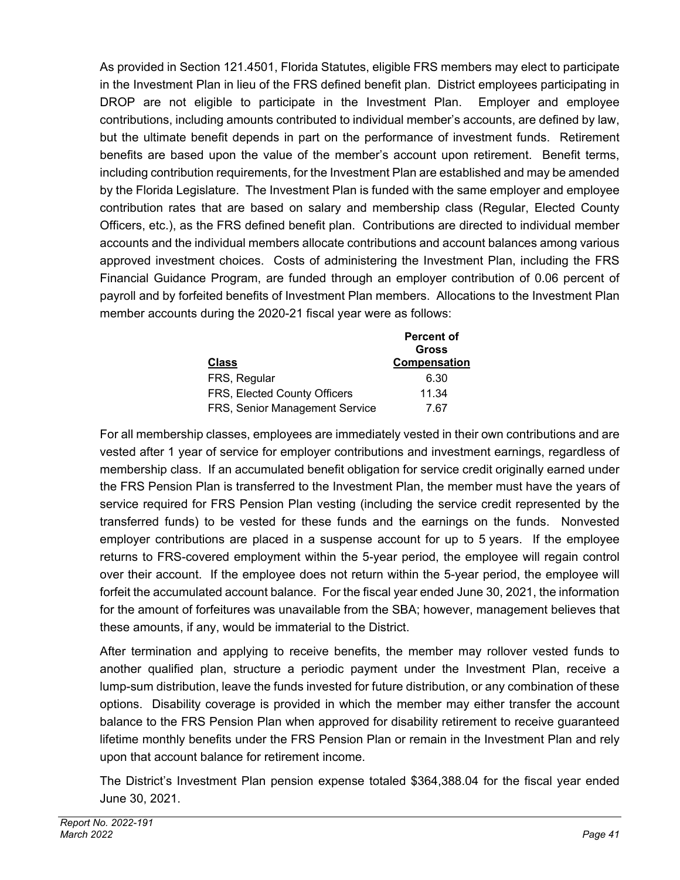As provided in Section 121.4501, Florida Statutes, eligible FRS members may elect to participate in the Investment Plan in lieu of the FRS defined benefit plan. District employees participating in DROP are not eligible to participate in the Investment Plan. Employer and employee contributions, including amounts contributed to individual member's accounts, are defined by law, but the ultimate benefit depends in part on the performance of investment funds. Retirement benefits are based upon the value of the member's account upon retirement. Benefit terms, including contribution requirements, for the Investment Plan are established and may be amended by the Florida Legislature. The Investment Plan is funded with the same employer and employee contribution rates that are based on salary and membership class (Regular, Elected County Officers, etc.), as the FRS defined benefit plan. Contributions are directed to individual member accounts and the individual members allocate contributions and account balances among various approved investment choices. Costs of administering the Investment Plan, including the FRS Financial Guidance Program, are funded through an employer contribution of 0.06 percent of payroll and by forfeited benefits of Investment Plan members. Allocations to the Investment Plan member accounts during the 2020-21 fiscal year were as follows:

| Class | Percent of Gross Compensation |
|---|---|
| FRS, Regular | 6.30 |
| FRS, Elected County Officers | 11.34 |
| FRS, Senior Management Service | 7.67 |

For all membership classes, employees are immediately vested in their own contributions and are vested after 1 year of service for employer contributions and investment earnings, regardless of membership class. If an accumulated benefit obligation for service credit originally earned under the FRS Pension Plan is transferred to the Investment Plan, the member must have the years of service required for FRS Pension Plan vesting (including the service credit represented by the transferred funds) to be vested for these funds and the earnings on the funds. Nonvested employer contributions are placed in a suspense account for up to 5 years. If the employee returns to FRS-covered employment within the 5-year period, the employee will regain control over their account. If the employee does not return within the 5-year period, the employee will forfeit the accumulated account balance. For the fiscal year ended June 30, 2021, the information for the amount of forfeitures was unavailable from the SBA; however, management believes that these amounts, if any, would be immaterial to the District.

After termination and applying to receive benefits, the member may rollover vested funds to another qualified plan, structure a periodic payment under the Investment Plan, receive a lump-sum distribution, leave the funds invested for future distribution, or any combination of these options. Disability coverage is provided in which the member may either transfer the account balance to the FRS Pension Plan when approved for disability retirement to receive guaranteed lifetime monthly benefits under the FRS Pension Plan or remain in the Investment Plan and rely upon that account balance for retirement income.

The District's Investment Plan pension expense totaled $364,388.04 for the fiscal year ended June 30, 2021.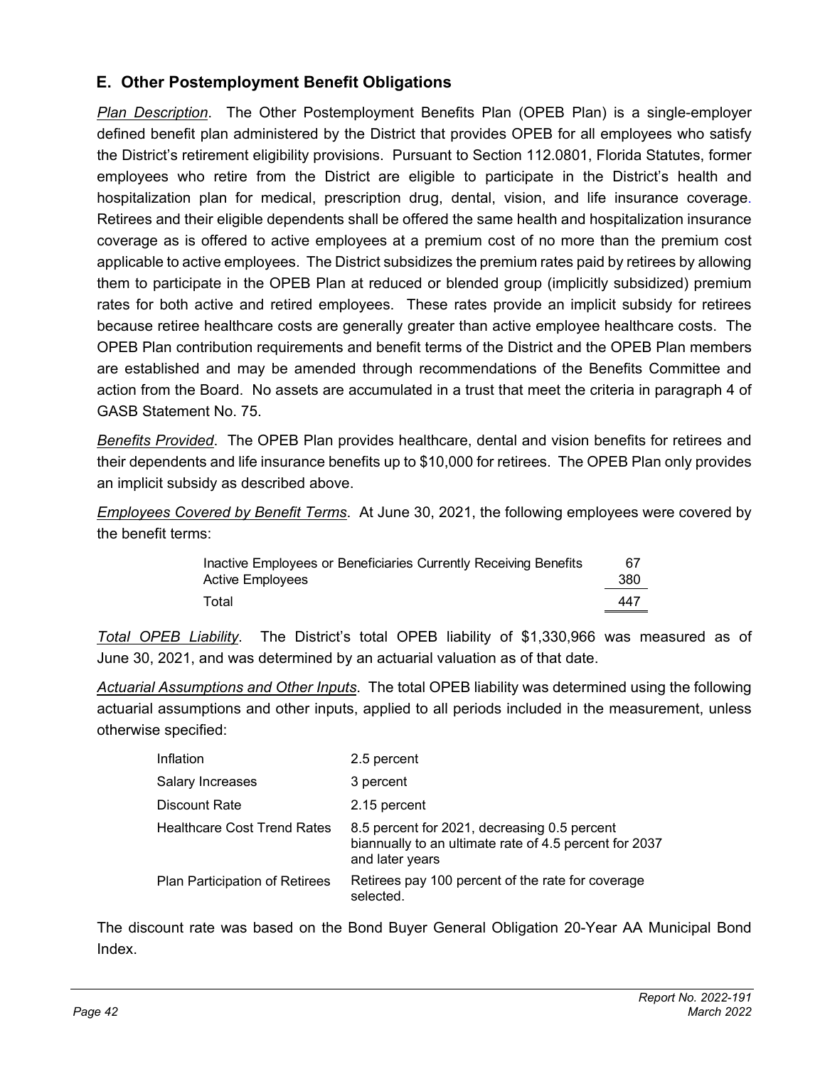## E. Other Postemployment Benefit Obligations

*Plan Description*. The Other Postemployment Benefits Plan (OPEB Plan) is a single-employer defined benefit plan administered by the District that provides OPEB for all employees who satisfy the District's retirement eligibility provisions. Pursuant to Section 112.0801, Florida Statutes, former employees who retire from the District are eligible to participate in the District's health and hospitalization plan for medical, prescription drug, dental, vision, and life insurance coverage. Retirees and their eligible dependents shall be offered the same health and hospitalization insurance coverage as is offered to active employees at a premium cost of no more than the premium cost applicable to active employees. The District subsidizes the premium rates paid by retirees by allowing them to participate in the OPEB Plan at reduced or blended group (implicitly subsidized) premium rates for both active and retired employees. These rates provide an implicit subsidy for retirees because retiree healthcare costs are generally greater than active employee healthcare costs. The OPEB Plan contribution requirements and benefit terms of the District and the OPEB Plan members are established and may be amended through recommendations of the Benefits Committee and action from the Board. No assets are accumulated in a trust that meet the criteria in paragraph 4 of GASB Statement No. 75.

*Benefits Provided*. The OPEB Plan provides healthcare, dental and vision benefits for retirees and their dependents and life insurance benefits up to $10,000 for retirees. The OPEB Plan only provides an implicit subsidy as described above.

*Employees Covered by Benefit Terms*. At June 30, 2021, the following employees were covered by the benefit terms:

| | |
|---|---|
| Inactive Employees or Beneficiaries Currently Receiving Benefits | 67 |
| Active Employees | 380 |
| Total | 447 |

*Total OPEB Liability*. The District's total OPEB liability of $1,330,966 was measured as of June 30, 2021, and was determined by an actuarial valuation as of that date.

*Actuarial Assumptions and Other Inputs*. The total OPEB liability was determined using the following actuarial assumptions and other inputs, applied to all periods included in the measurement, unless otherwise specified:

| | |
|---|---|
| Inflation | 2.5 percent |
| Salary Increases | 3 percent |
| Discount Rate | 2.15 percent |
| Healthcare Cost Trend Rates | 8.5 percent for 2021, decreasing 0.5 percent biannually to an ultimate rate of 4.5 percent for 2037 and later years |
| Plan Participation of Retirees | Retirees pay 100 percent of the rate for coverage selected. |

The discount rate was based on the Bond Buyer General Obligation 20-Year AA Municipal Bond Index.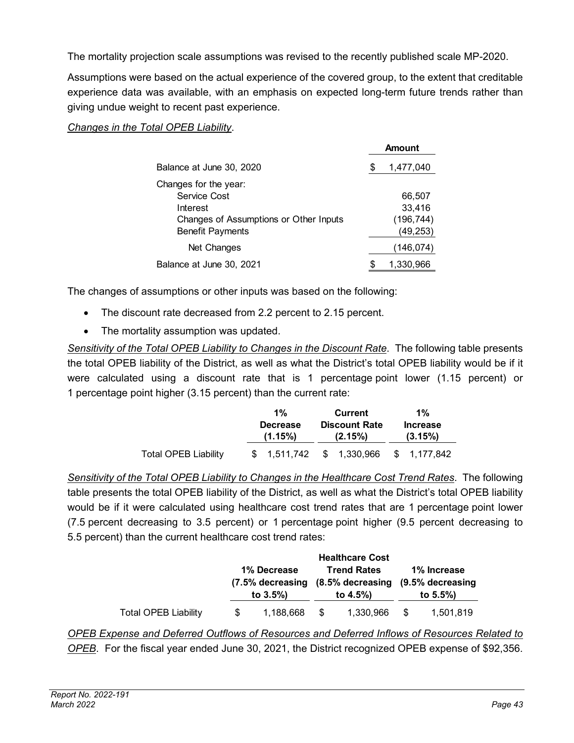The mortality projection scale assumptions was revised to the recently published scale MP-2020.

Assumptions were based on the actual experience of the covered group, to the extent that creditable experience data was available, with an emphasis on expected long-term future trends rather than giving undue weight to recent past experience.

*Changes in the Total OPEB Liability*.

| | Amount |
|---|---|
| Balance at June 30, 2020 | $ 1,477,040 |
| Changes for the year: | |
| Service Cost | 66,507 |
| Interest | 33,416 |
| Changes of Assumptions or Other Inputs | (196,744) |
| Benefit Payments | (49,253) |
| Net Changes | (146,074) |
| Balance at June 30, 2021 | $ 1,330,966 |

The changes of assumptions or other inputs was based on the following:

- The discount rate decreased from 2.2 percent to 2.15 percent.
- The mortality assumption was updated.

*Sensitivity of the Total OPEB Liability to Changes in the Discount Rate*. The following table presents the total OPEB liability of the District, as well as what the District's total OPEB liability would be if it were calculated using a discount rate that is 1 percentage point lower (1.15 percent) or 1 percentage point higher (3.15 percent) than the current rate:

| | 1% Decrease (1.15%) | Current Discount Rate (2.15%) | 1% Increase (3.15%) |
|---|---|---|---|
| Total OPEB Liability | $ 1,511,742 | $ 1,330,966 | $ 1,177,842 |

*Sensitivity of the Total OPEB Liability to Changes in the Healthcare Cost Trend Rates*. The following table presents the total OPEB liability of the District, as well as what the District's total OPEB liability would be if it were calculated using healthcare cost trend rates that are 1 percentage point lower (7.5 percent decreasing to 3.5 percent) or 1 percentage point higher (9.5 percent decreasing to 5.5 percent) than the current healthcare cost trend rates:

| | 1% Decrease (7.5% decreasing to 3.5%) | Healthcare Cost Trend Rates (8.5% decreasing to 4.5%) | 1% Increase (9.5% decreasing to 5.5%) |
|---|---|---|---|
| Total OPEB Liability | $ 1,188,668 | $ 1,330,966 | $ 1,501,819 |

*OPEB Expense and Deferred Outflows of Resources and Deferred Inflows of Resources Related to OPEB*. For the fiscal year ended June 30, 2021, the District recognized OPEB expense of $92,356.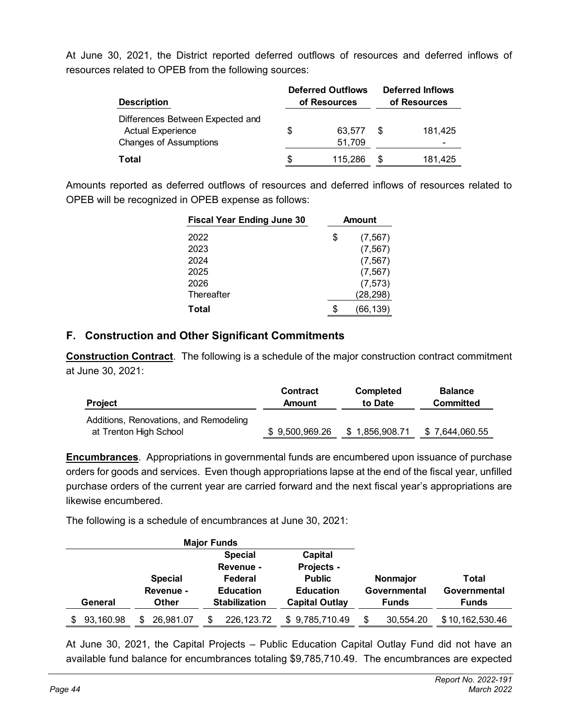At June 30, 2021, the District reported deferred outflows of resources and deferred inflows of resources related to OPEB from the following sources:

| Description | Deferred Outflows of Resources | Deferred Inflows of Resources |
|---|---|---|
| Differences Between Expected and Actual Experience | $ 63,577 | $ 181,425 |
| Changes of Assumptions | 51,709 | - |
| **Total** | $ 115,286 | $ 181,425 |

Amounts reported as deferred outflows of resources and deferred inflows of resources related to OPEB will be recognized in OPEB expense as follows:

| Fiscal Year Ending June 30 | Amount |
|---|---|
| 2022 | $ (7,567) |
| 2023 | (7,567) |
| 2024 | (7,567) |
| 2025 | (7,567) |
| 2026 | (7,573) |
| Thereafter | (28,298) |
| **Total** | $ (66,139) |

## F. Construction and Other Significant Commitments

**Construction Contract**. The following is a schedule of the major construction contract commitment at June 30, 2021:

| Project | Contract Amount | Completed to Date | Balance Committed |
|---|---|---|---|
| Additions, Renovations, and Remodeling at Trenton High School | $ 9,500,969.26 | $ 1,856,908.71 | $ 7,644,060.55 |

**Encumbrances**. Appropriations in governmental funds are encumbered upon issuance of purchase orders for goods and services. Even though appropriations lapse at the end of the fiscal year, unfilled purchase orders of the current year are carried forward and the next fiscal year's appropriations are likewise encumbered.

The following is a schedule of encumbrances at June 30, 2021:

| Major Funds | | | | | |
|---|---|---|---|---|---|
| General | Special Revenue - Other | Special Revenue - Federal Education Stabilization | Capital Projects - Public Education Capital Outlay | Nonmajor Governmental Funds | Total Governmental Funds |
| $ 93,160.98 | $ 26,981.07 | $ 226,123.72 | $ 9,785,710.49 | $ 30,554.20 | $ 10,162,530.46 |

At June 30, 2021, the Capital Projects – Public Education Capital Outlay Fund did not have an available fund balance for encumbrances totaling $9,785,710.49. The encumbrances are expected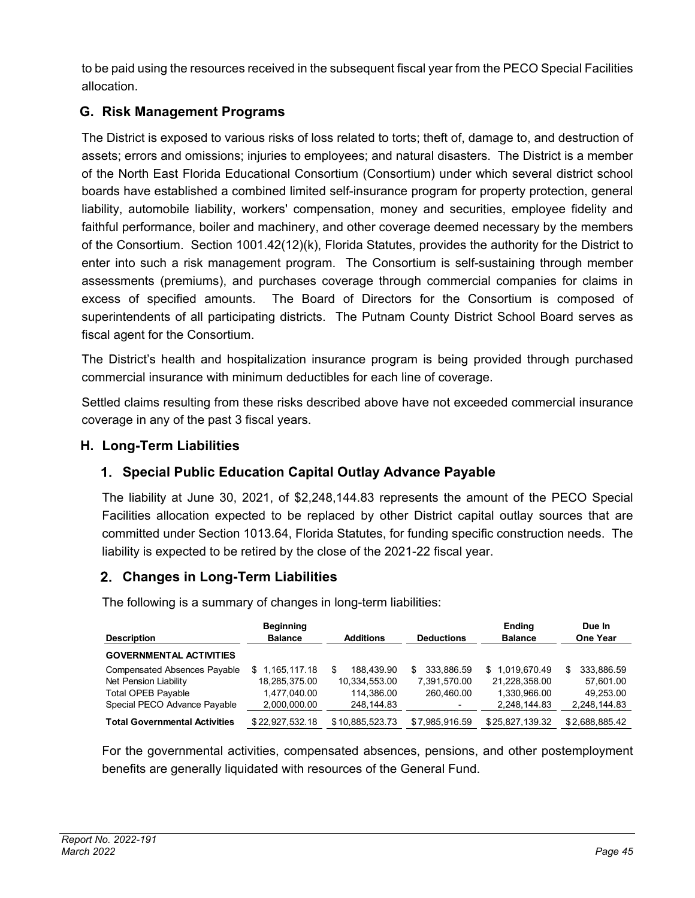to be paid using the resources received in the subsequent fiscal year from the PECO Special Facilities allocation.

## G. Risk Management Programs

The District is exposed to various risks of loss related to torts; theft of, damage to, and destruction of assets; errors and omissions; injuries to employees; and natural disasters. The District is a member of the North East Florida Educational Consortium (Consortium) under which several district school boards have established a combined limited self-insurance program for property protection, general liability, automobile liability, workers' compensation, money and securities, employee fidelity and faithful performance, boiler and machinery, and other coverage deemed necessary by the members of the Consortium. Section 1001.42(12)(k), Florida Statutes, provides the authority for the District to enter into such a risk management program. The Consortium is self-sustaining through member assessments (premiums), and purchases coverage through commercial companies for claims in excess of specified amounts. The Board of Directors for the Consortium is composed of superintendents of all participating districts. The Putnam County District School Board serves as fiscal agent for the Consortium.

The District's health and hospitalization insurance program is being provided through purchased commercial insurance with minimum deductibles for each line of coverage.

Settled claims resulting from these risks described above have not exceeded commercial insurance coverage in any of the past 3 fiscal years.

## H. Long-Term Liabilities

### 1. Special Public Education Capital Outlay Advance Payable

The liability at June 30, 2021, of $2,248,144.83 represents the amount of the PECO Special Facilities allocation expected to be replaced by other District capital outlay sources that are committed under Section 1013.64, Florida Statutes, for funding specific construction needs. The liability is expected to be retired by the close of the 2021-22 fiscal year.

### 2. Changes in Long-Term Liabilities

The following is a summary of changes in long-term liabilities:

| Description | Beginning Balance | Additions | Deductions | Ending Balance | Due In One Year |
|---|---|---|---|---|---|
| **GOVERNMENTAL ACTIVITIES** | | | | | |
| Compensated Absences Payable | $ 1,165,117.18 | $ 188,439.90 | $ 333,886.59 | $ 1,019,670.49 | $ 333,886.59 |
| Net Pension Liability | 18,285,375.00 | 10,334,553.00 | 7,391,570.00 | 21,228,358.00 | 57,601.00 |
| Total OPEB Payable | 1,477,040.00 | 114,386.00 | 260,460.00 | 1,330,966.00 | 49,253.00 |
| Special PECO Advance Payable | 2,000,000.00 | 248,144.83 | - | 2,248,144.83 | 2,248,144.83 |
| **Total Governmental Activities** | $ 22,927,532.18 | $ 10,885,523.73 | $ 7,985,916.59 | $ 25,827,139.32 | $ 2,688,885.42 |

For the governmental activities, compensated absences, pensions, and other postemployment benefits are generally liquidated with resources of the General Fund.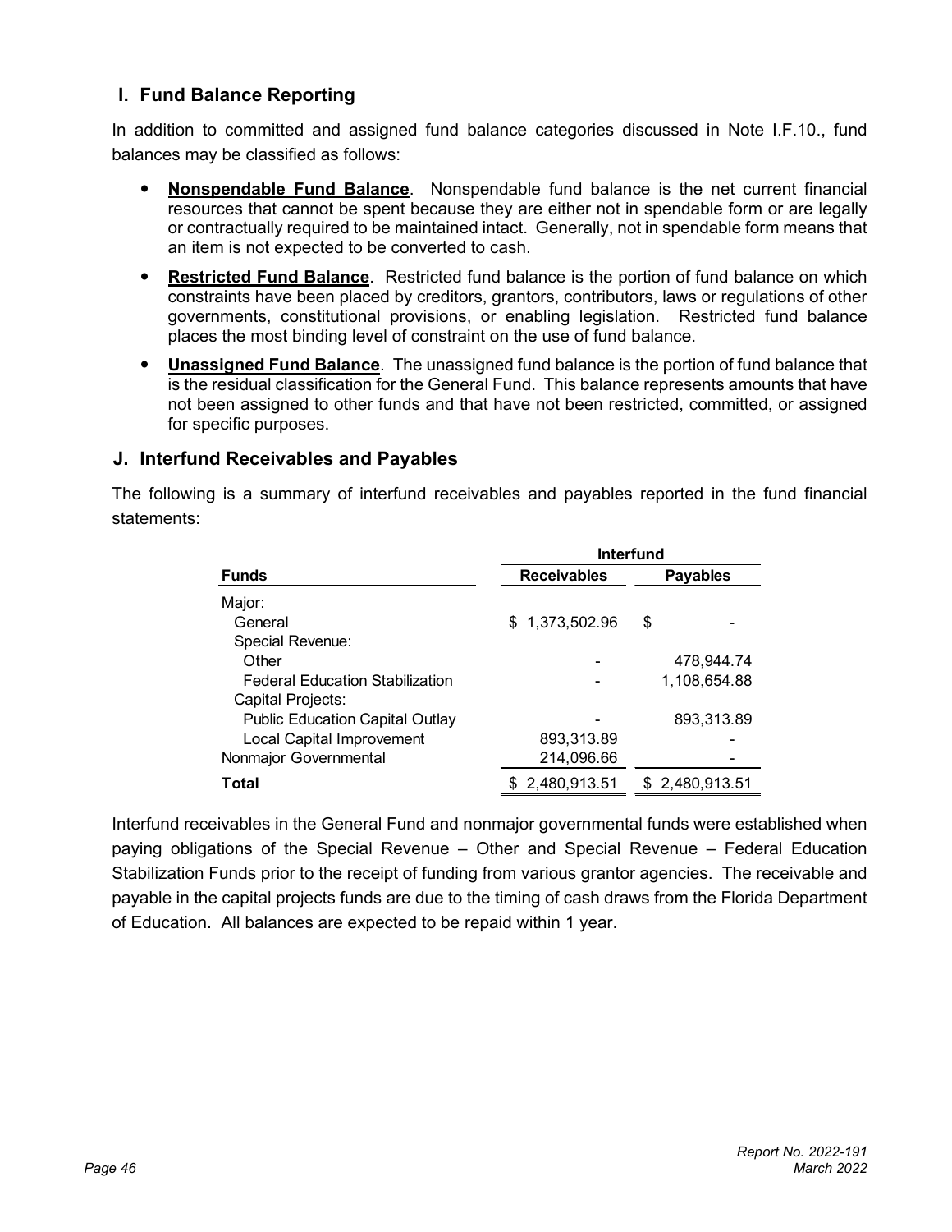## I. Fund Balance Reporting

In addition to committed and assigned fund balance categories discussed in Note I.F.10., fund balances may be classified as follows:

- **Nonspendable Fund Balance**. Nonspendable fund balance is the net current financial resources that cannot be spent because they are either not in spendable form or are legally or contractually required to be maintained intact. Generally, not in spendable form means that an item is not expected to be converted to cash.
- **Restricted Fund Balance**. Restricted fund balance is the portion of fund balance on which constraints have been placed by creditors, grantors, contributors, laws or regulations of other governments, constitutional provisions, or enabling legislation. Restricted fund balance places the most binding level of constraint on the use of fund balance.
- **Unassigned Fund Balance**. The unassigned fund balance is the portion of fund balance that is the residual classification for the General Fund. This balance represents amounts that have not been assigned to other funds and that have not been restricted, committed, or assigned for specific purposes.

## J. Interfund Receivables and Payables

The following is a summary of interfund receivables and payables reported in the fund financial statements:

| | Interfund | |
|---|---|---|
| **Funds** | **Receivables** | **Payables** |
| Major: | | |
| General | $ 1,373,502.96 | $ - |
| Special Revenue: | | |
| Other | - | 478,944.74 |
| Federal Education Stabilization | - | 1,108,654.88 |
| Capital Projects: | | |
| Public Education Capital Outlay | - | 893,313.89 |
| Local Capital Improvement | 893,313.89 | - |
| Nonmajor Governmental | 214,096.66 | - |
| **Total** | $ 2,480,913.51 | $ 2,480,913.51 |

Interfund receivables in the General Fund and nonmajor governmental funds were established when paying obligations of the Special Revenue – Other and Special Revenue – Federal Education Stabilization Funds prior to the receipt of funding from various grantor agencies. The receivable and payable in the capital projects funds are due to the timing of cash draws from the Florida Department of Education. All balances are expected to be repaid within 1 year.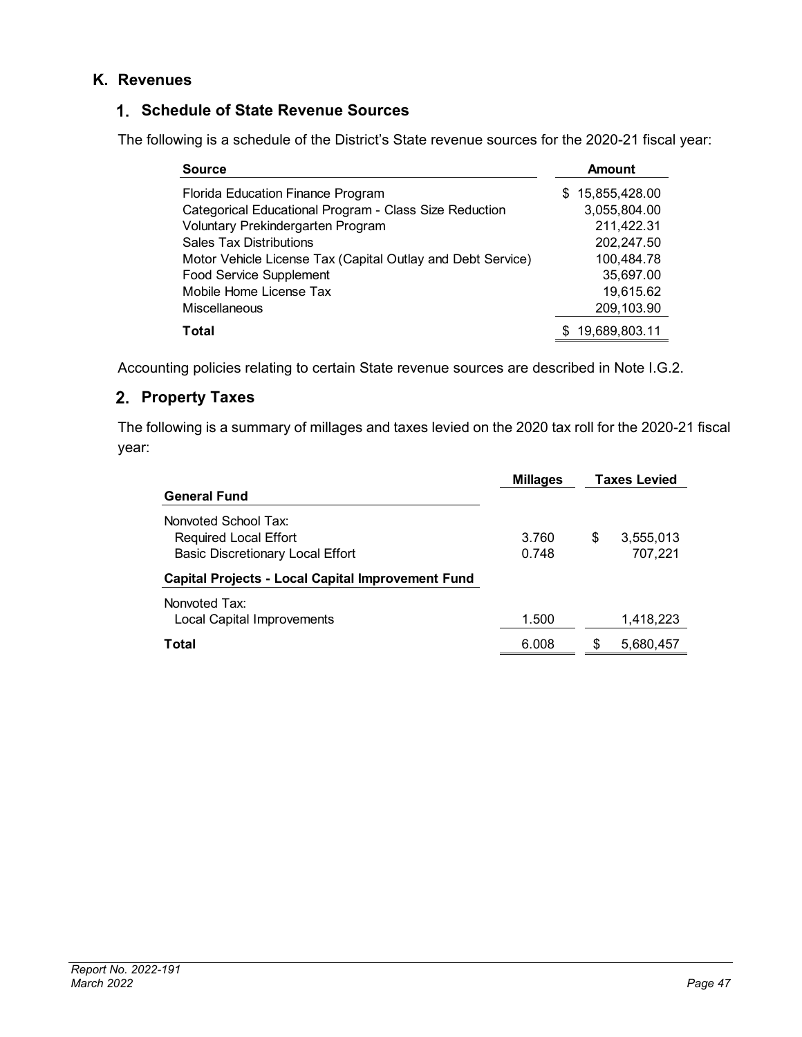## K. Revenues

### 1. Schedule of State Revenue Sources

The following is a schedule of the District's State revenue sources for the 2020-21 fiscal year:

| Source | Amount |
|---|---|
| Florida Education Finance Program | $ 15,855,428.00 |
| Categorical Educational Program - Class Size Reduction | 3,055,804.00 |
| Voluntary Prekindergarten Program | 211,422.31 |
| Sales Tax Distributions | 202,247.50 |
| Motor Vehicle License Tax (Capital Outlay and Debt Service) | 100,484.78 |
| Food Service Supplement | 35,697.00 |
| Mobile Home License Tax | 19,615.62 |
| Miscellaneous | 209,103.90 |
| **Total** | $ 19,689,803.11 |

Accounting policies relating to certain State revenue sources are described in Note I.G.2.

### 2. Property Taxes

The following is a summary of millages and taxes levied on the 2020 tax roll for the 2020-21 fiscal year:

| | Millages | Taxes Levied |
|---|---|---|
| **General Fund** | | |
| Nonvoted School Tax: | | |
| Required Local Effort | 3.760 | $ 3,555,013 |
| Basic Discretionary Local Effort | 0.748 | 707,221 |
| **Capital Projects - Local Capital Improvement Fund** | | |
| Nonvoted Tax: | | |
| Local Capital Improvements | 1.500 | 1,418,223 |
| **Total** | 6.008 | $ 5,680,457 |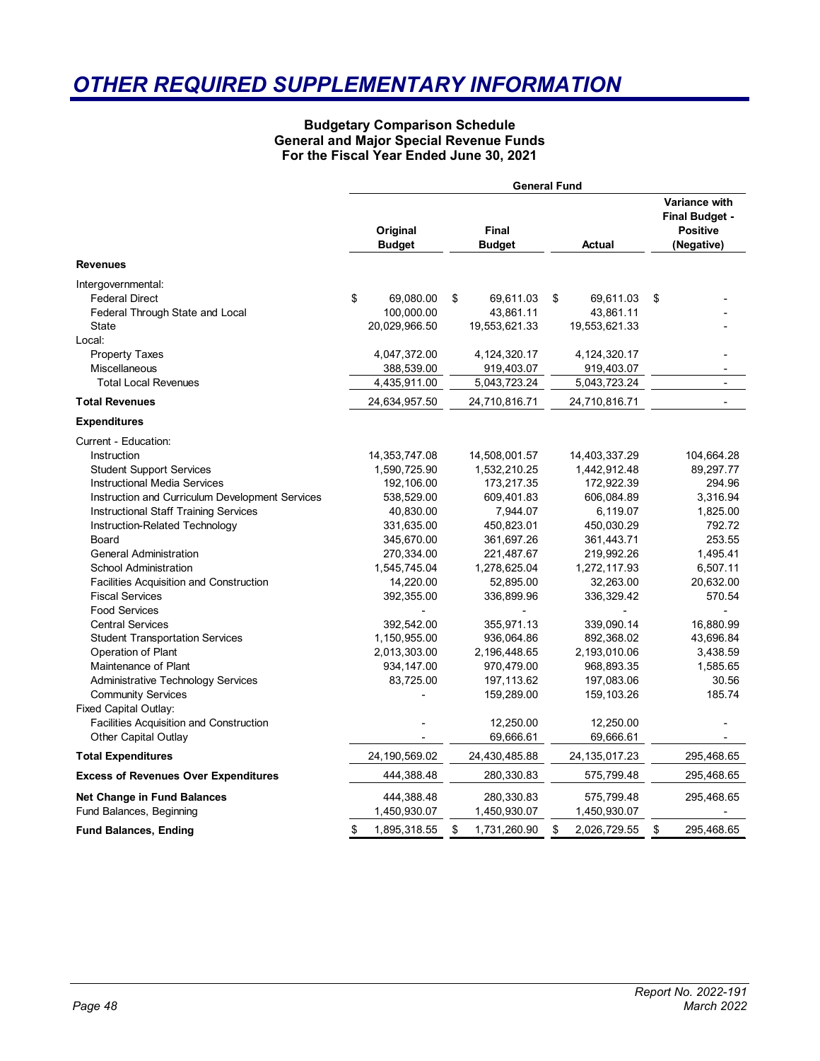# OTHER REQUIRED SUPPLEMENTARY INFORMATION

**Budgetary Comparison Schedule**
**General and Major Special Revenue Funds**
**For the Fiscal Year Ended June 30, 2021**

| | General Fund | | | |
|---|---|---|---|---|
| | **Original Budget** | **Final Budget** | **Actual** | **Variance with Final Budget - Positive (Negative)** |
| **Revenues** | | | | |
| Intergovernmental: | | | | |
| Federal Direct | $ 69,080.00 | $ 69,611.03 | $ 69,611.03 | $ - |
| Federal Through State and Local | 100,000.00 | 43,861.11 | 43,861.11 | - |
| State | 20,029,966.50 | 19,553,621.33 | 19,553,621.33 | - |
| Local: | | | | |
| Property Taxes | 4,047,372.00 | 4,124,320.17 | 4,124,320.17 | - |
| Miscellaneous | 388,539.00 | 919,403.07 | 919,403.07 | - |
| Total Local Revenues | 4,435,911.00 | 5,043,723.24 | 5,043,723.24 | - |
| **Total Revenues** | 24,634,957.50 | 24,710,816.71 | 24,710,816.71 | - |
| **Expenditures** | | | | |
| Current - Education: | | | | |
| Instruction | 14,353,747.08 | 14,508,001.57 | 14,403,337.29 | 104,664.28 |
| Student Support Services | 1,590,725.90 | 1,532,210.25 | 1,442,912.48 | 89,297.77 |
| Instructional Media Services | 192,106.00 | 173,217.35 | 172,922.39 | 294.96 |
| Instruction and Curriculum Development Services | 538,529.00 | 609,401.83 | 606,084.89 | 3,316.94 |
| Instructional Staff Training Services | 40,830.00 | 7,944.07 | 6,119.07 | 1,825.00 |
| Instruction-Related Technology | 331,635.00 | 450,823.01 | 450,030.29 | 792.72 |
| Board | 345,670.00 | 361,697.26 | 361,443.71 | 253.55 |
| General Administration | 270,334.00 | 221,487.67 | 219,992.26 | 1,495.41 |
| School Administration | 1,545,745.04 | 1,278,625.04 | 1,272,117.93 | 6,507.11 |
| Facilities Acquisition and Construction | 14,220.00 | 52,895.00 | 32,263.00 | 20,632.00 |
| Fiscal Services | 392,355.00 | 336,899.96 | 336,329.42 | 570.54 |
| Food Services | - | - | - | - |
| Central Services | 392,542.00 | 355,971.13 | 339,090.14 | 16,880.99 |
| Student Transportation Services | 1,150,955.00 | 936,064.86 | 892,368.02 | 43,696.84 |
| Operation of Plant | 2,013,303.00 | 2,196,448.65 | 2,193,010.06 | 3,438.59 |
| Maintenance of Plant | 934,147.00 | 970,479.00 | 968,893.35 | 1,585.65 |
| Administrative Technology Services | 83,725.00 | 197,113.62 | 197,083.06 | 30.56 |
| Community Services | - | 159,289.00 | 159,103.26 | 185.74 |
| Fixed Capital Outlay: | | | | |
| Facilities Acquisition and Construction | - | 12,250.00 | 12,250.00 | - |
| Other Capital Outlay | - | 69,666.61 | 69,666.61 | - |
| **Total Expenditures** | 24,190,569.02 | 24,430,485.88 | 24,135,017.23 | 295,468.65 |
| **Excess of Revenues Over Expenditures** | 444,388.48 | 280,330.83 | 575,799.48 | 295,468.65 |
| **Net Change in Fund Balances** | 444,388.48 | 280,330.83 | 575,799.48 | 295,468.65 |
| Fund Balances, Beginning | 1,450,930.07 | 1,450,930.07 | 1,450,930.07 | - |
| **Fund Balances, Ending** | $ 1,895,318.55 | $ 1,731,260.90 | $ 2,026,729.55 | $ 295,468.65 |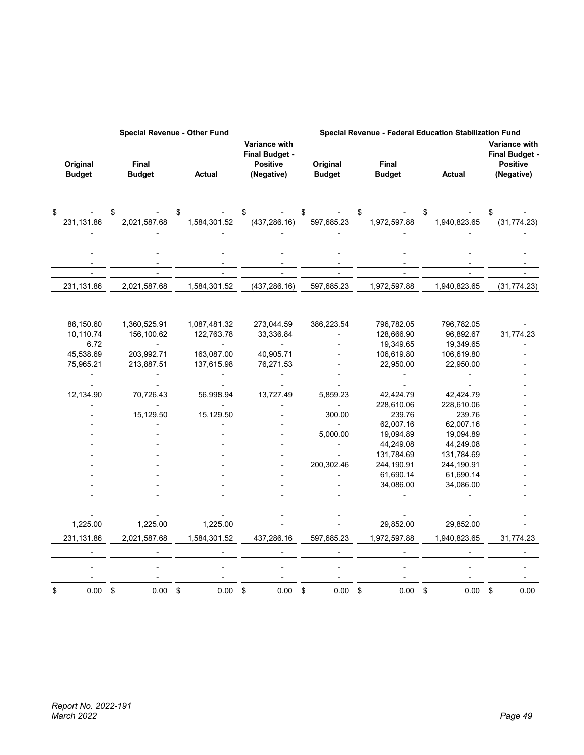| Special Revenue - Other Fund | | | | Special Revenue - Federal Education Stabilization Fund | | | |
|---|---|---|---|---|---|---|---|
| Original Budget | Final Budget | Actual | Variance with Final Budget - Positive (Negative) | Original Budget | Final Budget | Actual | Variance with Final Budget - Positive (Negative) |
| $ - | $ - | $ - | $ - | $ - | $ - | $ - | $ - |
| 231,131.86 | 2,021,587.68 | 1,584,301.52 | (437,286.16) | 597,685.23 | 1,972,597.88 | 1,940,823.65 | (31,774.23) |
| - | - | - | - | - | - | - | - |
| - | - | - | - | - | - | - | - |
| - | - | - | - | - | - | - | - |
| - | - | - | - | - | - | - | - |
| 231,131.86 | 2,021,587.68 | 1,584,301.52 | (437,286.16) | 597,685.23 | 1,972,597.88 | 1,940,823.65 | (31,774.23) |
| 86,150.60 | 1,360,525.91 | 1,087,481.32 | 273,044.59 | 386,223.54 | 796,782.05 | 796,782.05 | - |
| 10,110.74 | 156,100.62 | 122,763.78 | 33,336.84 | - | 128,666.90 | 96,892.67 | 31,774.23 |
| 6.72 | - | - | - | - | 19,349.65 | 19,349.65 | - |
| 45,538.69 | 203,992.71 | 163,087.00 | 40,905.71 | - | 106,619.80 | 106,619.80 | - |
| 75,965.21 | 213,887.51 | 137,615.98 | 76,271.53 | - | 22,950.00 | 22,950.00 | - |
| - | - | - | - | - | - | - | - |
| - | - | - | - | - | - | - | - |
| 12,134.90 | 70,726.43 | 56,998.94 | 13,727.49 | 5,859.23 | 42,424.79 | 42,424.79 | - |
| - | - | - | - | - | 228,610.06 | 228,610.06 | - |
| - | 15,129.50 | 15,129.50 | - | 300.00 | 239.76 | 239.76 | - |
| - | - | - | - | - | 62,007.16 | 62,007.16 | - |
| - | - | - | - | 5,000.00 | 19,094.89 | 19,094.89 | - |
| - | - | - | - | - | 44,249.08 | 44,249.08 | - |
| - | - | - | - | - | 131,784.69 | 131,784.69 | - |
| - | - | - | - | 200,302.46 | 244,190.91 | 244,190.91 | - |
| - | - | - | - | - | 61,690.14 | 61,690.14 | - |
| - | - | - | - | - | 34,086.00 | 34,086.00 | - |
| - | - | - | - | - | - | - | - |
| - | - | - | - | - | - | - | - |
| 1,225.00 | 1,225.00 | 1,225.00 | - | - | 29,852.00 | 29,852.00 | - |
| 231,131.86 | 2,021,587.68 | 1,584,301.52 | 437,286.16 | 597,685.23 | 1,972,597.88 | 1,940,823.65 | 31,774.23 |
| - | - | - | - | - | - | - | - |
| - | - | - | - | - | - | - | - |
| - | - | - | - | - | - | - | - |
| $ 0.00 | $ 0.00 | $ 0.00 | $ 0.00 | $ 0.00 | $ 0.00 | $ 0.00 | $ 0.00 |

*Report No. 2022-191*
*March 2022*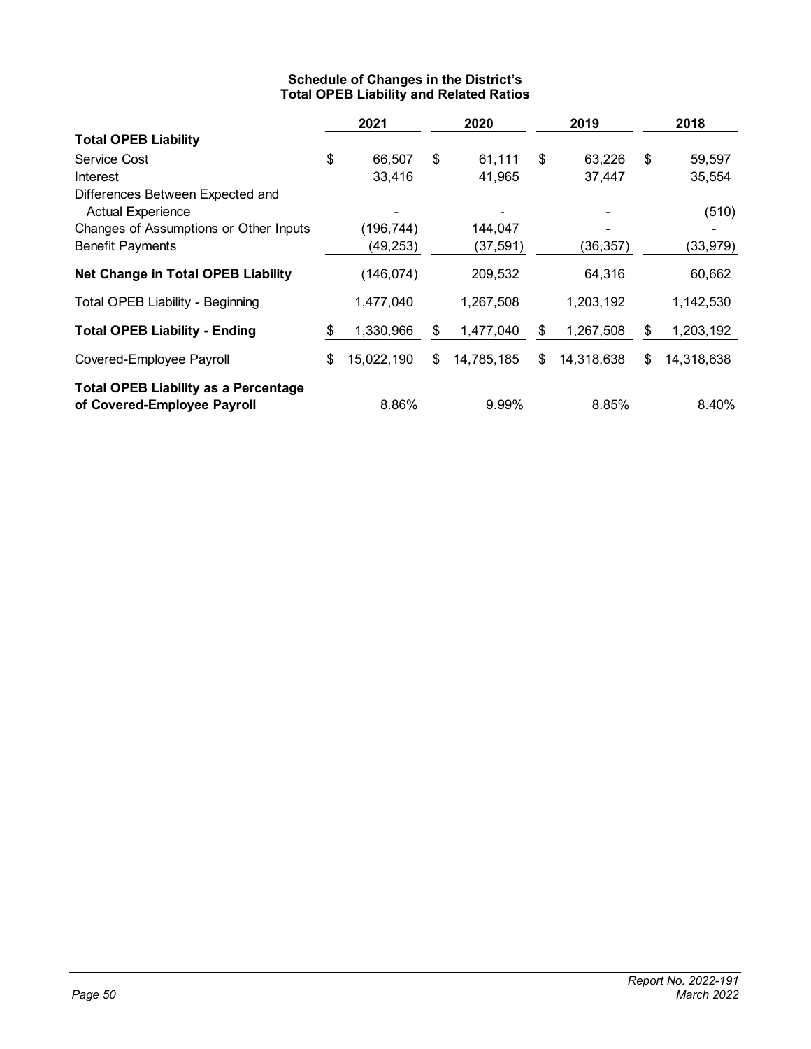### Schedule of Changes in the District's Total OPEB Liability and Related Ratios

| | 2021 | 2020 | 2019 | 2018 |
|---|---|---|---|---|
| **Total OPEB Liability** | | | | |
| Service Cost | $ 66,507 | $ 61,111 | $ 63,226 | $ 59,597 |
| Interest | 33,416 | 41,965 | 37,447 | 35,554 |
| Differences Between Expected and Actual Experience | - | - | - | (510) |
| Changes of Assumptions or Other Inputs | (196,744) | 144,047 | - | - |
| Benefit Payments | (49,253) | (37,591) | (36,357) | (33,979) |
| **Net Change in Total OPEB Liability** | (146,074) | 209,532 | 64,316 | 60,662 |
| Total OPEB Liability - Beginning | 1,477,040 | 1,267,508 | 1,203,192 | 1,142,530 |
| **Total OPEB Liability - Ending** | $ 1,330,966 | $ 1,477,040 | $ 1,267,508 | $ 1,203,192 |
| Covered-Employee Payroll | $ 15,022,190 | $ 14,785,185 | $ 14,318,638 | $ 14,318,638 |
| **Total OPEB Liability as a Percentage of Covered-Employee Payroll** | 8.86% | 9.99% | 8.85% | 8.40% |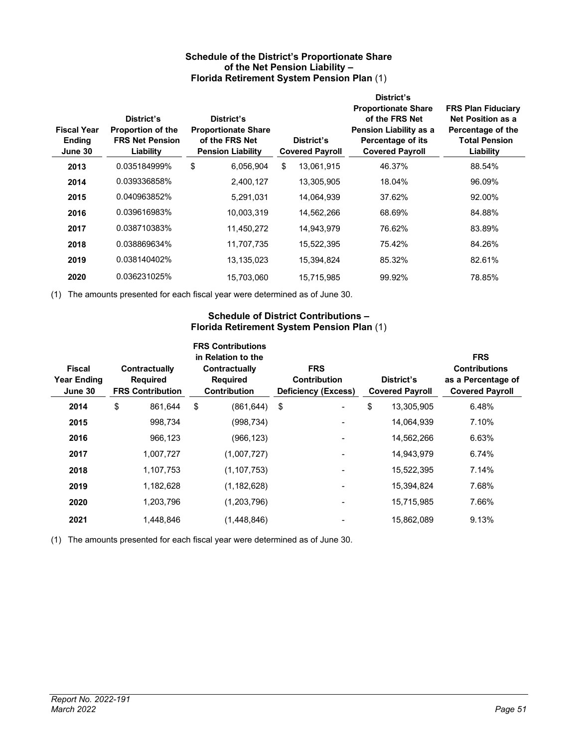### Schedule of the District's Proportionate Share of the Net Pension Liability – Florida Retirement System Pension Plan (1)

| Fiscal Year Ending June 30 | District's Proportion of the FRS Net Pension Liability | District's Proportionate Share of the FRS Net Pension Liability | District's Covered Payroll | District's Proportionate Share of the FRS Net Pension Liability as a Percentage of its Covered Payroll | FRS Plan Fiduciary Net Position as a Percentage of the Total Pension Liability |
|---|---|---|---|---|---|
| 2013 | 0.035184999% | $ 6,056,904 | $ 13,061,915 | 46.37% | 88.54% |
| 2014 | 0.039336858% | 2,400,127 | 13,305,905 | 18.04% | 96.09% |
| 2015 | 0.040963852% | 5,291,031 | 14,064,939 | 37.62% | 92.00% |
| 2016 | 0.039616983% | 10,003,319 | 14,562,266 | 68.69% | 84.88% |
| 2017 | 0.038710383% | 11,450,272 | 14,943,979 | 76.62% | 83.89% |
| 2018 | 0.038869634% | 11,707,735 | 15,522,395 | 75.42% | 84.26% |
| 2019 | 0.038140402% | 13,135,023 | 15,394,824 | 85.32% | 82.61% |
| 2020 | 0.036231025% | 15,703,060 | 15,715,985 | 99.92% | 78.85% |

(1) The amounts presented for each fiscal year were determined as of June 30.

### Schedule of District Contributions – Florida Retirement System Pension Plan (1)

| Fiscal Year Ending June 30 | Contractually Required FRS Contribution | FRS Contributions in Relation to the Contractually Required Contribution | FRS Contribution Deficiency (Excess) | District's Covered Payroll | FRS Contributions as a Percentage of Covered Payroll |
|---|---|---|---|---|---|
| 2014 | $ 861,644 | $ (861,644) | $ - | $ 13,305,905 | 6.48% |
| 2015 | 998,734 | (998,734) | - | 14,064,939 | 7.10% |
| 2016 | 966,123 | (966,123) | - | 14,562,266 | 6.63% |
| 2017 | 1,007,727 | (1,007,727) | - | 14,943,979 | 6.74% |
| 2018 | 1,107,753 | (1,107,753) | - | 15,522,395 | 7.14% |
| 2019 | 1,182,628 | (1,182,628) | - | 15,394,824 | 7.68% |
| 2020 | 1,203,796 | (1,203,796) | - | 15,715,985 | 7.66% |
| 2021 | 1,448,846 | (1,448,846) | - | 15,862,089 | 9.13% |

(1) The amounts presented for each fiscal year were determined as of June 30.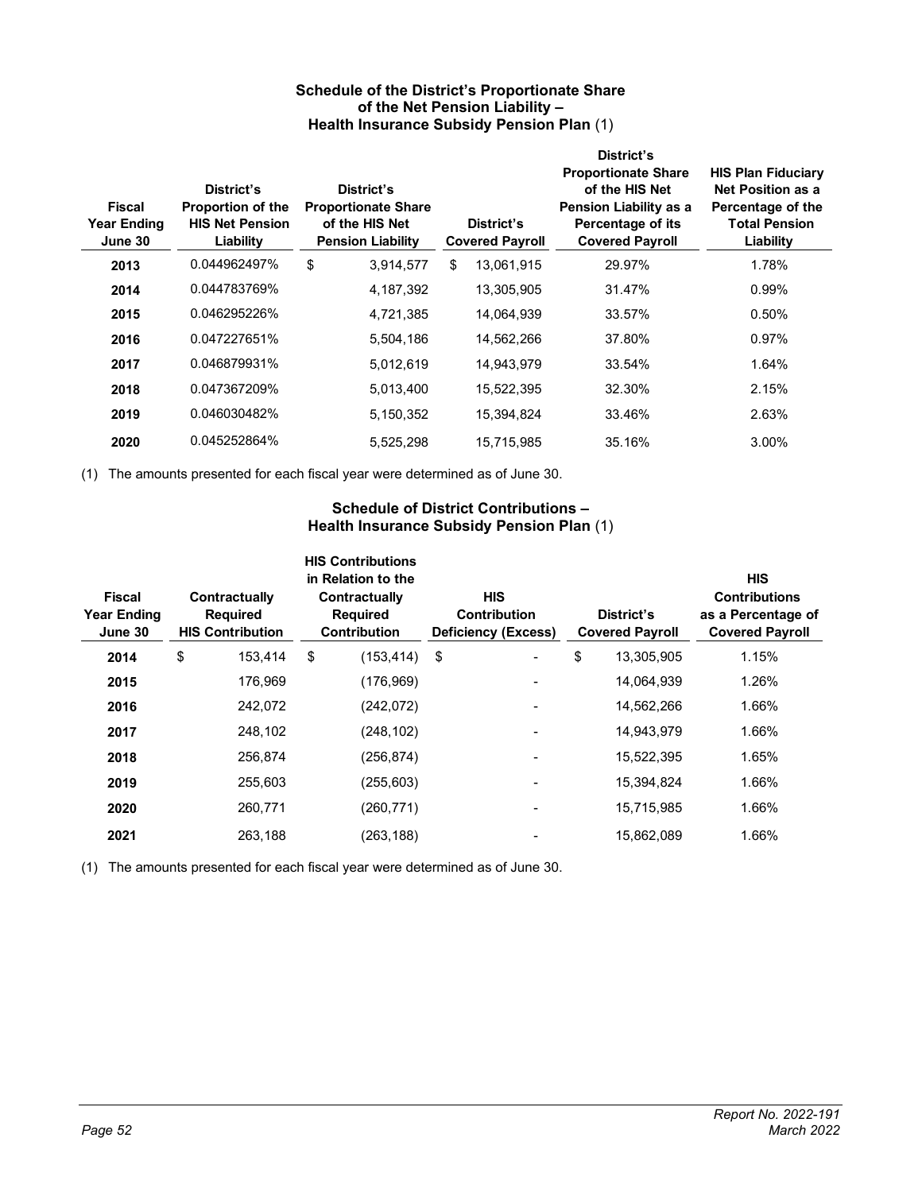### Schedule of the District's Proportionate Share of the Net Pension Liability – Health Insurance Subsidy Pension Plan (1)

| Fiscal Year Ending June 30 | District's Proportion of the HIS Net Pension Liability | District's Proportionate Share of the HIS Net Pension Liability | District's Covered Payroll | District's Proportionate Share of the HIS Net Pension Liability as a Percentage of its Covered Payroll | HIS Plan Fiduciary Net Position as a Percentage of the Total Pension Liability |
|---|---|---|---|---|---|
| **2013** | 0.044962497% | $ 3,914,577 | $ 13,061,915 | 29.97% | 1.78% |
| **2014** | 0.044783769% | 4,187,392 | 13,305,905 | 31.47% | 0.99% |
| **2015** | 0.046295226% | 4,721,385 | 14,064,939 | 33.57% | 0.50% |
| **2016** | 0.047227651% | 5,504,186 | 14,562,266 | 37.80% | 0.97% |
| **2017** | 0.046879931% | 5,012,619 | 14,943,979 | 33.54% | 1.64% |
| **2018** | 0.047367209% | 5,013,400 | 15,522,395 | 32.30% | 2.15% |
| **2019** | 0.046030482% | 5,150,352 | 15,394,824 | 33.46% | 2.63% |
| **2020** | 0.045252864% | 5,525,298 | 15,715,985 | 35.16% | 3.00% |

(1) The amounts presented for each fiscal year were determined as of June 30.

### Schedule of District Contributions – Health Insurance Subsidy Pension Plan (1)

| Fiscal Year Ending June 30 | Contractually Required HIS Contribution | HIS Contributions in Relation to the Contractually Required Contribution | HIS Contribution Deficiency (Excess) | District's Covered Payroll | HIS Contributions as a Percentage of Covered Payroll |
|---|---|---|---|---|---|
| **2014** | $ 153,414 | $ (153,414) | $ - | $ 13,305,905 | 1.15% |
| **2015** | 176,969 | (176,969) | - | 14,064,939 | 1.26% |
| **2016** | 242,072 | (242,072) | - | 14,562,266 | 1.66% |
| **2017** | 248,102 | (248,102) | - | 14,943,979 | 1.66% |
| **2018** | 256,874 | (256,874) | - | 15,522,395 | 1.65% |
| **2019** | 255,603 | (255,603) | - | 15,394,824 | 1.66% |
| **2020** | 260,771 | (260,771) | - | 15,715,985 | 1.66% |
| **2021** | 263,188 | (263,188) | - | 15,862,089 | 1.66% |

(1) The amounts presented for each fiscal year were determined as of June 30.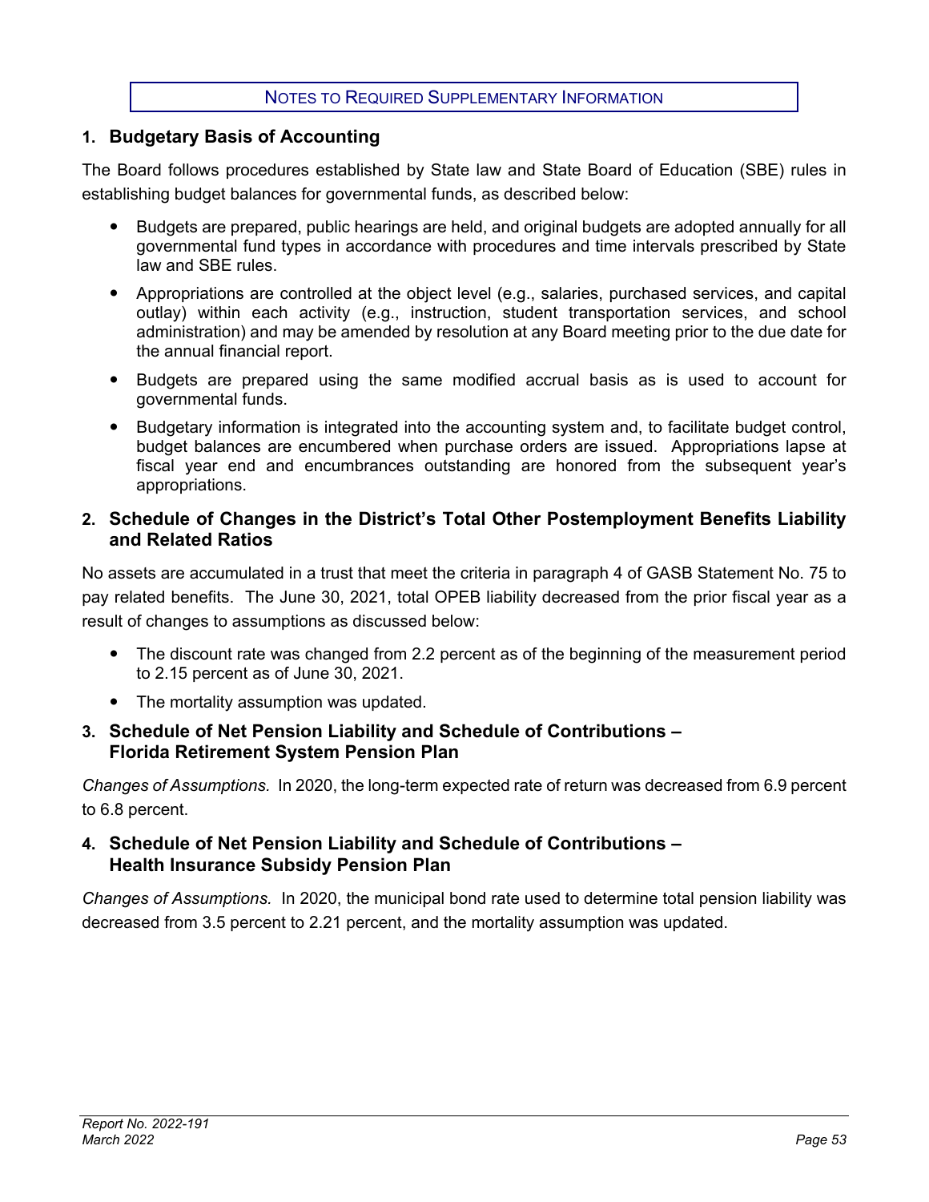# NOTES TO REQUIRED SUPPLEMENTARY INFORMATION

## 1. Budgetary Basis of Accounting

The Board follows procedures established by State law and State Board of Education (SBE) rules in establishing budget balances for governmental funds, as described below:

- Budgets are prepared, public hearings are held, and original budgets are adopted annually for all governmental fund types in accordance with procedures and time intervals prescribed by State law and SBE rules.
- Appropriations are controlled at the object level (e.g., salaries, purchased services, and capital outlay) within each activity (e.g., instruction, student transportation services, and school administration) and may be amended by resolution at any Board meeting prior to the due date for the annual financial report.
- Budgets are prepared using the same modified accrual basis as is used to account for governmental funds.
- Budgetary information is integrated into the accounting system and, to facilitate budget control, budget balances are encumbered when purchase orders are issued. Appropriations lapse at fiscal year end and encumbrances outstanding are honored from the subsequent year's appropriations.

## 2. Schedule of Changes in the District's Total Other Postemployment Benefits Liability and Related Ratios

No assets are accumulated in a trust that meet the criteria in paragraph 4 of GASB Statement No. 75 to pay related benefits. The June 30, 2021, total OPEB liability decreased from the prior fiscal year as a result of changes to assumptions as discussed below:

- The discount rate was changed from 2.2 percent as of the beginning of the measurement period to 2.15 percent as of June 30, 2021.
- The mortality assumption was updated.

## 3. Schedule of Net Pension Liability and Schedule of Contributions – Florida Retirement System Pension Plan

*Changes of Assumptions.* In 2020, the long-term expected rate of return was decreased from 6.9 percent to 6.8 percent.

## 4. Schedule of Net Pension Liability and Schedule of Contributions – Health Insurance Subsidy Pension Plan

*Changes of Assumptions.* In 2020, the municipal bond rate used to determine total pension liability was decreased from 3.5 percent to 2.21 percent, and the mortality assumption was updated.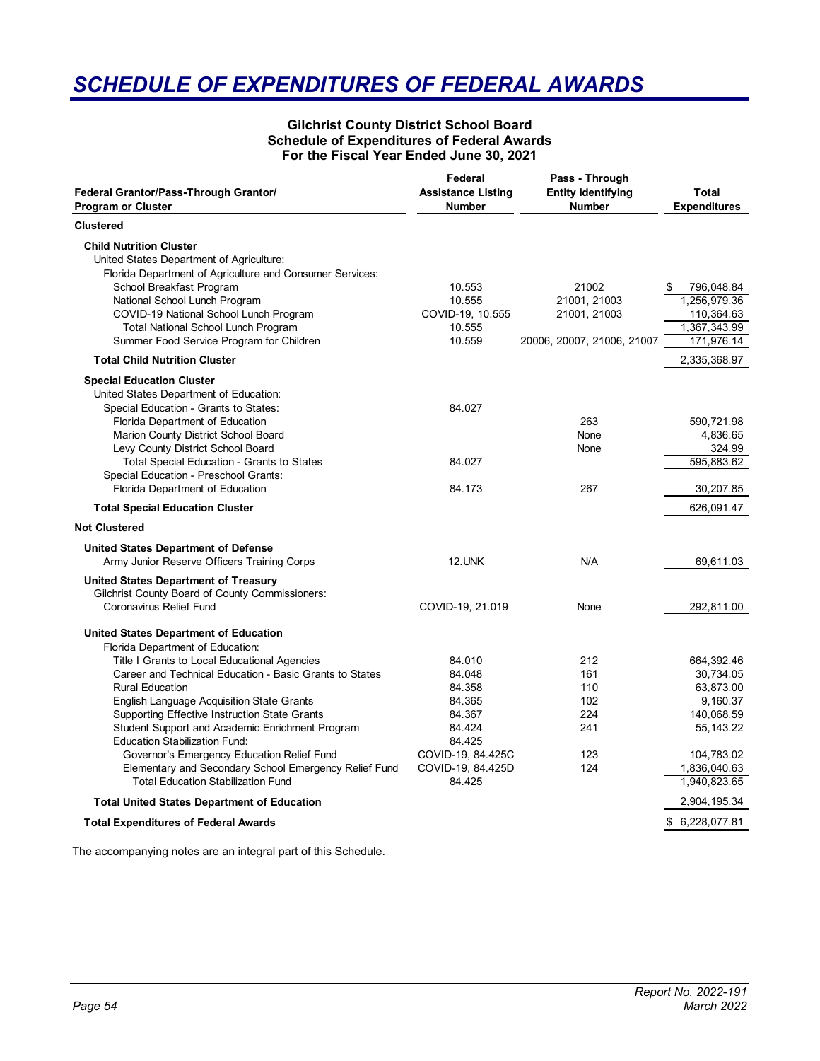# SCHEDULE OF EXPENDITURES OF FEDERAL AWARDS

**Gilchrist County District School Board**
**Schedule of Expenditures of Federal Awards**
**For the Fiscal Year Ended June 30, 2021**

| Federal Grantor/Pass-Through Grantor/ Program or Cluster | Federal Assistance Listing Number | Pass - Through Entity Identifying Number | Total Expenditures |
|---|---|---|---|
| **Clustered** | | | |
| **Child Nutrition Cluster** | | | |
| United States Department of Agriculture: | | | |
| Florida Department of Agriculture and Consumer Services: | | | |
| School Breakfast Program | 10.553 | 21002 | $ 796,048.84 |
| National School Lunch Program | 10.555 | 21001, 21003 | 1,256,979.36 |
| COVID-19 National School Lunch Program | COVID-19, 10.555 | 21001, 21003 | 110,364.63 |
| Total National School Lunch Program | 10.555 | | 1,367,343.99 |
| Summer Food Service Program for Children | 10.559 | 20006, 20007, 21006, 21007 | 171,976.14 |
| **Total Child Nutrition Cluster** | | | 2,335,368.97 |
| **Special Education Cluster** | | | |
| United States Department of Education: | | | |
| Special Education - Grants to States: | 84.027 | | |
| Florida Department of Education | | 263 | 590,721.98 |
| Marion County District School Board | | None | 4,836.65 |
| Levy County District School Board | | None | 324.99 |
| Total Special Education - Grants to States | 84.027 | | 595,883.62 |
| Special Education - Preschool Grants: | | | |
| Florida Department of Education | 84.173 | 267 | 30,207.85 |
| **Total Special Education Cluster** | | | 626,091.47 |
| **Not Clustered** | | | |
| **United States Department of Defense** | | | |
| Army Junior Reserve Officers Training Corps | 12.UNK | N/A | 69,611.03 |
| **United States Department of Treasury** | | | |
| Gilchrist County Board of County Commissioners: | | | |
| Coronavirus Relief Fund | COVID-19, 21.019 | None | 292,811.00 |
| **United States Department of Education** | | | |
| Florida Department of Education: | | | |
| Title I Grants to Local Educational Agencies | 84.010 | 212 | 664,392.46 |
| Career and Technical Education - Basic Grants to States | 84.048 | 161 | 30,734.05 |
| Rural Education | 84.358 | 110 | 63,873.00 |
| English Language Acquisition State Grants | 84.365 | 102 | 9,160.37 |
| Supporting Effective Instruction State Grants | 84.367 | 224 | 140,068.59 |
| Student Support and Academic Enrichment Program | 84.424 | 241 | 55,143.22 |
| Education Stabilization Fund: | 84.425 | | |
| Governor's Emergency Education Relief Fund | COVID-19, 84.425C | 123 | 104,783.02 |
| Elementary and Secondary School Emergency Relief Fund | COVID-19, 84.425D | 124 | 1,836,040.63 |
| Total Education Stabilization Fund | 84.425 | | 1,940,823.65 |
| **Total United States Department of Education** | | | 2,904,195.34 |
| **Total Expenditures of Federal Awards** | | | $ 6,228,077.81 |

The accompanying notes are an integral part of this Schedule.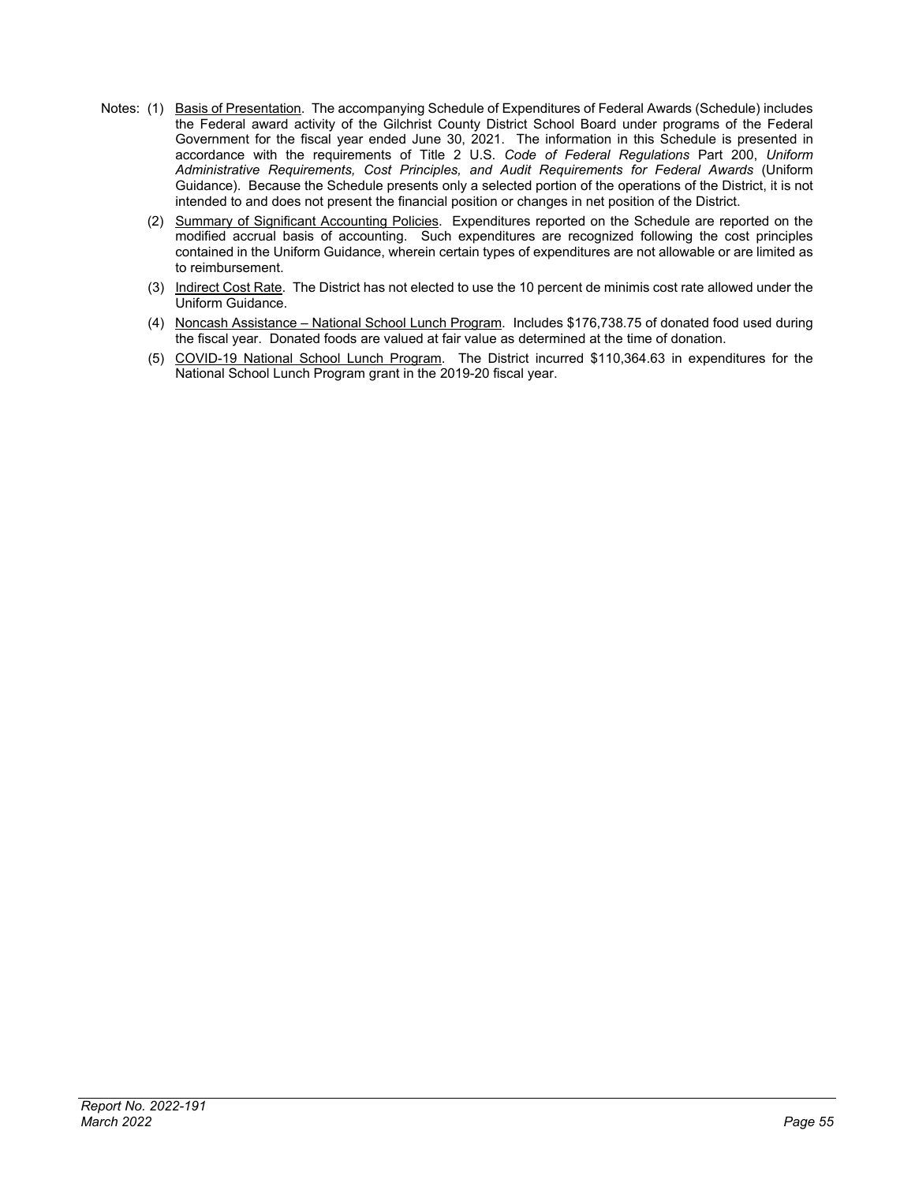Notes: (1) Basis of Presentation. The accompanying Schedule of Expenditures of Federal Awards (Schedule) includes the Federal award activity of the Gilchrist County District School Board under programs of the Federal Government for the fiscal year ended June 30, 2021. The information in this Schedule is presented in accordance with the requirements of Title 2 U.S. *Code of Federal Regulations* Part 200, *Uniform Administrative Requirements, Cost Principles, and Audit Requirements for Federal Awards* (Uniform Guidance). Because the Schedule presents only a selected portion of the operations of the District, it is not intended to and does not present the financial position or changes in net position of the District.

(2) Summary of Significant Accounting Policies. Expenditures reported on the Schedule are reported on the modified accrual basis of accounting. Such expenditures are recognized following the cost principles contained in the Uniform Guidance, wherein certain types of expenditures are not allowable or are limited as to reimbursement.

(3) Indirect Cost Rate. The District has not elected to use the 10 percent de minimis cost rate allowed under the Uniform Guidance.

(4) Noncash Assistance – National School Lunch Program. Includes $176,738.75 of donated food used during the fiscal year. Donated foods are valued at fair value as determined at the time of donation.

(5) COVID-19 National School Lunch Program. The District incurred $110,364.63 in expenditures for the National School Lunch Program grant in the 2019-20 fiscal year.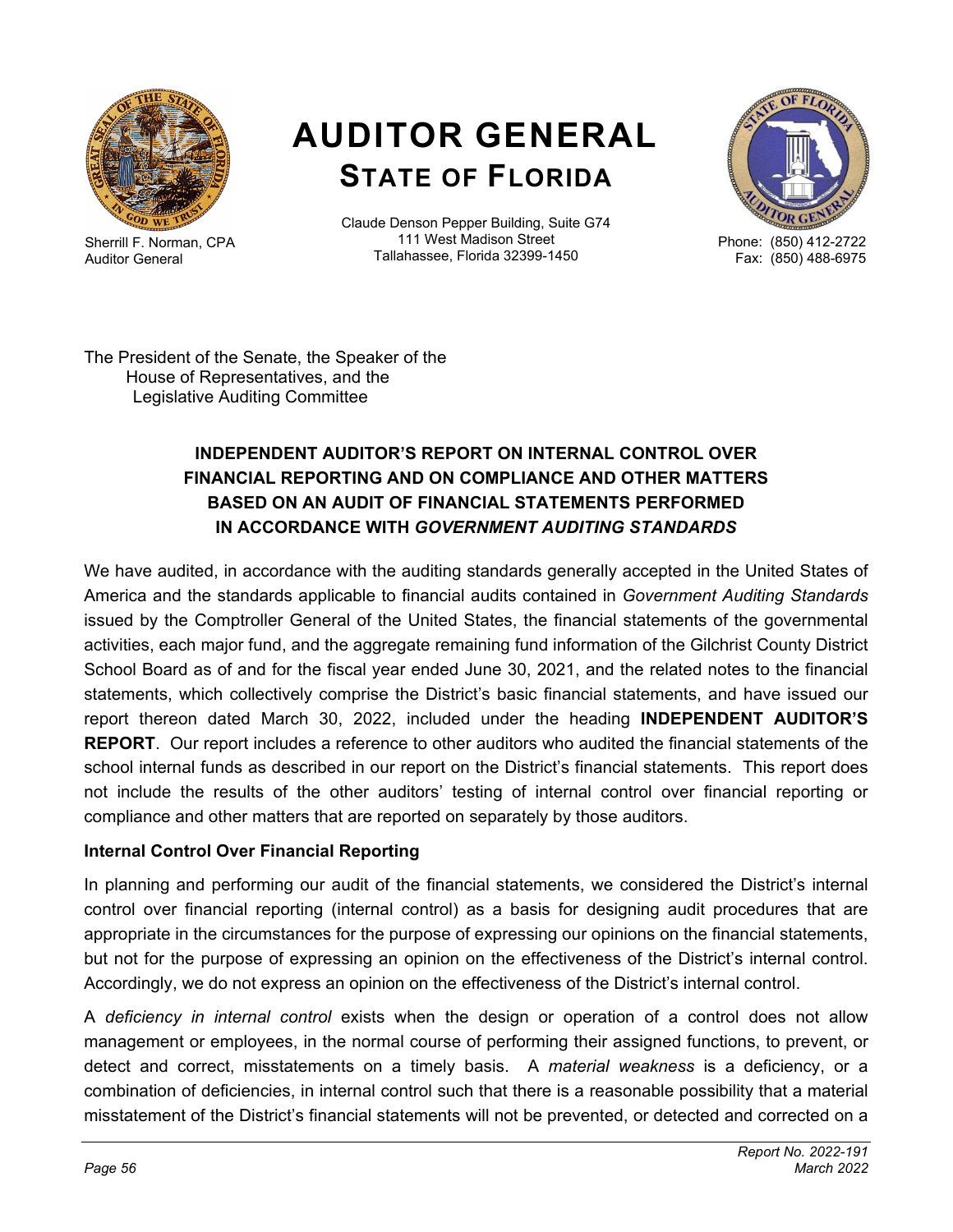# AUDITOR GENERAL
## STATE OF FLORIDA

Sherrill F. Norman, CPA
Auditor General

Claude Denson Pepper Building, Suite G74
111 West Madison Street
Tallahassee, Florida 32399-1450

Phone: (850) 412-2722
Fax: (850) 488-6975

The President of the Senate, the Speaker of the
House of Representatives, and the
Legislative Auditing Committee

### INDEPENDENT AUDITOR'S REPORT ON INTERNAL CONTROL OVER FINANCIAL REPORTING AND ON COMPLIANCE AND OTHER MATTERS BASED ON AN AUDIT OF FINANCIAL STATEMENTS PERFORMED IN ACCORDANCE WITH *GOVERNMENT AUDITING STANDARDS*

We have audited, in accordance with the auditing standards generally accepted in the United States of America and the standards applicable to financial audits contained in *Government Auditing Standards* issued by the Comptroller General of the United States, the financial statements of the governmental activities, each major fund, and the aggregate remaining fund information of the Gilchrist County District School Board as of and for the fiscal year ended June 30, 2021, and the related notes to the financial statements, which collectively comprise the District's basic financial statements, and have issued our report thereon dated March 30, 2022, included under the heading **INDEPENDENT AUDITOR'S REPORT**. Our report includes a reference to other auditors who audited the financial statements of the school internal funds as described in our report on the District's financial statements. This report does not include the results of the other auditors' testing of internal control over financial reporting or compliance and other matters that are reported on separately by those auditors.

**Internal Control Over Financial Reporting**

In planning and performing our audit of the financial statements, we considered the District's internal control over financial reporting (internal control) as a basis for designing audit procedures that are appropriate in the circumstances for the purpose of expressing our opinions on the financial statements, but not for the purpose of expressing an opinion on the effectiveness of the District's internal control. Accordingly, we do not express an opinion on the effectiveness of the District's internal control.

A *deficiency in internal control* exists when the design or operation of a control does not allow management or employees, in the normal course of performing their assigned functions, to prevent, or detect and correct, misstatements on a timely basis. A *material weakness* is a deficiency, or a combination of deficiencies, in internal control such that there is a reasonable possibility that a material misstatement of the District's financial statements will not be prevented, or detected and corrected on a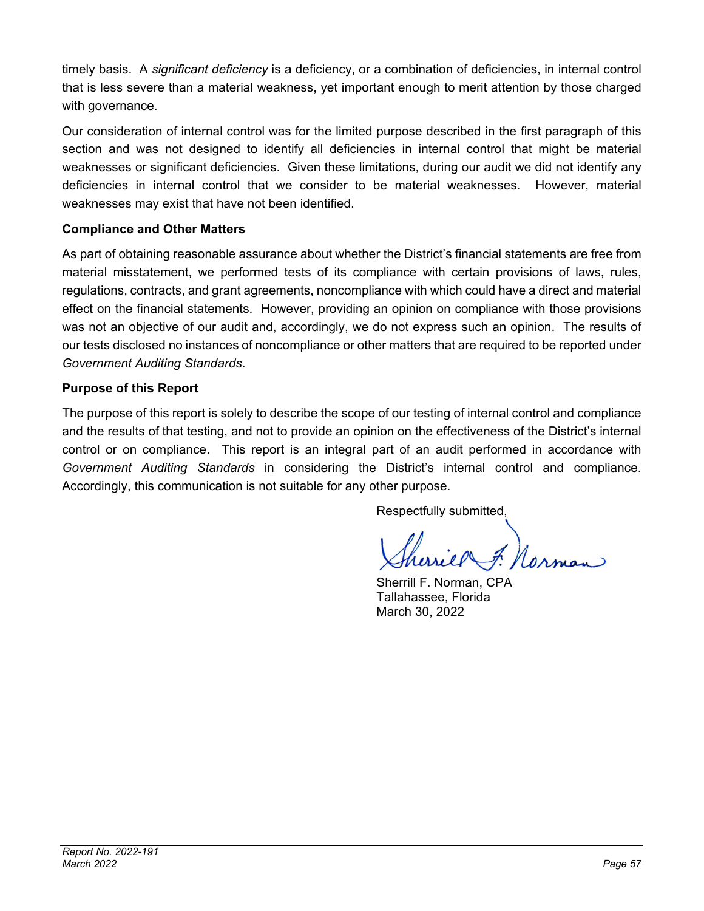timely basis. A *significant deficiency* is a deficiency, or a combination of deficiencies, in internal control that is less severe than a material weakness, yet important enough to merit attention by those charged with governance.

Our consideration of internal control was for the limited purpose described in the first paragraph of this section and was not designed to identify all deficiencies in internal control that might be material weaknesses or significant deficiencies. Given these limitations, during our audit we did not identify any deficiencies in internal control that we consider to be material weaknesses. However, material weaknesses may exist that have not been identified.

### Compliance and Other Matters

As part of obtaining reasonable assurance about whether the District's financial statements are free from material misstatement, we performed tests of its compliance with certain provisions of laws, rules, regulations, contracts, and grant agreements, noncompliance with which could have a direct and material effect on the financial statements. However, providing an opinion on compliance with those provisions was not an objective of our audit and, accordingly, we do not express such an opinion. The results of our tests disclosed no instances of noncompliance or other matters that are required to be reported under *Government Auditing Standards*.

### Purpose of this Report

The purpose of this report is solely to describe the scope of our testing of internal control and compliance and the results of that testing, and not to provide an opinion on the effectiveness of the District's internal control or on compliance. This report is an integral part of an audit performed in accordance with *Government Auditing Standards* in considering the District's internal control and compliance. Accordingly, this communication is not suitable for any other purpose.

Respectfully submitted,

Sherrill F. Norman, CPA
Tallahassee, Florida
March 30, 2022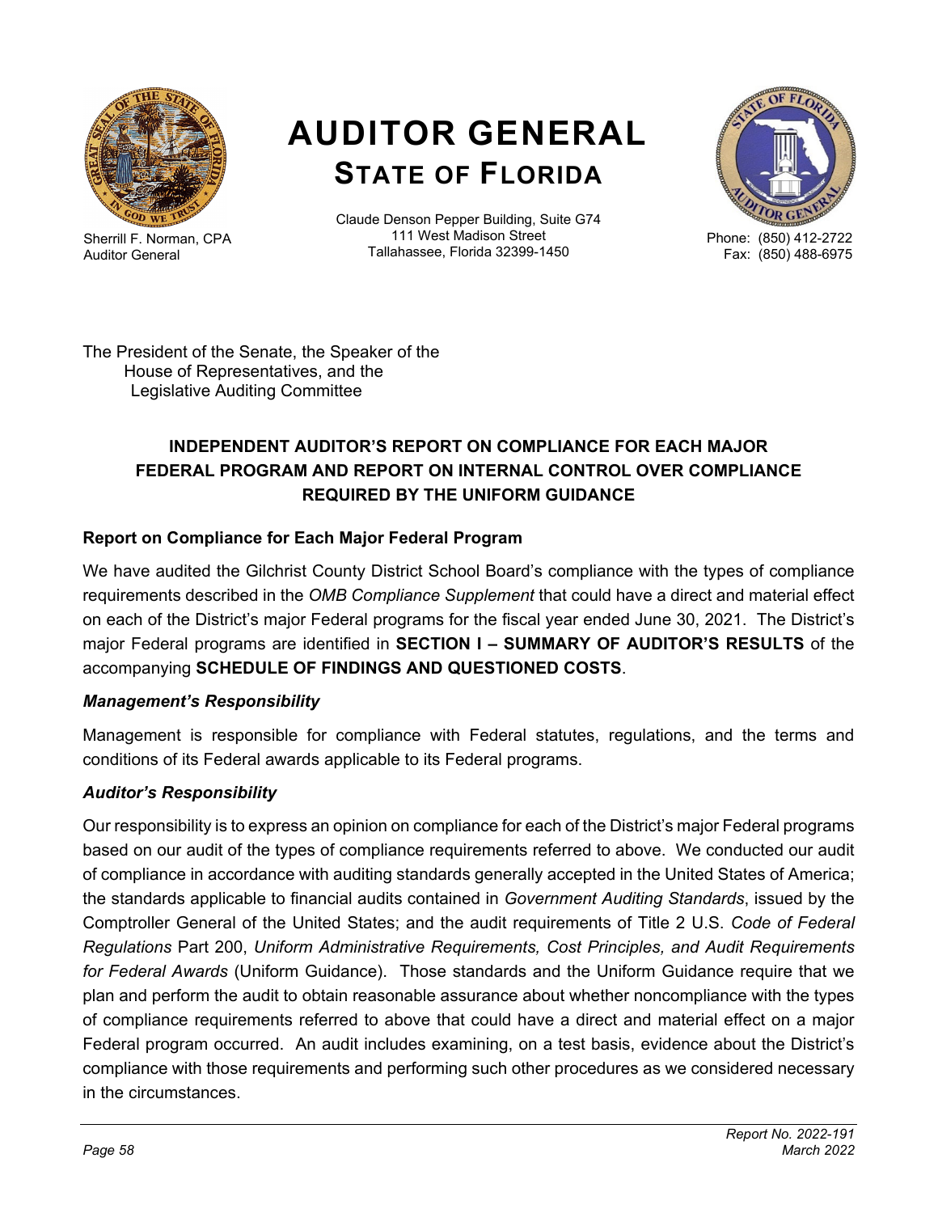# AUDITOR GENERAL
## STATE OF FLORIDA

Sherrill F. Norman, CPA
Auditor General

Claude Denson Pepper Building, Suite G74
111 West Madison Street
Tallahassee, Florida 32399-1450

Phone: (850) 412-2722
Fax: (850) 488-6975

The President of the Senate, the Speaker of the
House of Representatives, and the
Legislative Auditing Committee

### INDEPENDENT AUDITOR'S REPORT ON COMPLIANCE FOR EACH MAJOR FEDERAL PROGRAM AND REPORT ON INTERNAL CONTROL OVER COMPLIANCE REQUIRED BY THE UNIFORM GUIDANCE

**Report on Compliance for Each Major Federal Program**

We have audited the Gilchrist County District School Board's compliance with the types of compliance requirements described in the *OMB Compliance Supplement* that could have a direct and material effect on each of the District's major Federal programs for the fiscal year ended June 30, 2021. The District's major Federal programs are identified in **SECTION I – SUMMARY OF AUDITOR'S RESULTS** of the accompanying **SCHEDULE OF FINDINGS AND QUESTIONED COSTS**.

***Management's Responsibility***

Management is responsible for compliance with Federal statutes, regulations, and the terms and conditions of its Federal awards applicable to its Federal programs.

***Auditor's Responsibility***

Our responsibility is to express an opinion on compliance for each of the District's major Federal programs based on our audit of the types of compliance requirements referred to above. We conducted our audit of compliance in accordance with auditing standards generally accepted in the United States of America; the standards applicable to financial audits contained in *Government Auditing Standards*, issued by the Comptroller General of the United States; and the audit requirements of Title 2 U.S. *Code of Federal Regulations* Part 200, *Uniform Administrative Requirements, Cost Principles, and Audit Requirements for Federal Awards* (Uniform Guidance). Those standards and the Uniform Guidance require that we plan and perform the audit to obtain reasonable assurance about whether noncompliance with the types of compliance requirements referred to above that could have a direct and material effect on a major Federal program occurred. An audit includes examining, on a test basis, evidence about the District's compliance with those requirements and performing such other procedures as we considered necessary in the circumstances.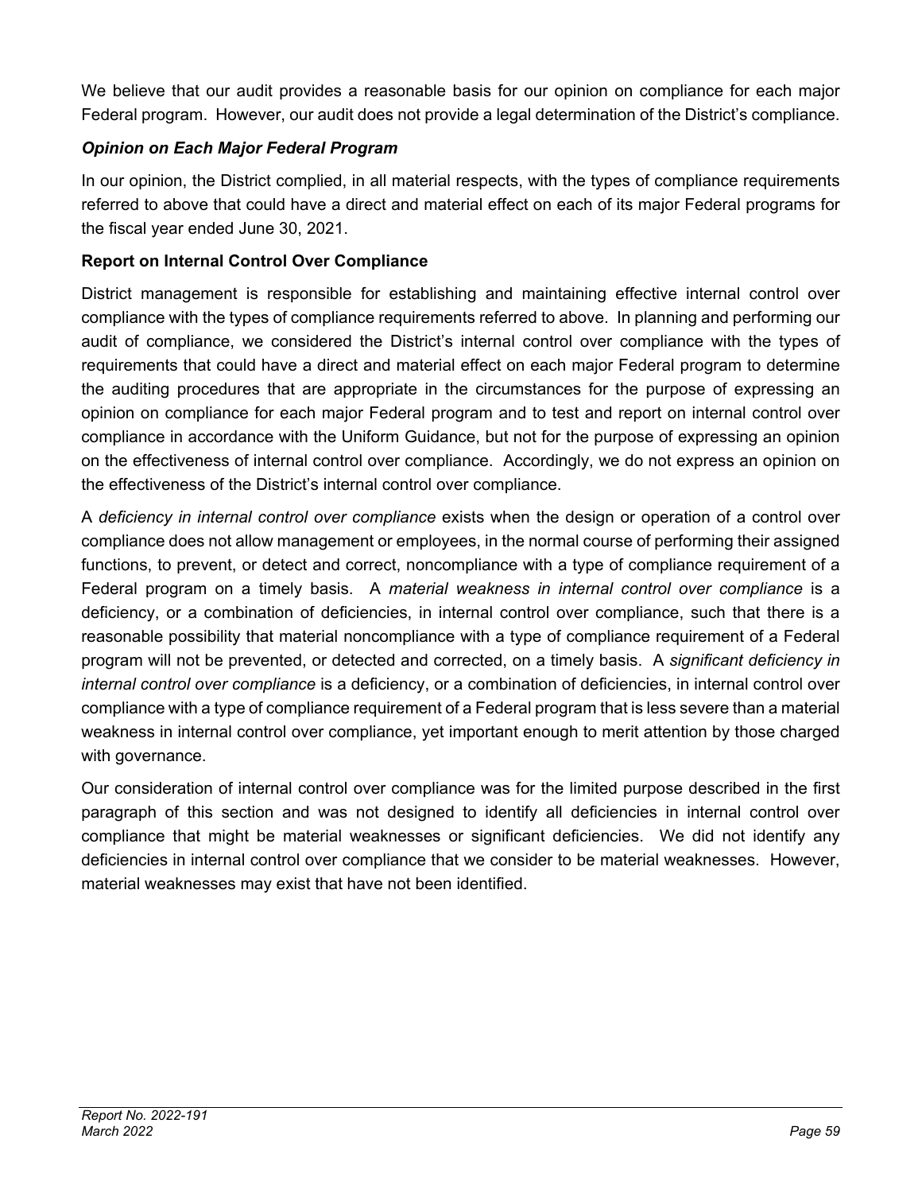We believe that our audit provides a reasonable basis for our opinion on compliance for each major Federal program. However, our audit does not provide a legal determination of the District's compliance.

### *Opinion on Each Major Federal Program*

In our opinion, the District complied, in all material respects, with the types of compliance requirements referred to above that could have a direct and material effect on each of its major Federal programs for the fiscal year ended June 30, 2021.

## Report on Internal Control Over Compliance

District management is responsible for establishing and maintaining effective internal control over compliance with the types of compliance requirements referred to above. In planning and performing our audit of compliance, we considered the District's internal control over compliance with the types of requirements that could have a direct and material effect on each major Federal program to determine the auditing procedures that are appropriate in the circumstances for the purpose of expressing an opinion on compliance for each major Federal program and to test and report on internal control over compliance in accordance with the Uniform Guidance, but not for the purpose of expressing an opinion on the effectiveness of internal control over compliance. Accordingly, we do not express an opinion on the effectiveness of the District's internal control over compliance.

A *deficiency in internal control over compliance* exists when the design or operation of a control over compliance does not allow management or employees, in the normal course of performing their assigned functions, to prevent, or detect and correct, noncompliance with a type of compliance requirement of a Federal program on a timely basis. A *material weakness in internal control over compliance* is a deficiency, or a combination of deficiencies, in internal control over compliance, such that there is a reasonable possibility that material noncompliance with a type of compliance requirement of a Federal program will not be prevented, or detected and corrected, on a timely basis. A *significant deficiency in internal control over compliance* is a deficiency, or a combination of deficiencies, in internal control over compliance with a type of compliance requirement of a Federal program that is less severe than a material weakness in internal control over compliance, yet important enough to merit attention by those charged with governance.

Our consideration of internal control over compliance was for the limited purpose described in the first paragraph of this section and was not designed to identify all deficiencies in internal control over compliance that might be material weaknesses or significant deficiencies. We did not identify any deficiencies in internal control over compliance that we consider to be material weaknesses. However, material weaknesses may exist that have not been identified.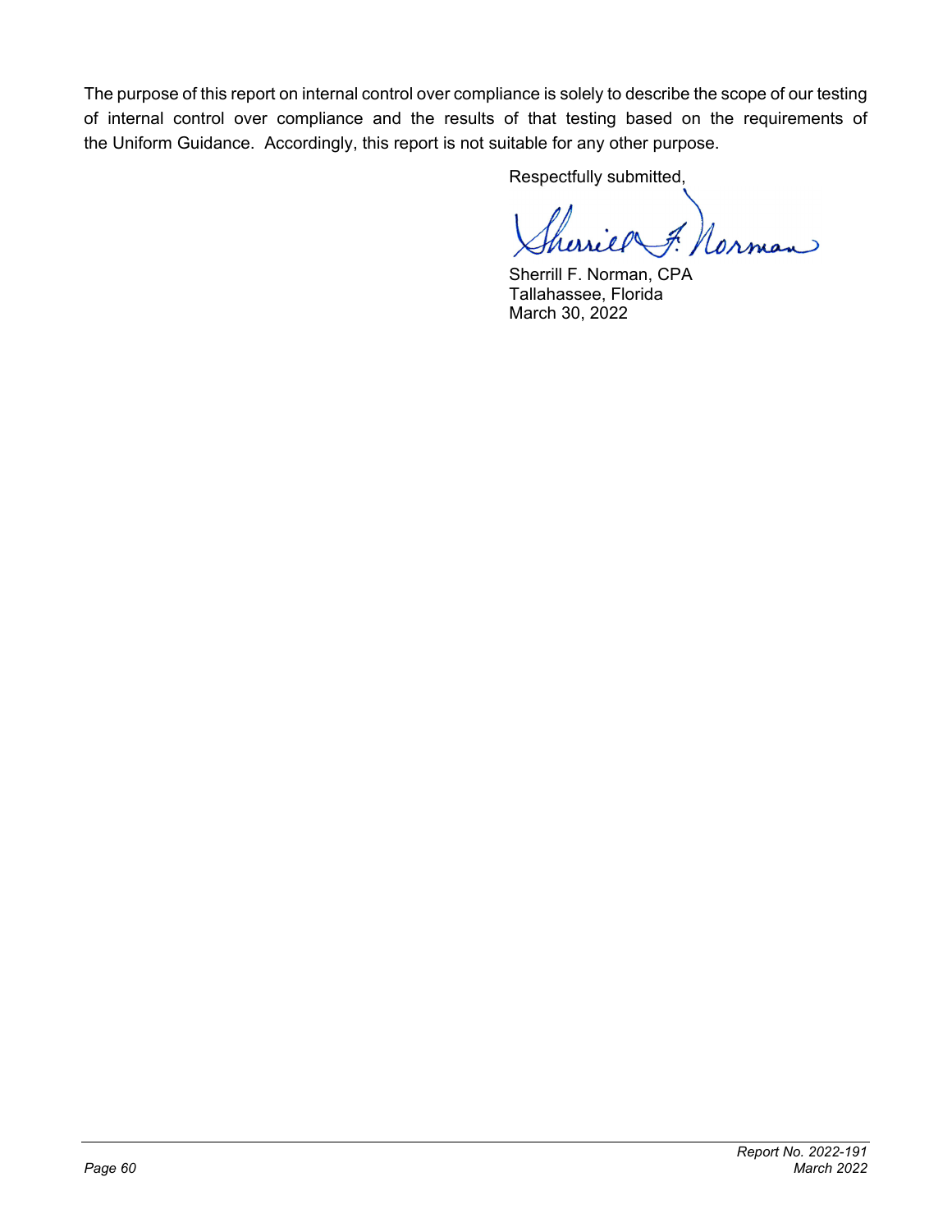The purpose of this report on internal control over compliance is solely to describe the scope of our testing of internal control over compliance and the results of that testing based on the requirements of the Uniform Guidance. Accordingly, this report is not suitable for any other purpose.

Respectfully submitted,

Sherrill F. Norman, CPA
Tallahassee, Florida
March 30, 2022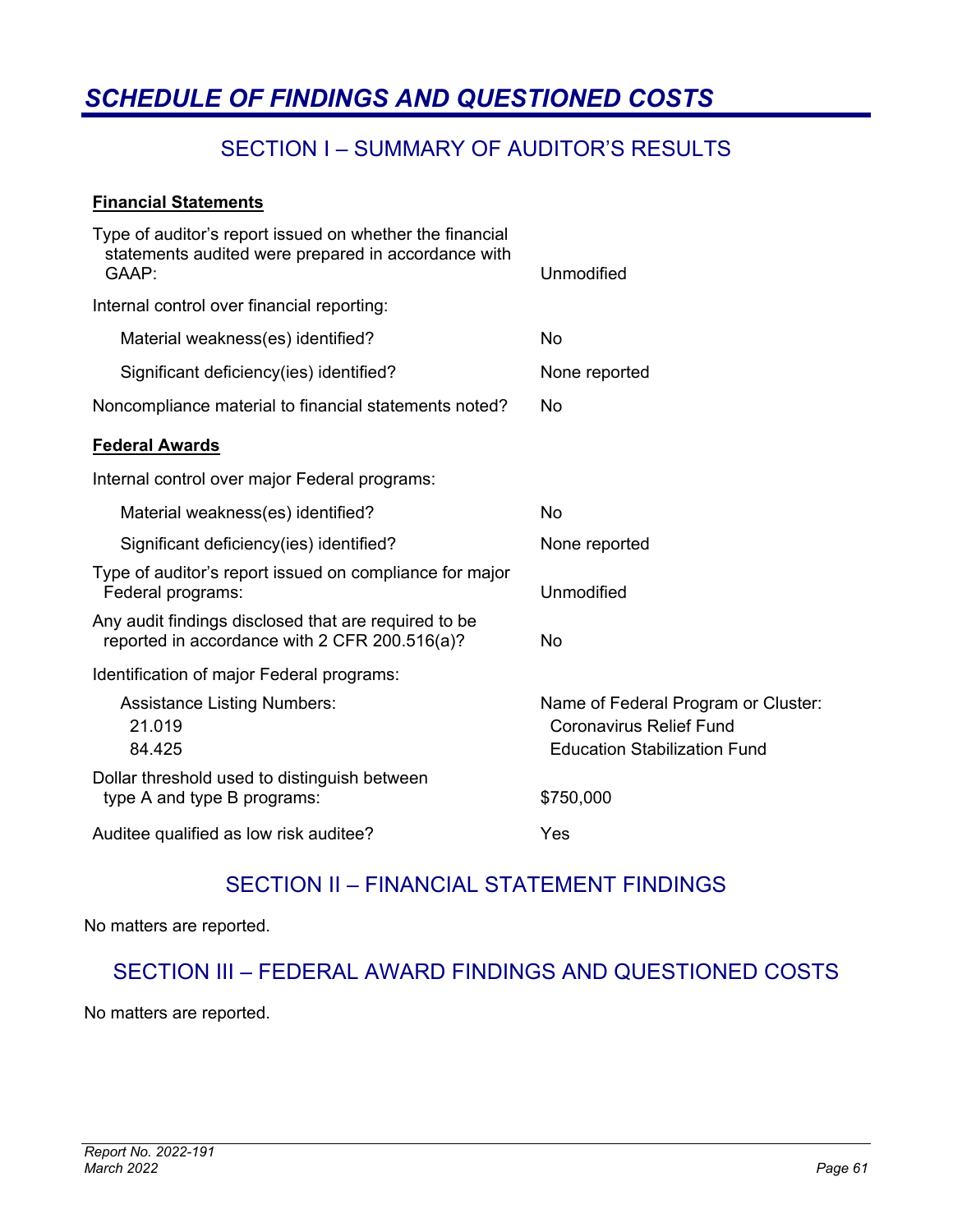# *SCHEDULE OF FINDINGS AND QUESTIONED COSTS*

## SECTION I – SUMMARY OF AUDITOR'S RESULTS

**Financial Statements**

| | |
|---|---|
| Type of auditor's report issued on whether the financial statements audited were prepared in accordance with GAAP: | Unmodified |
| Internal control over financial reporting: | |
| Material weakness(es) identified? | No |
| Significant deficiency(ies) identified? | None reported |
| Noncompliance material to financial statements noted? | No |

**Federal Awards**

| | |
|---|---|
| Internal control over major Federal programs: | |
| Material weakness(es) identified? | No |
| Significant deficiency(ies) identified? | None reported |
| Type of auditor's report issued on compliance for major Federal programs: | Unmodified |
| Any audit findings disclosed that are required to be reported in accordance with 2 CFR 200.516(a)? | No |
| Identification of major Federal programs: | |
| Assistance Listing Numbers: | Name of Federal Program or Cluster: |
| 21.019 | Coronavirus Relief Fund |
| 84.425 | Education Stabilization Fund |
| Dollar threshold used to distinguish between type A and type B programs: | $750,000 |
| Auditee qualified as low risk auditee? | Yes |

## SECTION II – FINANCIAL STATEMENT FINDINGS

No matters are reported.

## SECTION III – FEDERAL AWARD FINDINGS AND QUESTIONED COSTS

No matters are reported.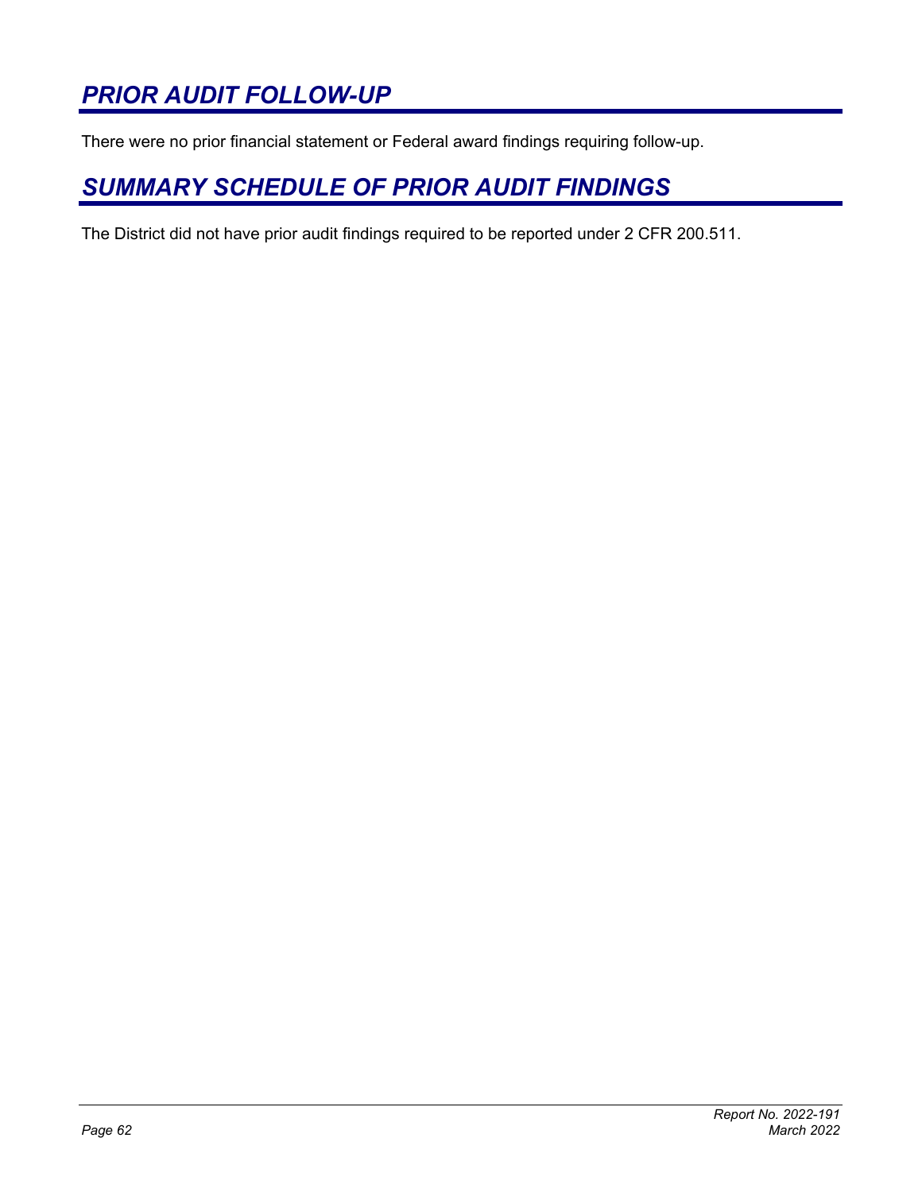## PRIOR AUDIT FOLLOW-UP

There were no prior financial statement or Federal award findings requiring follow-up.

## SUMMARY SCHEDULE OF PRIOR AUDIT FINDINGS

The District did not have prior audit findings required to be reported under 2 CFR 200.511.